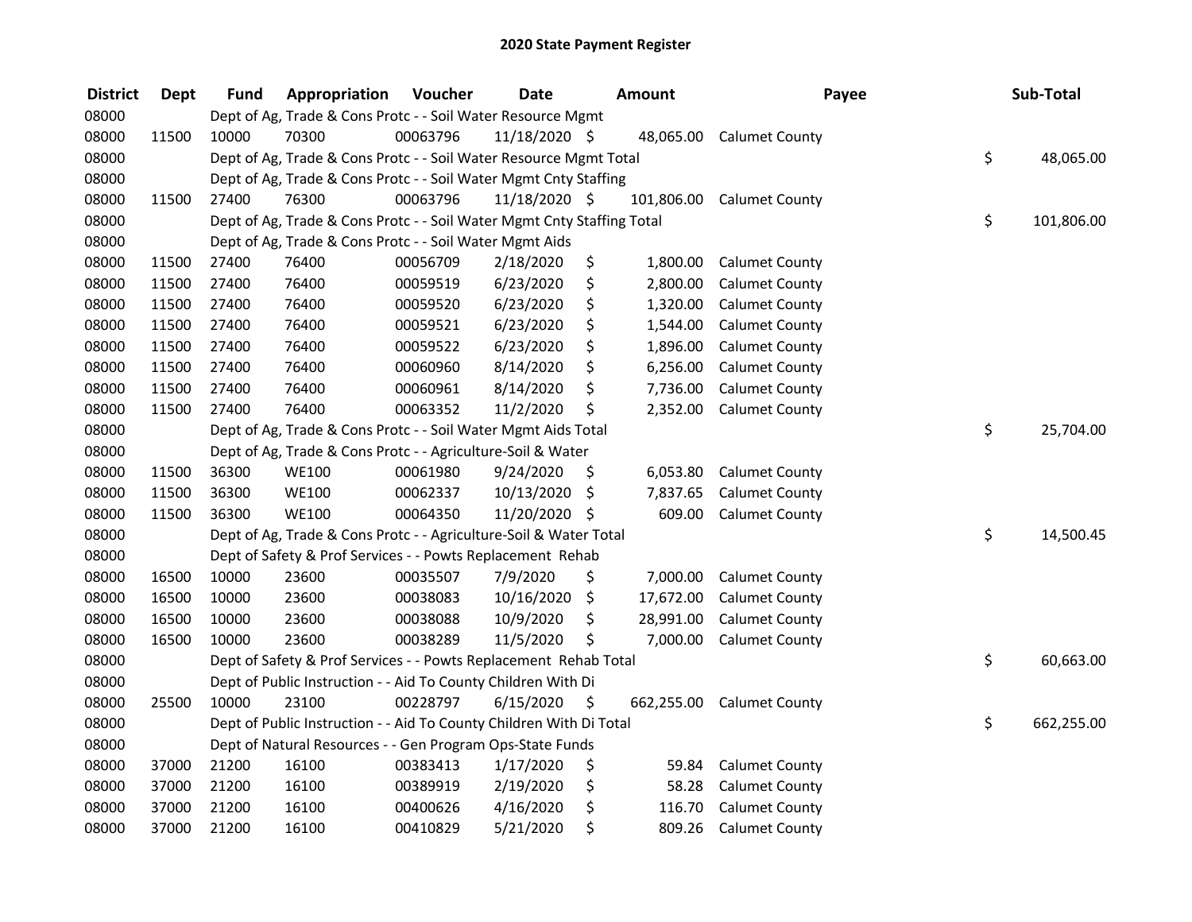# 2020 State Payment Register

| District | Dept | Fund | Appropriation | Voucher | Date | Amount | Payee | Sub-Total |
|---|---|---|---|---|---|---|---|---|
| 08000 | | Dept of Ag, Trade & Cons Protc - - Soil Water Resource Mgmt | | | | | | |
| 08000 | 11500 | 10000 | 70300 | 00063796 | 11/18/2020 | $ 48,065.00 | Calumet County | |
| 08000 | | Dept of Ag, Trade & Cons Protc - - Soil Water Resource Mgmt Total | | | | | | $ 48,065.00 |
| 08000 | | Dept of Ag, Trade & Cons Protc - - Soil Water Mgmt Cnty Staffing | | | | | | |
| 08000 | 11500 | 27400 | 76300 | 00063796 | 11/18/2020 | $ 101,806.00 | Calumet County | |
| 08000 | | Dept of Ag, Trade & Cons Protc - - Soil Water Mgmt Cnty Staffing Total | | | | | | $ 101,806.00 |
| 08000 | | Dept of Ag, Trade & Cons Protc - - Soil Water Mgmt Aids | | | | | | |
| 08000 | 11500 | 27400 | 76400 | 00056709 | 2/18/2020 | $ 1,800.00 | Calumet County | |
| 08000 | 11500 | 27400 | 76400 | 00059519 | 6/23/2020 | $ 2,800.00 | Calumet County | |
| 08000 | 11500 | 27400 | 76400 | 00059520 | 6/23/2020 | $ 1,320.00 | Calumet County | |
| 08000 | 11500 | 27400 | 76400 | 00059521 | 6/23/2020 | $ 1,544.00 | Calumet County | |
| 08000 | 11500 | 27400 | 76400 | 00059522 | 6/23/2020 | $ 1,896.00 | Calumet County | |
| 08000 | 11500 | 27400 | 76400 | 00060960 | 8/14/2020 | $ 6,256.00 | Calumet County | |
| 08000 | 11500 | 27400 | 76400 | 00060961 | 8/14/2020 | $ 7,736.00 | Calumet County | |
| 08000 | 11500 | 27400 | 76400 | 00063352 | 11/2/2020 | $ 2,352.00 | Calumet County | |
| 08000 | | Dept of Ag, Trade & Cons Protc - - Soil Water Mgmt Aids Total | | | | | | $ 25,704.00 |
| 08000 | | Dept of Ag, Trade & Cons Protc - - Agriculture-Soil & Water | | | | | | |
| 08000 | 11500 | 36300 | WE100 | 00061980 | 9/24/2020 | $ 6,053.80 | Calumet County | |
| 08000 | 11500 | 36300 | WE100 | 00062337 | 10/13/2020 | $ 7,837.65 | Calumet County | |
| 08000 | 11500 | 36300 | WE100 | 00064350 | 11/20/2020 | $ 609.00 | Calumet County | |
| 08000 | | Dept of Ag, Trade & Cons Protc - - Agriculture-Soil & Water Total | | | | | | $ 14,500.45 |
| 08000 | | Dept of Safety & Prof Services - - Powts Replacement Rehab | | | | | | |
| 08000 | 16500 | 10000 | 23600 | 00035507 | 7/9/2020 | $ 7,000.00 | Calumet County | |
| 08000 | 16500 | 10000 | 23600 | 00038083 | 10/16/2020 | $ 17,672.00 | Calumet County | |
| 08000 | 16500 | 10000 | 23600 | 00038088 | 10/9/2020 | $ 28,991.00 | Calumet County | |
| 08000 | 16500 | 10000 | 23600 | 00038289 | 11/5/2020 | $ 7,000.00 | Calumet County | |
| 08000 | | Dept of Safety & Prof Services - - Powts Replacement Rehab Total | | | | | | $ 60,663.00 |
| 08000 | | Dept of Public Instruction - - Aid To County Children With Di | | | | | | |
| 08000 | 25500 | 10000 | 23100 | 00228797 | 6/15/2020 | $ 662,255.00 | Calumet County | |
| 08000 | | Dept of Public Instruction - - Aid To County Children With Di Total | | | | | | $ 662,255.00 |
| 08000 | | Dept of Natural Resources - - Gen Program Ops-State Funds | | | | | | |
| 08000 | 37000 | 21200 | 16100 | 00383413 | 1/17/2020 | $ 59.84 | Calumet County | |
| 08000 | 37000 | 21200 | 16100 | 00389919 | 2/19/2020 | $ 58.28 | Calumet County | |
| 08000 | 37000 | 21200 | 16100 | 00400626 | 4/16/2020 | $ 116.70 | Calumet County | |
| 08000 | 37000 | 21200 | 16100 | 00410829 | 5/21/2020 | $ 809.26 | Calumet County | |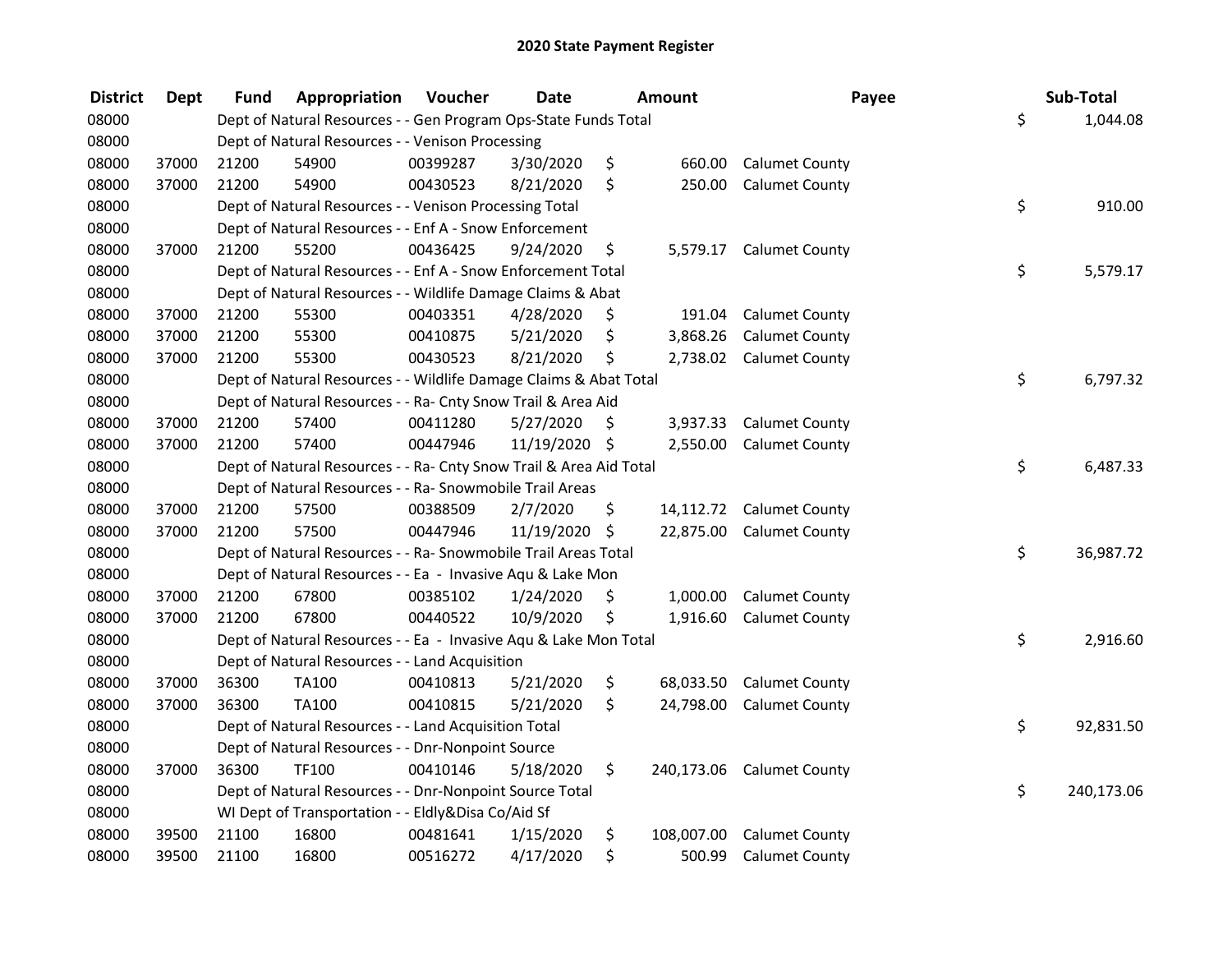## 2020 State Payment Register

| District | Dept | Fund | Appropriation | Voucher | Date | Amount | Payee | Sub-Total |
|---|---|---|---|---|---|---|---|---|
| 08000 | | Dept of Natural Resources - - Gen Program Ops-State Funds Total | | | | | | $ 1,044.08 |
| 08000 | | Dept of Natural Resources - - Venison Processing | | | | | | |
| 08000 | 37000 | 21200 | 54900 | 00399287 | 3/30/2020 | $ 660.00 | Calumet County | |
| 08000 | 37000 | 21200 | 54900 | 00430523 | 8/21/2020 | $ 250.00 | Calumet County | |
| 08000 | | Dept of Natural Resources - - Venison Processing Total | | | | | | $ 910.00 |
| 08000 | | Dept of Natural Resources - - Enf A - Snow Enforcement | | | | | | |
| 08000 | 37000 | 21200 | 55200 | 00436425 | 9/24/2020 | $ 5,579.17 | Calumet County | |
| 08000 | | Dept of Natural Resources - - Enf A - Snow Enforcement Total | | | | | | $ 5,579.17 |
| 08000 | | Dept of Natural Resources - - Wildlife Damage Claims & Abat | | | | | | |
| 08000 | 37000 | 21200 | 55300 | 00403351 | 4/28/2020 | $ 191.04 | Calumet County | |
| 08000 | 37000 | 21200 | 55300 | 00410875 | 5/21/2020 | $ 3,868.26 | Calumet County | |
| 08000 | 37000 | 21200 | 55300 | 00430523 | 8/21/2020 | $ 2,738.02 | Calumet County | |
| 08000 | | Dept of Natural Resources - - Wildlife Damage Claims & Abat Total | | | | | | $ 6,797.32 |
| 08000 | | Dept of Natural Resources - - Ra- Cnty Snow Trail & Area Aid | | | | | | |
| 08000 | 37000 | 21200 | 57400 | 00411280 | 5/27/2020 | $ 3,937.33 | Calumet County | |
| 08000 | 37000 | 21200 | 57400 | 00447946 | 11/19/2020 | $ 2,550.00 | Calumet County | |
| 08000 | | Dept of Natural Resources - - Ra- Cnty Snow Trail & Area Aid Total | | | | | | $ 6,487.33 |
| 08000 | | Dept of Natural Resources - - Ra- Snowmobile Trail Areas | | | | | | |
| 08000 | 37000 | 21200 | 57500 | 00388509 | 2/7/2020 | $ 14,112.72 | Calumet County | |
| 08000 | 37000 | 21200 | 57500 | 00447946 | 11/19/2020 | $ 22,875.00 | Calumet County | |
| 08000 | | Dept of Natural Resources - - Ra- Snowmobile Trail Areas Total | | | | | | $ 36,987.72 |
| 08000 | | Dept of Natural Resources - - Ea - Invasive Aqu & Lake Mon | | | | | | |
| 08000 | 37000 | 21200 | 67800 | 00385102 | 1/24/2020 | $ 1,000.00 | Calumet County | |
| 08000 | 37000 | 21200 | 67800 | 00440522 | 10/9/2020 | $ 1,916.60 | Calumet County | |
| 08000 | | Dept of Natural Resources - - Ea - Invasive Aqu & Lake Mon Total | | | | | | $ 2,916.60 |
| 08000 | | Dept of Natural Resources - - Land Acquisition | | | | | | |
| 08000 | 37000 | 36300 | TA100 | 00410813 | 5/21/2020 | $ 68,033.50 | Calumet County | |
| 08000 | 37000 | 36300 | TA100 | 00410815 | 5/21/2020 | $ 24,798.00 | Calumet County | |
| 08000 | | Dept of Natural Resources - - Land Acquisition Total | | | | | | $ 92,831.50 |
| 08000 | | Dept of Natural Resources - - Dnr-Nonpoint Source | | | | | | |
| 08000 | 37000 | 36300 | TF100 | 00410146 | 5/18/2020 | $ 240,173.06 | Calumet County | |
| 08000 | | Dept of Natural Resources - - Dnr-Nonpoint Source Total | | | | | | $ 240,173.06 |
| 08000 | | WI Dept of Transportation - - Eldly&Disa Co/Aid Sf | | | | | | |
| 08000 | 39500 | 21100 | 16800 | 00481641 | 1/15/2020 | $ 108,007.00 | Calumet County | |
| 08000 | 39500 | 21100 | 16800 | 00516272 | 4/17/2020 | $ 500.99 | Calumet County | |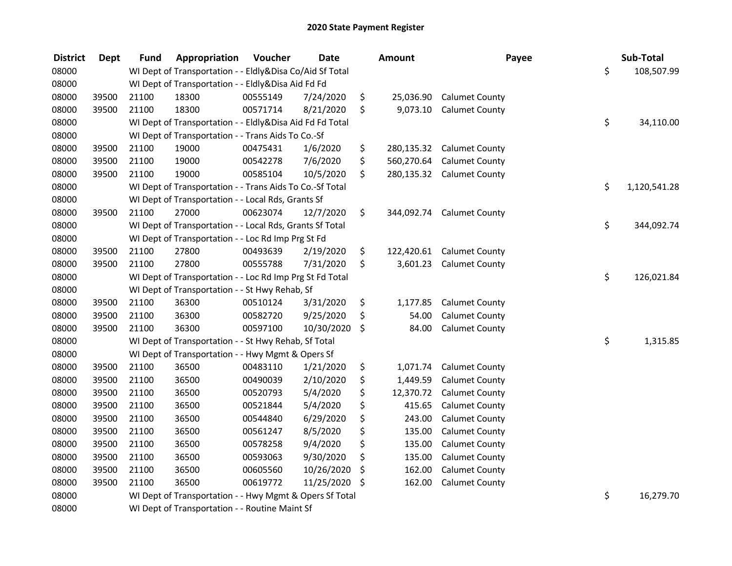## 2020 State Payment Register

| District | Dept | Fund | Appropriation | Voucher | Date | Amount | Payee | Sub-Total |
|---|---|---|---|---|---|---|---|---|
| 08000 | | WI Dept of Transportation - - Eldly&Disa Co/Aid Sf Total | | | | | | $ 108,507.99 |
| 08000 | | WI Dept of Transportation - - Eldly&Disa Aid Fd Fd | | | | | | |
| 08000 | 39500 | 21100 | 18300 | 00555149 | 7/24/2020 | $ 25,036.90 | Calumet County | |
| 08000 | 39500 | 21100 | 18300 | 00571714 | 8/21/2020 | $ 9,073.10 | Calumet County | |
| 08000 | | WI Dept of Transportation - - Eldly&Disa Aid Fd Fd Total | | | | | | $ 34,110.00 |
| 08000 | | WI Dept of Transportation - - Trans Aids To Co.-Sf | | | | | | |
| 08000 | 39500 | 21100 | 19000 | 00475431 | 1/6/2020 | $ 280,135.32 | Calumet County | |
| 08000 | 39500 | 21100 | 19000 | 00542278 | 7/6/2020 | $ 560,270.64 | Calumet County | |
| 08000 | 39500 | 21100 | 19000 | 00585104 | 10/5/2020 | $ 280,135.32 | Calumet County | |
| 08000 | | WI Dept of Transportation - - Trans Aids To Co.-Sf Total | | | | | | $ 1,120,541.28 |
| 08000 | | WI Dept of Transportation - - Local Rds, Grants Sf | | | | | | |
| 08000 | 39500 | 21100 | 27000 | 00623074 | 12/7/2020 | $ 344,092.74 | Calumet County | |
| 08000 | | WI Dept of Transportation - - Local Rds, Grants Sf Total | | | | | | $ 344,092.74 |
| 08000 | | WI Dept of Transportation - - Loc Rd Imp Prg St Fd | | | | | | |
| 08000 | 39500 | 21100 | 27800 | 00493639 | 2/19/2020 | $ 122,420.61 | Calumet County | |
| 08000 | 39500 | 21100 | 27800 | 00555788 | 7/31/2020 | $ 3,601.23 | Calumet County | |
| 08000 | | WI Dept of Transportation - - Loc Rd Imp Prg St Fd Total | | | | | | $ 126,021.84 |
| 08000 | | WI Dept of Transportation - - St Hwy Rehab, Sf | | | | | | |
| 08000 | 39500 | 21100 | 36300 | 00510124 | 3/31/2020 | $ 1,177.85 | Calumet County | |
| 08000 | 39500 | 21100 | 36300 | 00582720 | 9/25/2020 | $ 54.00 | Calumet County | |
| 08000 | 39500 | 21100 | 36300 | 00597100 | 10/30/2020 | $ 84.00 | Calumet County | |
| 08000 | | WI Dept of Transportation - - St Hwy Rehab, Sf Total | | | | | | $ 1,315.85 |
| 08000 | | WI Dept of Transportation - - Hwy Mgmt & Opers Sf | | | | | | |
| 08000 | 39500 | 21100 | 36500 | 00483110 | 1/21/2020 | $ 1,071.74 | Calumet County | |
| 08000 | 39500 | 21100 | 36500 | 00490039 | 2/10/2020 | $ 1,449.59 | Calumet County | |
| 08000 | 39500 | 21100 | 36500 | 00520793 | 5/4/2020 | $ 12,370.72 | Calumet County | |
| 08000 | 39500 | 21100 | 36500 | 00521844 | 5/4/2020 | $ 415.65 | Calumet County | |
| 08000 | 39500 | 21100 | 36500 | 00544840 | 6/29/2020 | $ 243.00 | Calumet County | |
| 08000 | 39500 | 21100 | 36500 | 00561247 | 8/5/2020 | $ 135.00 | Calumet County | |
| 08000 | 39500 | 21100 | 36500 | 00578258 | 9/4/2020 | $ 135.00 | Calumet County | |
| 08000 | 39500 | 21100 | 36500 | 00593063 | 9/30/2020 | $ 135.00 | Calumet County | |
| 08000 | 39500 | 21100 | 36500 | 00605560 | 10/26/2020 | $ 162.00 | Calumet County | |
| 08000 | 39500 | 21100 | 36500 | 00619772 | 11/25/2020 | $ 162.00 | Calumet County | |
| 08000 | | WI Dept of Transportation - - Hwy Mgmt & Opers Sf Total | | | | | | $ 16,279.70 |
| 08000 | | WI Dept of Transportation - - Routine Maint Sf | | | | | | |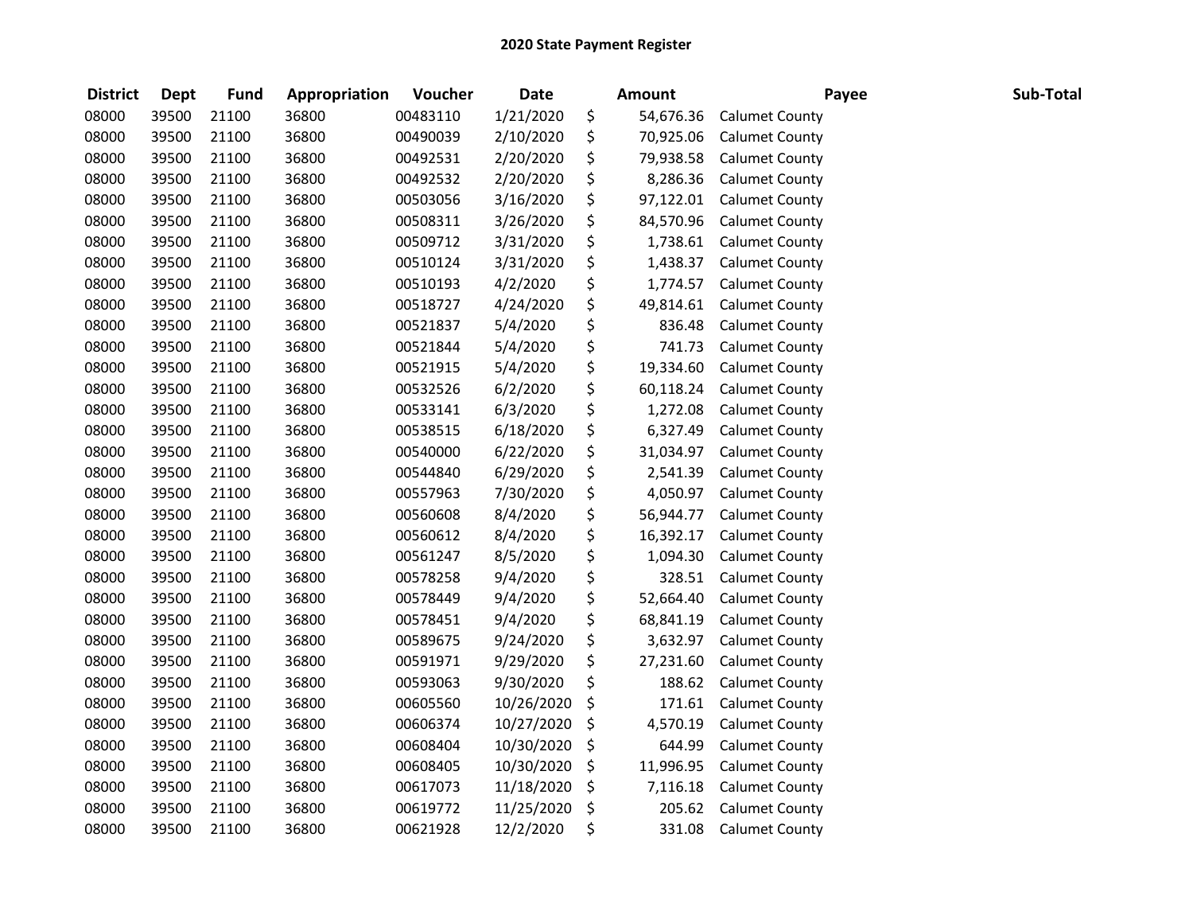# 2020 State Payment Register

| District | Dept | Fund | Appropriation | Voucher | Date | Amount | Payee | Sub-Total |
|---|---|---|---|---|---|---|---|---|
| 08000 | 39500 | 21100 | 36800 | 00483110 | 1/21/2020 | $ 54,676.36 | Calumet County | |
| 08000 | 39500 | 21100 | 36800 | 00490039 | 2/10/2020 | $ 70,925.06 | Calumet County | |
| 08000 | 39500 | 21100 | 36800 | 00492531 | 2/20/2020 | $ 79,938.58 | Calumet County | |
| 08000 | 39500 | 21100 | 36800 | 00492532 | 2/20/2020 | $ 8,286.36 | Calumet County | |
| 08000 | 39500 | 21100 | 36800 | 00503056 | 3/16/2020 | $ 97,122.01 | Calumet County | |
| 08000 | 39500 | 21100 | 36800 | 00508311 | 3/26/2020 | $ 84,570.96 | Calumet County | |
| 08000 | 39500 | 21100 | 36800 | 00509712 | 3/31/2020 | $ 1,738.61 | Calumet County | |
| 08000 | 39500 | 21100 | 36800 | 00510124 | 3/31/2020 | $ 1,438.37 | Calumet County | |
| 08000 | 39500 | 21100 | 36800 | 00510193 | 4/2/2020 | $ 1,774.57 | Calumet County | |
| 08000 | 39500 | 21100 | 36800 | 00518727 | 4/24/2020 | $ 49,814.61 | Calumet County | |
| 08000 | 39500 | 21100 | 36800 | 00521837 | 5/4/2020 | $ 836.48 | Calumet County | |
| 08000 | 39500 | 21100 | 36800 | 00521844 | 5/4/2020 | $ 741.73 | Calumet County | |
| 08000 | 39500 | 21100 | 36800 | 00521915 | 5/4/2020 | $ 19,334.60 | Calumet County | |
| 08000 | 39500 | 21100 | 36800 | 00532526 | 6/2/2020 | $ 60,118.24 | Calumet County | |
| 08000 | 39500 | 21100 | 36800 | 00533141 | 6/3/2020 | $ 1,272.08 | Calumet County | |
| 08000 | 39500 | 21100 | 36800 | 00538515 | 6/18/2020 | $ 6,327.49 | Calumet County | |
| 08000 | 39500 | 21100 | 36800 | 00540000 | 6/22/2020 | $ 31,034.97 | Calumet County | |
| 08000 | 39500 | 21100 | 36800 | 00544840 | 6/29/2020 | $ 2,541.39 | Calumet County | |
| 08000 | 39500 | 21100 | 36800 | 00557963 | 7/30/2020 | $ 4,050.97 | Calumet County | |
| 08000 | 39500 | 21100 | 36800 | 00560608 | 8/4/2020 | $ 56,944.77 | Calumet County | |
| 08000 | 39500 | 21100 | 36800 | 00560612 | 8/4/2020 | $ 16,392.17 | Calumet County | |
| 08000 | 39500 | 21100 | 36800 | 00561247 | 8/5/2020 | $ 1,094.30 | Calumet County | |
| 08000 | 39500 | 21100 | 36800 | 00578258 | 9/4/2020 | $ 328.51 | Calumet County | |
| 08000 | 39500 | 21100 | 36800 | 00578449 | 9/4/2020 | $ 52,664.40 | Calumet County | |
| 08000 | 39500 | 21100 | 36800 | 00578451 | 9/4/2020 | $ 68,841.19 | Calumet County | |
| 08000 | 39500 | 21100 | 36800 | 00589675 | 9/24/2020 | $ 3,632.97 | Calumet County | |
| 08000 | 39500 | 21100 | 36800 | 00591971 | 9/29/2020 | $ 27,231.60 | Calumet County | |
| 08000 | 39500 | 21100 | 36800 | 00593063 | 9/30/2020 | $ 188.62 | Calumet County | |
| 08000 | 39500 | 21100 | 36800 | 00605560 | 10/26/2020 | $ 171.61 | Calumet County | |
| 08000 | 39500 | 21100 | 36800 | 00606374 | 10/27/2020 | $ 4,570.19 | Calumet County | |
| 08000 | 39500 | 21100 | 36800 | 00608404 | 10/30/2020 | $ 644.99 | Calumet County | |
| 08000 | 39500 | 21100 | 36800 | 00608405 | 10/30/2020 | $ 11,996.95 | Calumet County | |
| 08000 | 39500 | 21100 | 36800 | 00617073 | 11/18/2020 | $ 7,116.18 | Calumet County | |
| 08000 | 39500 | 21100 | 36800 | 00619772 | 11/25/2020 | $ 205.62 | Calumet County | |
| 08000 | 39500 | 21100 | 36800 | 00621928 | 12/2/2020 | $ 331.08 | Calumet County | |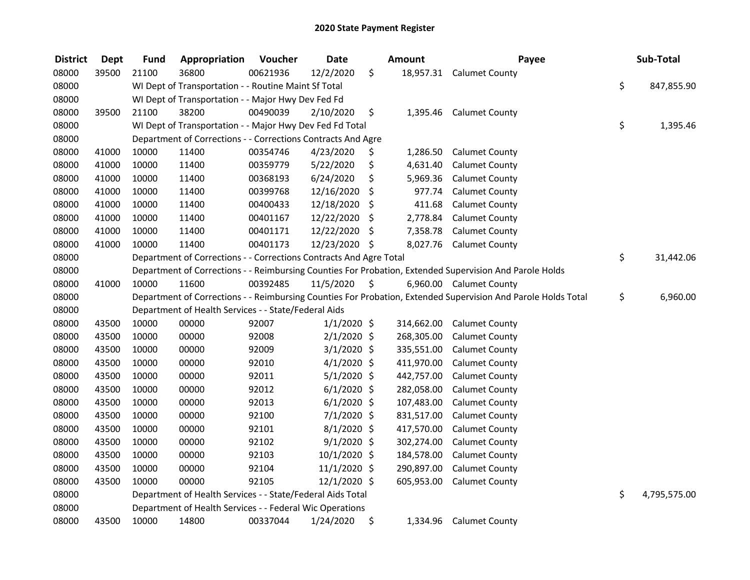# 2020 State Payment Register

| District | Dept | Fund | Appropriation | Voucher | Date | Amount | Payee | Sub-Total |
|---|---|---|---|---|---|---|---|---|
| 08000 | 39500 | 21100 | 36800 | 00621936 | 12/2/2020 | $ 18,957.31 | Calumet County | |
| 08000 | | WI Dept of Transportation - - Routine Maint Sf Total | | | | | | $ 847,855.90 |
| 08000 | | WI Dept of Transportation - - Major Hwy Dev Fed Fd | | | | | | |
| 08000 | 39500 | 21100 | 38200 | 00490039 | 2/10/2020 | $ 1,395.46 | Calumet County | |
| 08000 | | WI Dept of Transportation - - Major Hwy Dev Fed Fd Total | | | | | | $ 1,395.46 |
| 08000 | | Department of Corrections - - Corrections Contracts And Agre | | | | | | |
| 08000 | 41000 | 10000 | 11400 | 00354746 | 4/23/2020 | $ 1,286.50 | Calumet County | |
| 08000 | 41000 | 10000 | 11400 | 00359779 | 5/22/2020 | $ 4,631.40 | Calumet County | |
| 08000 | 41000 | 10000 | 11400 | 00368193 | 6/24/2020 | $ 5,969.36 | Calumet County | |
| 08000 | 41000 | 10000 | 11400 | 00399768 | 12/16/2020 | $ 977.74 | Calumet County | |
| 08000 | 41000 | 10000 | 11400 | 00400433 | 12/18/2020 | $ 411.68 | Calumet County | |
| 08000 | 41000 | 10000 | 11400 | 00401167 | 12/22/2020 | $ 2,778.84 | Calumet County | |
| 08000 | 41000 | 10000 | 11400 | 00401171 | 12/22/2020 | $ 7,358.78 | Calumet County | |
| 08000 | 41000 | 10000 | 11400 | 00401173 | 12/23/2020 | $ 8,027.76 | Calumet County | |
| 08000 | | Department of Corrections - - Corrections Contracts And Agre Total | | | | | | $ 31,442.06 |
| 08000 | | Department of Corrections - - Reimbursing Counties For Probation, Extended Supervision And Parole Holds | | | | | | |
| 08000 | 41000 | 10000 | 11600 | 00392485 | 11/5/2020 | $ 6,960.00 | Calumet County | |
| 08000 | | Department of Corrections - - Reimbursing Counties For Probation, Extended Supervision And Parole Holds Total | | | | | | $ 6,960.00 |
| 08000 | | Department of Health Services - - State/Federal Aids | | | | | | |
| 08000 | 43500 | 10000 | 00000 | 92007 | 1/1/2020 | $ 314,662.00 | Calumet County | |
| 08000 | 43500 | 10000 | 00000 | 92008 | 2/1/2020 | $ 268,305.00 | Calumet County | |
| 08000 | 43500 | 10000 | 00000 | 92009 | 3/1/2020 | $ 335,551.00 | Calumet County | |
| 08000 | 43500 | 10000 | 00000 | 92010 | 4/1/2020 | $ 411,970.00 | Calumet County | |
| 08000 | 43500 | 10000 | 00000 | 92011 | 5/1/2020 | $ 442,757.00 | Calumet County | |
| 08000 | 43500 | 10000 | 00000 | 92012 | 6/1/2020 | $ 282,058.00 | Calumet County | |
| 08000 | 43500 | 10000 | 00000 | 92013 | 6/1/2020 | $ 107,483.00 | Calumet County | |
| 08000 | 43500 | 10000 | 00000 | 92100 | 7/1/2020 | $ 831,517.00 | Calumet County | |
| 08000 | 43500 | 10000 | 00000 | 92101 | 8/1/2020 | $ 417,570.00 | Calumet County | |
| 08000 | 43500 | 10000 | 00000 | 92102 | 9/1/2020 | $ 302,274.00 | Calumet County | |
| 08000 | 43500 | 10000 | 00000 | 92103 | 10/1/2020 | $ 184,578.00 | Calumet County | |
| 08000 | 43500 | 10000 | 00000 | 92104 | 11/1/2020 | $ 290,897.00 | Calumet County | |
| 08000 | 43500 | 10000 | 00000 | 92105 | 12/1/2020 | $ 605,953.00 | Calumet County | |
| 08000 | | Department of Health Services - - State/Federal Aids Total | | | | | | $ 4,795,575.00 |
| 08000 | | Department of Health Services - - Federal Wic Operations | | | | | | |
| 08000 | 43500 | 10000 | 14800 | 00337044 | 1/24/2020 | $ 1,334.96 | Calumet County | |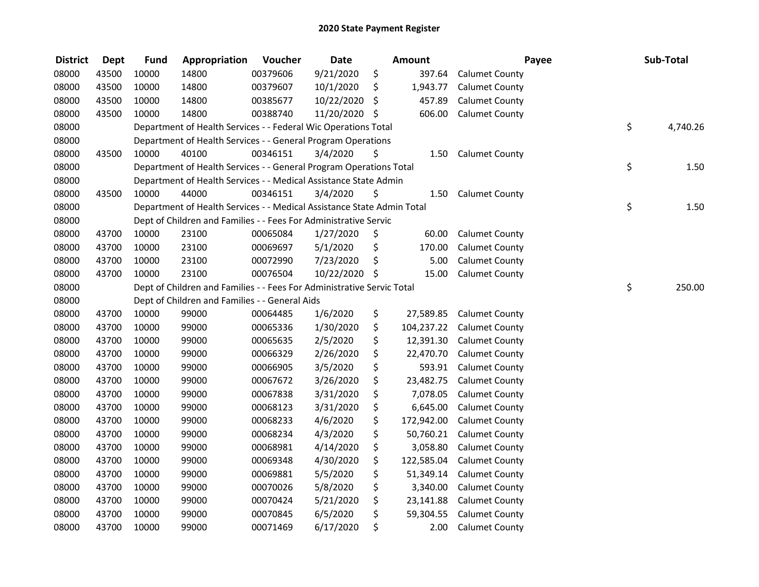# 2020 State Payment Register

| District | Dept | Fund | Appropriation | Voucher | Date | Amount | Payee | Sub-Total |
|---|---|---|---|---|---|---|---|---|
| 08000 | 43500 | 10000 | 14800 | 00379606 | 9/21/2020 | $ 397.64 | Calumet County | |
| 08000 | 43500 | 10000 | 14800 | 00379607 | 10/1/2020 | $ 1,943.77 | Calumet County | |
| 08000 | 43500 | 10000 | 14800 | 00385677 | 10/22/2020 | $ 457.89 | Calumet County | |
| 08000 | 43500 | 10000 | 14800 | 00388740 | 11/20/2020 | $ 606.00 | Calumet County | |
| 08000 | | Department of Health Services - - Federal Wic Operations Total | | | | | | $ 4,740.26 |
| 08000 | | Department of Health Services - - General Program Operations | | | | | | |
| 08000 | 43500 | 10000 | 40100 | 00346151 | 3/4/2020 | $ 1.50 | Calumet County | |
| 08000 | | Department of Health Services - - General Program Operations Total | | | | | | $ 1.50 |
| 08000 | | Department of Health Services - - Medical Assistance State Admin | | | | | | |
| 08000 | 43500 | 10000 | 44000 | 00346151 | 3/4/2020 | $ 1.50 | Calumet County | |
| 08000 | | Department of Health Services - - Medical Assistance State Admin Total | | | | | | $ 1.50 |
| 08000 | | Dept of Children and Families - - Fees For Administrative Servic | | | | | | |
| 08000 | 43700 | 10000 | 23100 | 00065084 | 1/27/2020 | $ 60.00 | Calumet County | |
| 08000 | 43700 | 10000 | 23100 | 00069697 | 5/1/2020 | $ 170.00 | Calumet County | |
| 08000 | 43700 | 10000 | 23100 | 00072990 | 7/23/2020 | $ 5.00 | Calumet County | |
| 08000 | 43700 | 10000 | 23100 | 00076504 | 10/22/2020 | $ 15.00 | Calumet County | |
| 08000 | | Dept of Children and Families - - Fees For Administrative Servic Total | | | | | | $ 250.00 |
| 08000 | | Dept of Children and Families - - General Aids | | | | | | |
| 08000 | 43700 | 10000 | 99000 | 00064485 | 1/6/2020 | $ 27,589.85 | Calumet County | |
| 08000 | 43700 | 10000 | 99000 | 00065336 | 1/30/2020 | $ 104,237.22 | Calumet County | |
| 08000 | 43700 | 10000 | 99000 | 00065635 | 2/5/2020 | $ 12,391.30 | Calumet County | |
| 08000 | 43700 | 10000 | 99000 | 00066329 | 2/26/2020 | $ 22,470.70 | Calumet County | |
| 08000 | 43700 | 10000 | 99000 | 00066905 | 3/5/2020 | $ 593.91 | Calumet County | |
| 08000 | 43700 | 10000 | 99000 | 00067672 | 3/26/2020 | $ 23,482.75 | Calumet County | |
| 08000 | 43700 | 10000 | 99000 | 00067838 | 3/31/2020 | $ 7,078.05 | Calumet County | |
| 08000 | 43700 | 10000 | 99000 | 00068123 | 3/31/2020 | $ 6,645.00 | Calumet County | |
| 08000 | 43700 | 10000 | 99000 | 00068233 | 4/6/2020 | $ 172,942.00 | Calumet County | |
| 08000 | 43700 | 10000 | 99000 | 00068234 | 4/3/2020 | $ 50,760.21 | Calumet County | |
| 08000 | 43700 | 10000 | 99000 | 00068981 | 4/14/2020 | $ 3,058.80 | Calumet County | |
| 08000 | 43700 | 10000 | 99000 | 00069348 | 4/30/2020 | $ 122,585.04 | Calumet County | |
| 08000 | 43700 | 10000 | 99000 | 00069881 | 5/5/2020 | $ 51,349.14 | Calumet County | |
| 08000 | 43700 | 10000 | 99000 | 00070026 | 5/8/2020 | $ 3,340.00 | Calumet County | |
| 08000 | 43700 | 10000 | 99000 | 00070424 | 5/21/2020 | $ 23,141.88 | Calumet County | |
| 08000 | 43700 | 10000 | 99000 | 00070845 | 6/5/2020 | $ 59,304.55 | Calumet County | |
| 08000 | 43700 | 10000 | 99000 | 00071469 | 6/17/2020 | $ 2.00 | Calumet County | |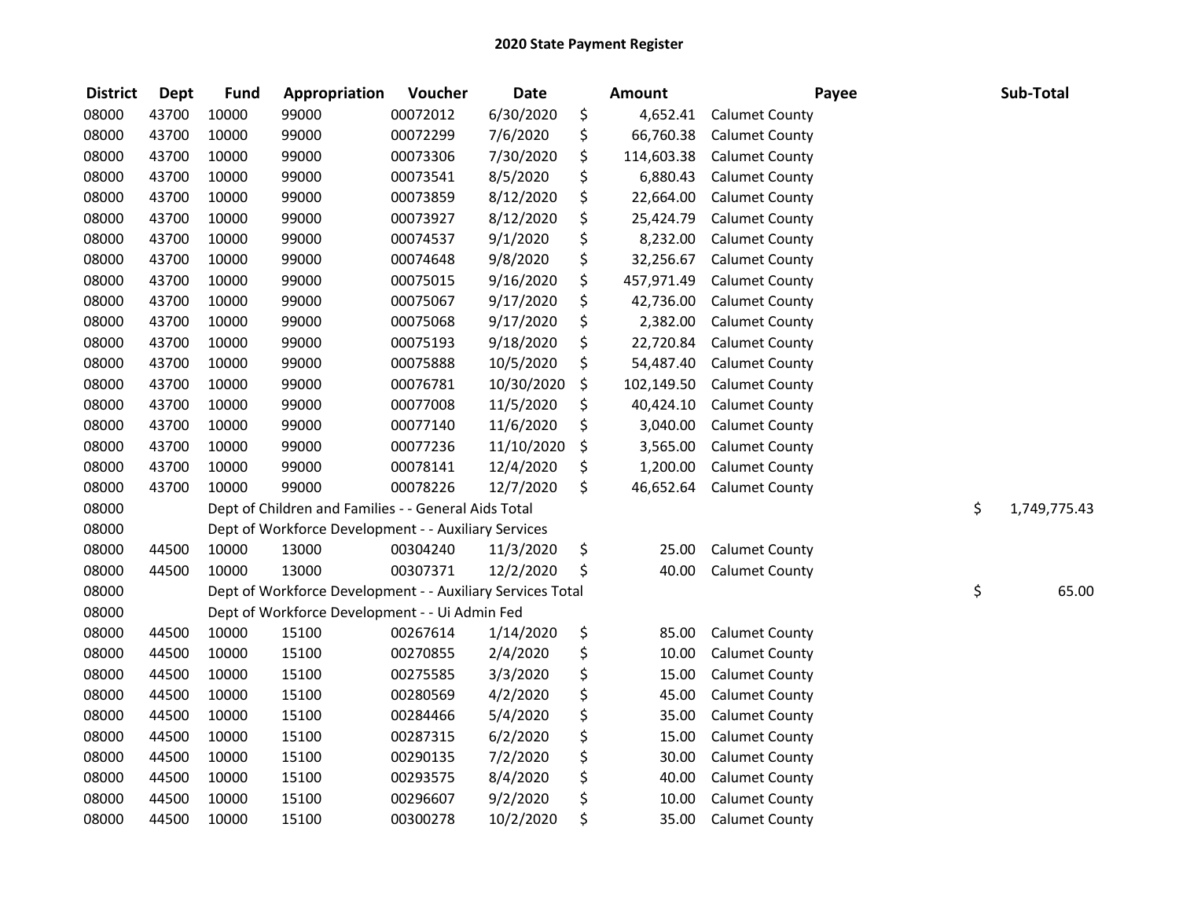## 2020 State Payment Register

| District | Dept | Fund | Appropriation | Voucher | Date | Amount | Payee | Sub-Total |
|---|---|---|---|---|---|---|---|---|
| 08000 | 43700 | 10000 | 99000 | 00072012 | 6/30/2020 | $ 4,652.41 | Calumet County | |
| 08000 | 43700 | 10000 | 99000 | 00072299 | 7/6/2020 | $ 66,760.38 | Calumet County | |
| 08000 | 43700 | 10000 | 99000 | 00073306 | 7/30/2020 | $ 114,603.38 | Calumet County | |
| 08000 | 43700 | 10000 | 99000 | 00073541 | 8/5/2020 | $ 6,880.43 | Calumet County | |
| 08000 | 43700 | 10000 | 99000 | 00073859 | 8/12/2020 | $ 22,664.00 | Calumet County | |
| 08000 | 43700 | 10000 | 99000 | 00073927 | 8/12/2020 | $ 25,424.79 | Calumet County | |
| 08000 | 43700 | 10000 | 99000 | 00074537 | 9/1/2020 | $ 8,232.00 | Calumet County | |
| 08000 | 43700 | 10000 | 99000 | 00074648 | 9/8/2020 | $ 32,256.67 | Calumet County | |
| 08000 | 43700 | 10000 | 99000 | 00075015 | 9/16/2020 | $ 457,971.49 | Calumet County | |
| 08000 | 43700 | 10000 | 99000 | 00075067 | 9/17/2020 | $ 42,736.00 | Calumet County | |
| 08000 | 43700 | 10000 | 99000 | 00075068 | 9/17/2020 | $ 2,382.00 | Calumet County | |
| 08000 | 43700 | 10000 | 99000 | 00075193 | 9/18/2020 | $ 22,720.84 | Calumet County | |
| 08000 | 43700 | 10000 | 99000 | 00075888 | 10/5/2020 | $ 54,487.40 | Calumet County | |
| 08000 | 43700 | 10000 | 99000 | 00076781 | 10/30/2020 | $ 102,149.50 | Calumet County | |
| 08000 | 43700 | 10000 | 99000 | 00077008 | 11/5/2020 | $ 40,424.10 | Calumet County | |
| 08000 | 43700 | 10000 | 99000 | 00077140 | 11/6/2020 | $ 3,040.00 | Calumet County | |
| 08000 | 43700 | 10000 | 99000 | 00077236 | 11/10/2020 | $ 3,565.00 | Calumet County | |
| 08000 | 43700 | 10000 | 99000 | 00078141 | 12/4/2020 | $ 1,200.00 | Calumet County | |
| 08000 | 43700 | 10000 | 99000 | 00078226 | 12/7/2020 | $ 46,652.64 | Calumet County | |
| 08000 | | Dept of Children and Families - - General Aids Total | | | | | | $ 1,749,775.43 |
| 08000 | | Dept of Workforce Development - - Auxiliary Services | | | | | | |
| 08000 | 44500 | 10000 | 13000 | 00304240 | 11/3/2020 | $ 25.00 | Calumet County | |
| 08000 | 44500 | 10000 | 13000 | 00307371 | 12/2/2020 | $ 40.00 | Calumet County | |
| 08000 | | Dept of Workforce Development - - Auxiliary Services Total | | | | | | $ 65.00 |
| 08000 | | Dept of Workforce Development - - Ui Admin Fed | | | | | | |
| 08000 | 44500 | 10000 | 15100 | 00267614 | 1/14/2020 | $ 85.00 | Calumet County | |
| 08000 | 44500 | 10000 | 15100 | 00270855 | 2/4/2020 | $ 10.00 | Calumet County | |
| 08000 | 44500 | 10000 | 15100 | 00275585 | 3/3/2020 | $ 15.00 | Calumet County | |
| 08000 | 44500 | 10000 | 15100 | 00280569 | 4/2/2020 | $ 45.00 | Calumet County | |
| 08000 | 44500 | 10000 | 15100 | 00284466 | 5/4/2020 | $ 35.00 | Calumet County | |
| 08000 | 44500 | 10000 | 15100 | 00287315 | 6/2/2020 | $ 15.00 | Calumet County | |
| 08000 | 44500 | 10000 | 15100 | 00290135 | 7/2/2020 | $ 30.00 | Calumet County | |
| 08000 | 44500 | 10000 | 15100 | 00293575 | 8/4/2020 | $ 40.00 | Calumet County | |
| 08000 | 44500 | 10000 | 15100 | 00296607 | 9/2/2020 | $ 10.00 | Calumet County | |
| 08000 | 44500 | 10000 | 15100 | 00300278 | 10/2/2020 | $ 35.00 | Calumet County | |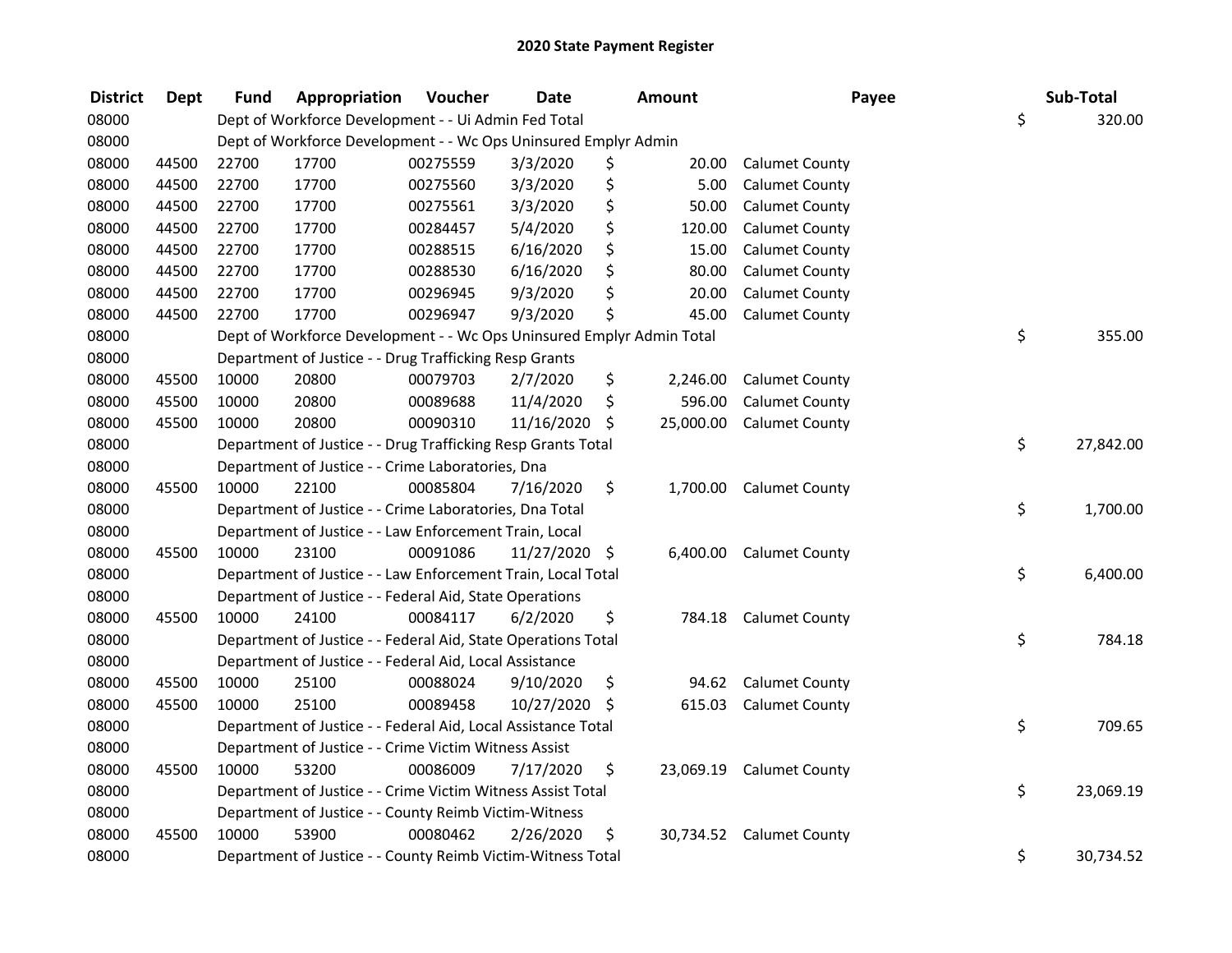# 2020 State Payment Register

| District | Dept | Fund | Appropriation | Voucher | Date | Amount | Payee | Sub-Total |
|---|---|---|---|---|---|---|---|---|
| 08000 | | Dept of Workforce Development - - Ui Admin Fed Total | | | | | | $ 320.00 |
| 08000 | | Dept of Workforce Development - - Wc Ops Uninsured Emplyr Admin | | | | | | |
| 08000 | 44500 | 22700 | 17700 | 00275559 | 3/3/2020 | $ 20.00 | Calumet County | |
| 08000 | 44500 | 22700 | 17700 | 00275560 | 3/3/2020 | $ 5.00 | Calumet County | |
| 08000 | 44500 | 22700 | 17700 | 00275561 | 3/3/2020 | $ 50.00 | Calumet County | |
| 08000 | 44500 | 22700 | 17700 | 00284457 | 5/4/2020 | $ 120.00 | Calumet County | |
| 08000 | 44500 | 22700 | 17700 | 00288515 | 6/16/2020 | $ 15.00 | Calumet County | |
| 08000 | 44500 | 22700 | 17700 | 00288530 | 6/16/2020 | $ 80.00 | Calumet County | |
| 08000 | 44500 | 22700 | 17700 | 00296945 | 9/3/2020 | $ 20.00 | Calumet County | |
| 08000 | 44500 | 22700 | 17700 | 00296947 | 9/3/2020 | $ 45.00 | Calumet County | |
| 08000 | | Dept of Workforce Development - - Wc Ops Uninsured Emplyr Admin Total | | | | | | $ 355.00 |
| 08000 | | Department of Justice - - Drug Trafficking Resp Grants | | | | | | |
| 08000 | 45500 | 10000 | 20800 | 00079703 | 2/7/2020 | $ 2,246.00 | Calumet County | |
| 08000 | 45500 | 10000 | 20800 | 00089688 | 11/4/2020 | $ 596.00 | Calumet County | |
| 08000 | 45500 | 10000 | 20800 | 00090310 | 11/16/2020 | $ 25,000.00 | Calumet County | |
| 08000 | | Department of Justice - - Drug Trafficking Resp Grants Total | | | | | | $ 27,842.00 |
| 08000 | | Department of Justice - - Crime Laboratories, Dna | | | | | | |
| 08000 | 45500 | 10000 | 22100 | 00085804 | 7/16/2020 | $ 1,700.00 | Calumet County | |
| 08000 | | Department of Justice - - Crime Laboratories, Dna Total | | | | | | $ 1,700.00 |
| 08000 | | Department of Justice - - Law Enforcement Train, Local | | | | | | |
| 08000 | 45500 | 10000 | 23100 | 00091086 | 11/27/2020 | $ 6,400.00 | Calumet County | |
| 08000 | | Department of Justice - - Law Enforcement Train, Local Total | | | | | | $ 6,400.00 |
| 08000 | | Department of Justice - - Federal Aid, State Operations | | | | | | |
| 08000 | 45500 | 10000 | 24100 | 00084117 | 6/2/2020 | $ 784.18 | Calumet County | |
| 08000 | | Department of Justice - - Federal Aid, State Operations Total | | | | | | $ 784.18 |
| 08000 | | Department of Justice - - Federal Aid, Local Assistance | | | | | | |
| 08000 | 45500 | 10000 | 25100 | 00088024 | 9/10/2020 | $ 94.62 | Calumet County | |
| 08000 | 45500 | 10000 | 25100 | 00089458 | 10/27/2020 | $ 615.03 | Calumet County | |
| 08000 | | Department of Justice - - Federal Aid, Local Assistance Total | | | | | | $ 709.65 |
| 08000 | | Department of Justice - - Crime Victim Witness Assist | | | | | | |
| 08000 | 45500 | 10000 | 53200 | 00086009 | 7/17/2020 | $ 23,069.19 | Calumet County | |
| 08000 | | Department of Justice - - Crime Victim Witness Assist Total | | | | | | $ 23,069.19 |
| 08000 | | Department of Justice - - County Reimb Victim-Witness | | | | | | |
| 08000 | 45500 | 10000 | 53900 | 00080462 | 2/26/2020 | $ 30,734.52 | Calumet County | |
| 08000 | | Department of Justice - - County Reimb Victim-Witness Total | | | | | | $ 30,734.52 |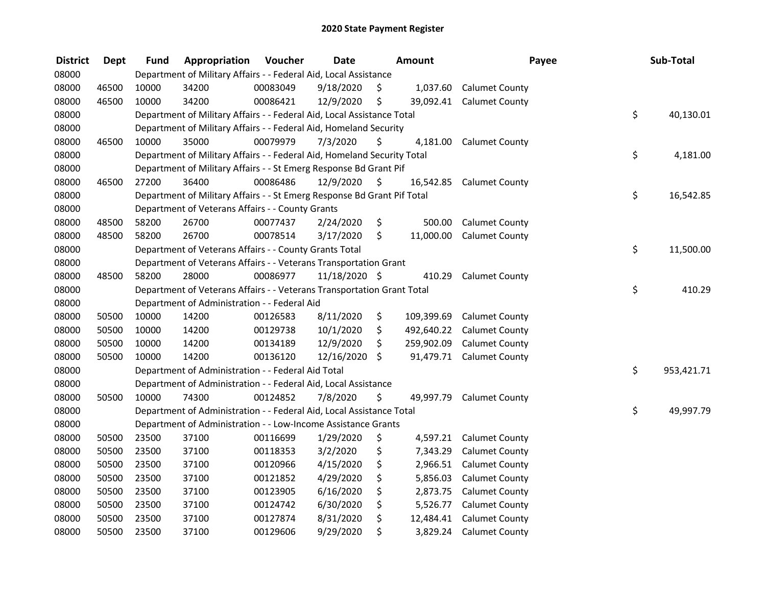# 2020 State Payment Register

| District | Dept | Fund | Appropriation | Voucher | Date | Amount | Payee | Sub-Total |
|---|---|---|---|---|---|---|---|---|
| 08000 | | Department of Military Affairs - - Federal Aid, Local Assistance | | | | | | |
| 08000 | 46500 | 10000 | 34200 | 00083049 | 9/18/2020 | $ 1,037.60 | Calumet County | |
| 08000 | 46500 | 10000 | 34200 | 00086421 | 12/9/2020 | $ 39,092.41 | Calumet County | |
| 08000 | | Department of Military Affairs - - Federal Aid, Local Assistance Total | | | | | | $ 40,130.01 |
| 08000 | | Department of Military Affairs - - Federal Aid, Homeland Security | | | | | | |
| 08000 | 46500 | 10000 | 35000 | 00079979 | 7/3/2020 | $ 4,181.00 | Calumet County | |
| 08000 | | Department of Military Affairs - - Federal Aid, Homeland Security Total | | | | | | $ 4,181.00 |
| 08000 | | Department of Military Affairs - - St Emerg Response Bd Grant Pif | | | | | | |
| 08000 | 46500 | 27200 | 36400 | 00086486 | 12/9/2020 | $ 16,542.85 | Calumet County | |
| 08000 | | Department of Military Affairs - - St Emerg Response Bd Grant Pif Total | | | | | | $ 16,542.85 |
| 08000 | | Department of Veterans Affairs - - County Grants | | | | | | |
| 08000 | 48500 | 58200 | 26700 | 00077437 | 2/24/2020 | $ 500.00 | Calumet County | |
| 08000 | 48500 | 58200 | 26700 | 00078514 | 3/17/2020 | $ 11,000.00 | Calumet County | |
| 08000 | | Department of Veterans Affairs - - County Grants Total | | | | | | $ 11,500.00 |
| 08000 | | Department of Veterans Affairs - - Veterans Transportation Grant | | | | | | |
| 08000 | 48500 | 58200 | 28000 | 00086977 | 11/18/2020 | $ 410.29 | Calumet County | |
| 08000 | | Department of Veterans Affairs - - Veterans Transportation Grant Total | | | | | | $ 410.29 |
| 08000 | | Department of Administration - - Federal Aid | | | | | | |
| 08000 | 50500 | 10000 | 14200 | 00126583 | 8/11/2020 | $ 109,399.69 | Calumet County | |
| 08000 | 50500 | 10000 | 14200 | 00129738 | 10/1/2020 | $ 492,640.22 | Calumet County | |
| 08000 | 50500 | 10000 | 14200 | 00134189 | 12/9/2020 | $ 259,902.09 | Calumet County | |
| 08000 | 50500 | 10000 | 14200 | 00136120 | 12/16/2020 | $ 91,479.71 | Calumet County | |
| 08000 | | Department of Administration - - Federal Aid Total | | | | | | $ 953,421.71 |
| 08000 | | Department of Administration - - Federal Aid, Local Assistance | | | | | | |
| 08000 | 50500 | 10000 | 74300 | 00124852 | 7/8/2020 | $ 49,997.79 | Calumet County | |
| 08000 | | Department of Administration - - Federal Aid, Local Assistance Total | | | | | | $ 49,997.79 |
| 08000 | | Department of Administration - - Low-Income Assistance Grants | | | | | | |
| 08000 | 50500 | 23500 | 37100 | 00116699 | 1/29/2020 | $ 4,597.21 | Calumet County | |
| 08000 | 50500 | 23500 | 37100 | 00118353 | 3/2/2020 | $ 7,343.29 | Calumet County | |
| 08000 | 50500 | 23500 | 37100 | 00120966 | 4/15/2020 | $ 2,966.51 | Calumet County | |
| 08000 | 50500 | 23500 | 37100 | 00121852 | 4/29/2020 | $ 5,856.03 | Calumet County | |
| 08000 | 50500 | 23500 | 37100 | 00123905 | 6/16/2020 | $ 2,873.75 | Calumet County | |
| 08000 | 50500 | 23500 | 37100 | 00124742 | 6/30/2020 | $ 5,526.77 | Calumet County | |
| 08000 | 50500 | 23500 | 37100 | 00127874 | 8/31/2020 | $ 12,484.41 | Calumet County | |
| 08000 | 50500 | 23500 | 37100 | 00129606 | 9/29/2020 | $ 3,829.24 | Calumet County | |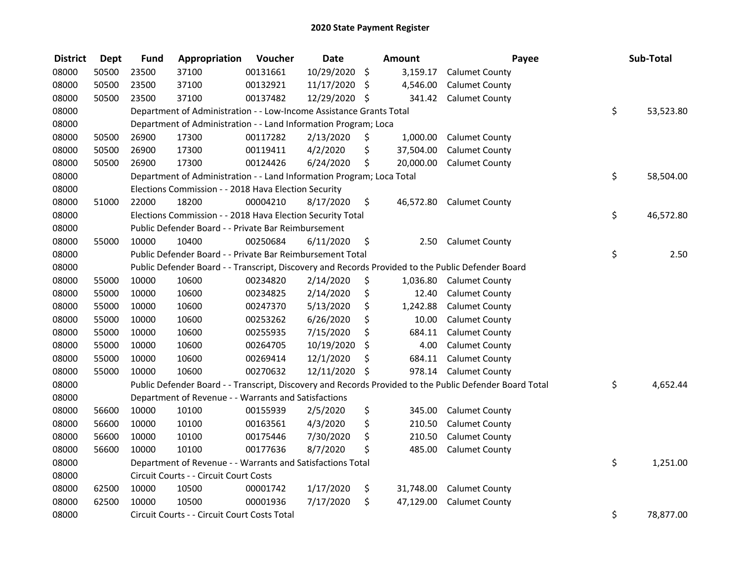# 2020 State Payment Register

| District | Dept | Fund | Appropriation | Voucher | Date | Amount | Payee | Sub-Total |
|---|---|---|---|---|---|---|---|---|
| 08000 | 50500 | 23500 | 37100 | 00131661 | 10/29/2020 | $ 3,159.17 | Calumet County | |
| 08000 | 50500 | 23500 | 37100 | 00132921 | 11/17/2020 | $ 4,546.00 | Calumet County | |
| 08000 | 50500 | 23500 | 37100 | 00137482 | 12/29/2020 | $ 341.42 | Calumet County | |
| 08000 | | Department of Administration - - Low-Income Assistance Grants Total | | | | | | $ 53,523.80 |
| 08000 | | Department of Administration - - Land Information Program; Loca | | | | | | |
| 08000 | 50500 | 26900 | 17300 | 00117282 | 2/13/2020 | $ 1,000.00 | Calumet County | |
| 08000 | 50500 | 26900 | 17300 | 00119411 | 4/2/2020 | $ 37,504.00 | Calumet County | |
| 08000 | 50500 | 26900 | 17300 | 00124426 | 6/24/2020 | $ 20,000.00 | Calumet County | |
| 08000 | | Department of Administration - - Land Information Program; Loca Total | | | | | | $ 58,504.00 |
| 08000 | | Elections Commission - - 2018 Hava Election Security | | | | | | |
| 08000 | 51000 | 22000 | 18200 | 00004210 | 8/17/2020 | $ 46,572.80 | Calumet County | |
| 08000 | | Elections Commission - - 2018 Hava Election Security Total | | | | | | $ 46,572.80 |
| 08000 | | Public Defender Board - - Private Bar Reimbursement | | | | | | |
| 08000 | 55000 | 10000 | 10400 | 00250684 | 6/11/2020 | $ 2.50 | Calumet County | |
| 08000 | | Public Defender Board - - Private Bar Reimbursement Total | | | | | | $ 2.50 |
| 08000 | | Public Defender Board - - Transcript, Discovery and Records Provided to the Public Defender Board | | | | | | |
| 08000 | 55000 | 10000 | 10600 | 00234820 | 2/14/2020 | $ 1,036.80 | Calumet County | |
| 08000 | 55000 | 10000 | 10600 | 00234825 | 2/14/2020 | $ 12.40 | Calumet County | |
| 08000 | 55000 | 10000 | 10600 | 00247370 | 5/13/2020 | $ 1,242.88 | Calumet County | |
| 08000 | 55000 | 10000 | 10600 | 00253262 | 6/26/2020 | $ 10.00 | Calumet County | |
| 08000 | 55000 | 10000 | 10600 | 00255935 | 7/15/2020 | $ 684.11 | Calumet County | |
| 08000 | 55000 | 10000 | 10600 | 00264705 | 10/19/2020 | $ 4.00 | Calumet County | |
| 08000 | 55000 | 10000 | 10600 | 00269414 | 12/1/2020 | $ 684.11 | Calumet County | |
| 08000 | 55000 | 10000 | 10600 | 00270632 | 12/11/2020 | $ 978.14 | Calumet County | |
| 08000 | | Public Defender Board - - Transcript, Discovery and Records Provided to the Public Defender Board Total | | | | | | $ 4,652.44 |
| 08000 | | Department of Revenue - - Warrants and Satisfactions | | | | | | |
| 08000 | 56600 | 10000 | 10100 | 00155939 | 2/5/2020 | $ 345.00 | Calumet County | |
| 08000 | 56600 | 10000 | 10100 | 00163561 | 4/3/2020 | $ 210.50 | Calumet County | |
| 08000 | 56600 | 10000 | 10100 | 00175446 | 7/30/2020 | $ 210.50 | Calumet County | |
| 08000 | 56600 | 10000 | 10100 | 00177636 | 8/7/2020 | $ 485.00 | Calumet County | |
| 08000 | | Department of Revenue - - Warrants and Satisfactions Total | | | | | | $ 1,251.00 |
| 08000 | | Circuit Courts - - Circuit Court Costs | | | | | | |
| 08000 | 62500 | 10000 | 10500 | 00001742 | 1/17/2020 | $ 31,748.00 | Calumet County | |
| 08000 | 62500 | 10000 | 10500 | 00001936 | 7/17/2020 | $ 47,129.00 | Calumet County | |
| 08000 | | Circuit Courts - - Circuit Court Costs Total | | | | | | $ 78,877.00 |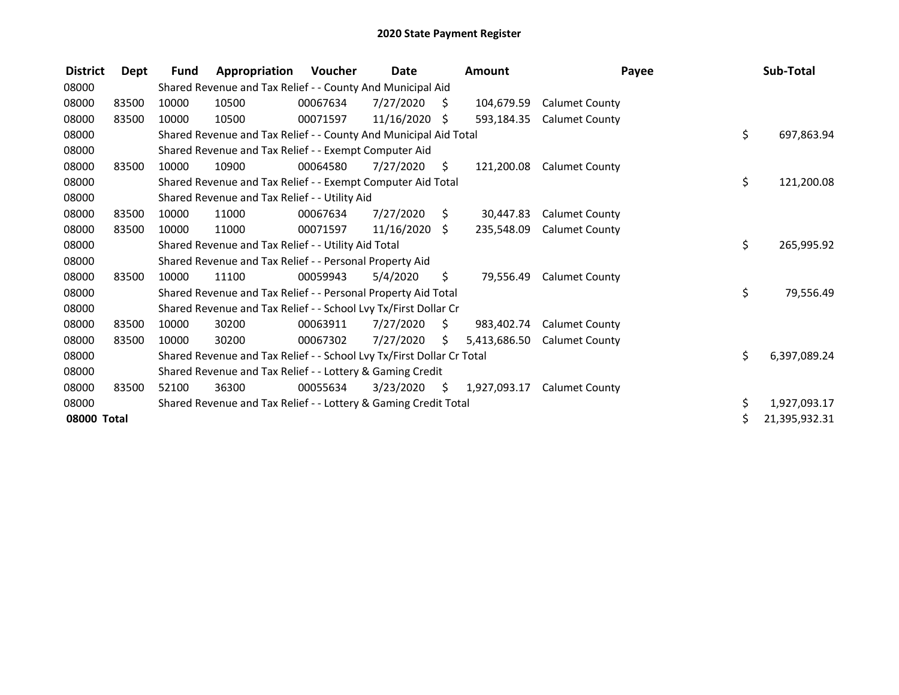# 2020 State Payment Register

| District | Dept | Fund | Appropriation | Voucher | Date | Amount | Payee | Sub-Total |
|---|---|---|---|---|---|---|---|---|
| 08000 | | Shared Revenue and Tax Relief - - County And Municipal Aid | | | | | | |
| 08000 | 83500 | 10000 | 10500 | 00067634 | 7/27/2020 | $ 104,679.59 | Calumet County | |
| 08000 | 83500 | 10000 | 10500 | 00071597 | 11/16/2020 | $ 593,184.35 | Calumet County | |
| 08000 | | Shared Revenue and Tax Relief - - County And Municipal Aid Total | | | | | | $ 697,863.94 |
| 08000 | | Shared Revenue and Tax Relief - - Exempt Computer Aid | | | | | | |
| 08000 | 83500 | 10000 | 10900 | 00064580 | 7/27/2020 | $ 121,200.08 | Calumet County | |
| 08000 | | Shared Revenue and Tax Relief - - Exempt Computer Aid Total | | | | | | $ 121,200.08 |
| 08000 | | Shared Revenue and Tax Relief - - Utility Aid | | | | | | |
| 08000 | 83500 | 10000 | 11000 | 00067634 | 7/27/2020 | $ 30,447.83 | Calumet County | |
| 08000 | 83500 | 10000 | 11000 | 00071597 | 11/16/2020 | $ 235,548.09 | Calumet County | |
| 08000 | | Shared Revenue and Tax Relief - - Utility Aid Total | | | | | | $ 265,995.92 |
| 08000 | | Shared Revenue and Tax Relief - - Personal Property Aid | | | | | | |
| 08000 | 83500 | 10000 | 11100 | 00059943 | 5/4/2020 | $ 79,556.49 | Calumet County | |
| 08000 | | Shared Revenue and Tax Relief - - Personal Property Aid Total | | | | | | $ 79,556.49 |
| 08000 | | Shared Revenue and Tax Relief - - School Lvy Tx/First Dollar Cr | | | | | | |
| 08000 | 83500 | 10000 | 30200 | 00063911 | 7/27/2020 | $ 983,402.74 | Calumet County | |
| 08000 | 83500 | 10000 | 30200 | 00067302 | 7/27/2020 | $ 5,413,686.50 | Calumet County | |
| 08000 | | Shared Revenue and Tax Relief - - School Lvy Tx/First Dollar Cr Total | | | | | | $ 6,397,089.24 |
| 08000 | | Shared Revenue and Tax Relief - - Lottery & Gaming Credit | | | | | | |
| 08000 | 83500 | 52100 | 36300 | 00055634 | 3/23/2020 | $ 1,927,093.17 | Calumet County | |
| 08000 | | Shared Revenue and Tax Relief - - Lottery & Gaming Credit Total | | | | | | $ 1,927,093.17 |
| **08000 Total** | | | | | | | | $ 21,395,932.31 |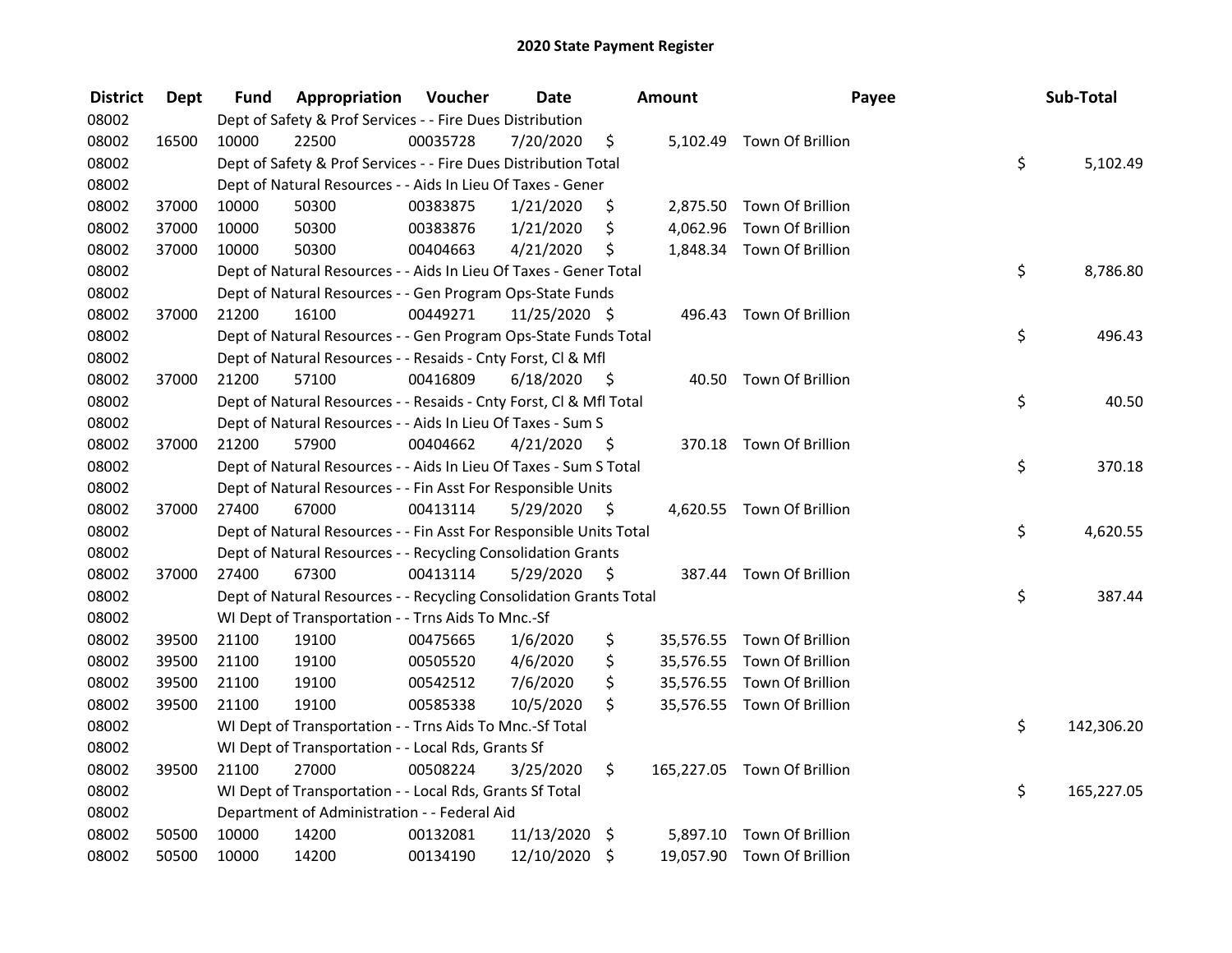# 2020 State Payment Register

| District | Dept | Fund | Appropriation | Voucher | Date | Amount | Payee | Sub-Total |
|---|---|---|---|---|---|---|---|---|
| 08002 | | Dept of Safety & Prof Services - - Fire Dues Distribution | | | | | | |
| 08002 | 16500 | 10000 | 22500 | 00035728 | 7/20/2020 | $ 5,102.49 | Town Of Brillion | |
| 08002 | | Dept of Safety & Prof Services - - Fire Dues Distribution Total | | | | | | $ 5,102.49 |
| 08002 | | Dept of Natural Resources - - Aids In Lieu Of Taxes - Gener | | | | | | |
| 08002 | 37000 | 10000 | 50300 | 00383875 | 1/21/2020 | $ 2,875.50 | Town Of Brillion | |
| 08002 | 37000 | 10000 | 50300 | 00383876 | 1/21/2020 | $ 4,062.96 | Town Of Brillion | |
| 08002 | 37000 | 10000 | 50300 | 00404663 | 4/21/2020 | $ 1,848.34 | Town Of Brillion | |
| 08002 | | Dept of Natural Resources - - Aids In Lieu Of Taxes - Gener Total | | | | | | $ 8,786.80 |
| 08002 | | Dept of Natural Resources - - Gen Program Ops-State Funds | | | | | | |
| 08002 | 37000 | 21200 | 16100 | 00449271 | 11/25/2020 | $ 496.43 | Town Of Brillion | |
| 08002 | | Dept of Natural Resources - - Gen Program Ops-State Funds Total | | | | | | $ 496.43 |
| 08002 | | Dept of Natural Resources - - Resaids - Cnty Forst, Cl & Mfl | | | | | | |
| 08002 | 37000 | 21200 | 57100 | 00416809 | 6/18/2020 | $ 40.50 | Town Of Brillion | |
| 08002 | | Dept of Natural Resources - - Resaids - Cnty Forst, Cl & Mfl Total | | | | | | $ 40.50 |
| 08002 | | Dept of Natural Resources - - Aids In Lieu Of Taxes - Sum S | | | | | | |
| 08002 | 37000 | 21200 | 57900 | 00404662 | 4/21/2020 | $ 370.18 | Town Of Brillion | |
| 08002 | | Dept of Natural Resources - - Aids In Lieu Of Taxes - Sum S Total | | | | | | $ 370.18 |
| 08002 | | Dept of Natural Resources - - Fin Asst For Responsible Units | | | | | | |
| 08002 | 37000 | 27400 | 67000 | 00413114 | 5/29/2020 | $ 4,620.55 | Town Of Brillion | |
| 08002 | | Dept of Natural Resources - - Fin Asst For Responsible Units Total | | | | | | $ 4,620.55 |
| 08002 | | Dept of Natural Resources - - Recycling Consolidation Grants | | | | | | |
| 08002 | 37000 | 27400 | 67300 | 00413114 | 5/29/2020 | $ 387.44 | Town Of Brillion | |
| 08002 | | Dept of Natural Resources - - Recycling Consolidation Grants Total | | | | | | $ 387.44 |
| 08002 | | WI Dept of Transportation - - Trns Aids To Mnc.-Sf | | | | | | |
| 08002 | 39500 | 21100 | 19100 | 00475665 | 1/6/2020 | $ 35,576.55 | Town Of Brillion | |
| 08002 | 39500 | 21100 | 19100 | 00505520 | 4/6/2020 | $ 35,576.55 | Town Of Brillion | |
| 08002 | 39500 | 21100 | 19100 | 00542512 | 7/6/2020 | $ 35,576.55 | Town Of Brillion | |
| 08002 | 39500 | 21100 | 19100 | 00585338 | 10/5/2020 | $ 35,576.55 | Town Of Brillion | |
| 08002 | | WI Dept of Transportation - - Trns Aids To Mnc.-Sf Total | | | | | | $ 142,306.20 |
| 08002 | | WI Dept of Transportation - - Local Rds, Grants Sf | | | | | | |
| 08002 | 39500 | 21100 | 27000 | 00508224 | 3/25/2020 | $ 165,227.05 | Town Of Brillion | |
| 08002 | | WI Dept of Transportation - - Local Rds, Grants Sf Total | | | | | | $ 165,227.05 |
| 08002 | | Department of Administration - - Federal Aid | | | | | | |
| 08002 | 50500 | 10000 | 14200 | 00132081 | 11/13/2020 | $ 5,897.10 | Town Of Brillion | |
| 08002 | 50500 | 10000 | 14200 | 00134190 | 12/10/2020 | $ 19,057.90 | Town Of Brillion | |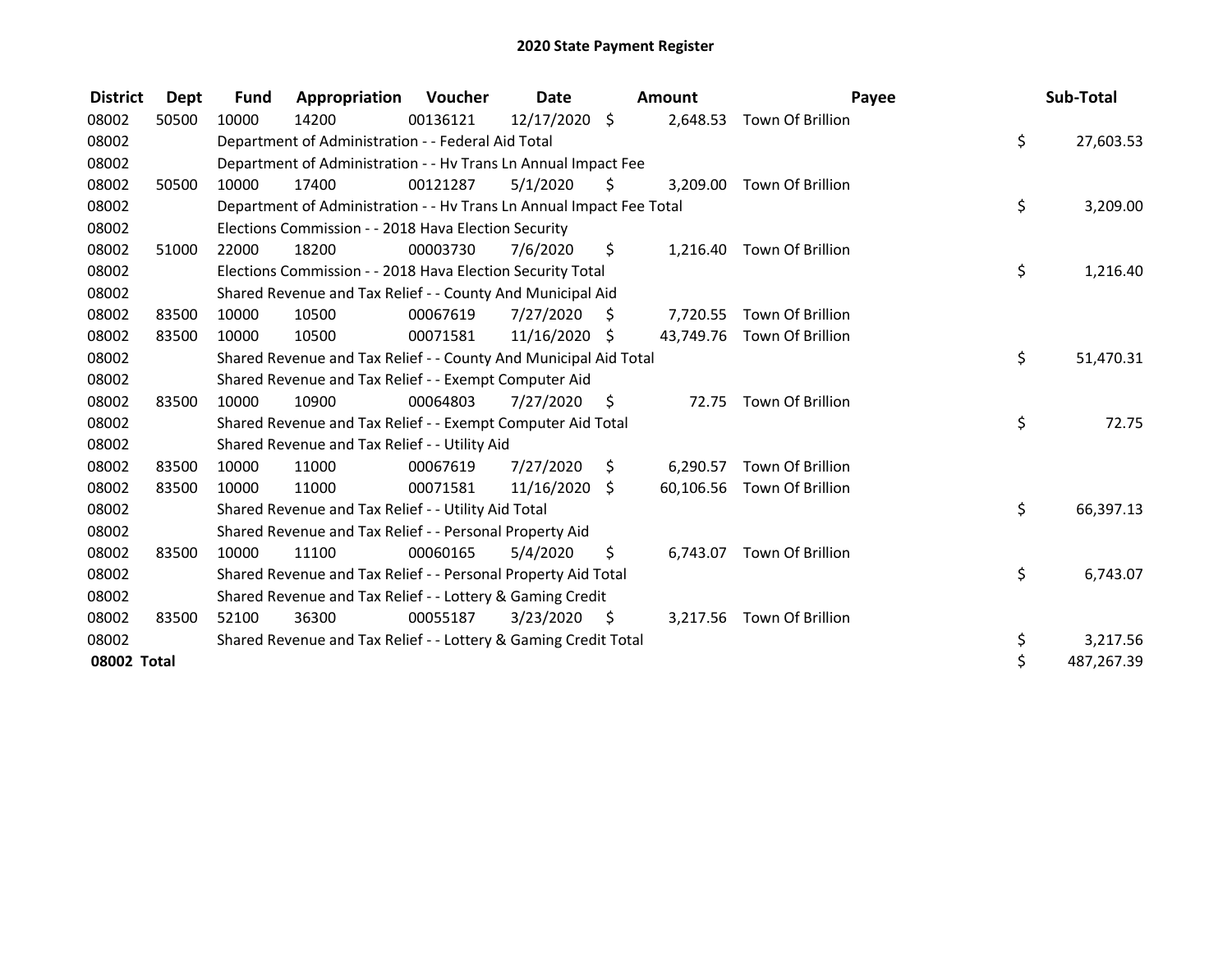# 2020 State Payment Register

| District | Dept | Fund | Appropriation | Voucher | Date | Amount | Payee | Sub-Total |
|---|---|---|---|---|---|---|---|---|
| 08002 | 50500 | 10000 | 14200 | 00136121 | 12/17/2020 | $ 2,648.53 | Town Of Brillion | |
| 08002 | | Department of Administration - - Federal Aid Total | | | | | | $ 27,603.53 |
| 08002 | | Department of Administration - - Hv Trans Ln Annual Impact Fee | | | | | | |
| 08002 | 50500 | 10000 | 17400 | 00121287 | 5/1/2020 | $ 3,209.00 | Town Of Brillion | |
| 08002 | | Department of Administration - - Hv Trans Ln Annual Impact Fee Total | | | | | | $ 3,209.00 |
| 08002 | | Elections Commission - - 2018 Hava Election Security | | | | | | |
| 08002 | 51000 | 22000 | 18200 | 00003730 | 7/6/2020 | $ 1,216.40 | Town Of Brillion | |
| 08002 | | Elections Commission - - 2018 Hava Election Security Total | | | | | | $ 1,216.40 |
| 08002 | | Shared Revenue and Tax Relief - - County And Municipal Aid | | | | | | |
| 08002 | 83500 | 10000 | 10500 | 00067619 | 7/27/2020 | $ 7,720.55 | Town Of Brillion | |
| 08002 | 83500 | 10000 | 10500 | 00071581 | 11/16/2020 | $ 43,749.76 | Town Of Brillion | |
| 08002 | | Shared Revenue and Tax Relief - - County And Municipal Aid Total | | | | | | $ 51,470.31 |
| 08002 | | Shared Revenue and Tax Relief - - Exempt Computer Aid | | | | | | |
| 08002 | 83500 | 10000 | 10900 | 00064803 | 7/27/2020 | $ 72.75 | Town Of Brillion | |
| 08002 | | Shared Revenue and Tax Relief - - Exempt Computer Aid Total | | | | | | $ 72.75 |
| 08002 | | Shared Revenue and Tax Relief - - Utility Aid | | | | | | |
| 08002 | 83500 | 10000 | 11000 | 00067619 | 7/27/2020 | $ 6,290.57 | Town Of Brillion | |
| 08002 | 83500 | 10000 | 11000 | 00071581 | 11/16/2020 | $ 60,106.56 | Town Of Brillion | |
| 08002 | | Shared Revenue and Tax Relief - - Utility Aid Total | | | | | | $ 66,397.13 |
| 08002 | | Shared Revenue and Tax Relief - - Personal Property Aid | | | | | | |
| 08002 | 83500 | 10000 | 11100 | 00060165 | 5/4/2020 | $ 6,743.07 | Town Of Brillion | |
| 08002 | | Shared Revenue and Tax Relief - - Personal Property Aid Total | | | | | | $ 6,743.07 |
| 08002 | | Shared Revenue and Tax Relief - - Lottery & Gaming Credit | | | | | | |
| 08002 | 83500 | 52100 | 36300 | 00055187 | 3/23/2020 | $ 3,217.56 | Town Of Brillion | |
| 08002 | | Shared Revenue and Tax Relief - - Lottery & Gaming Credit Total | | | | | | $ 3,217.56 |
| **08002 Total** | | | | | | | | $ 487,267.39 |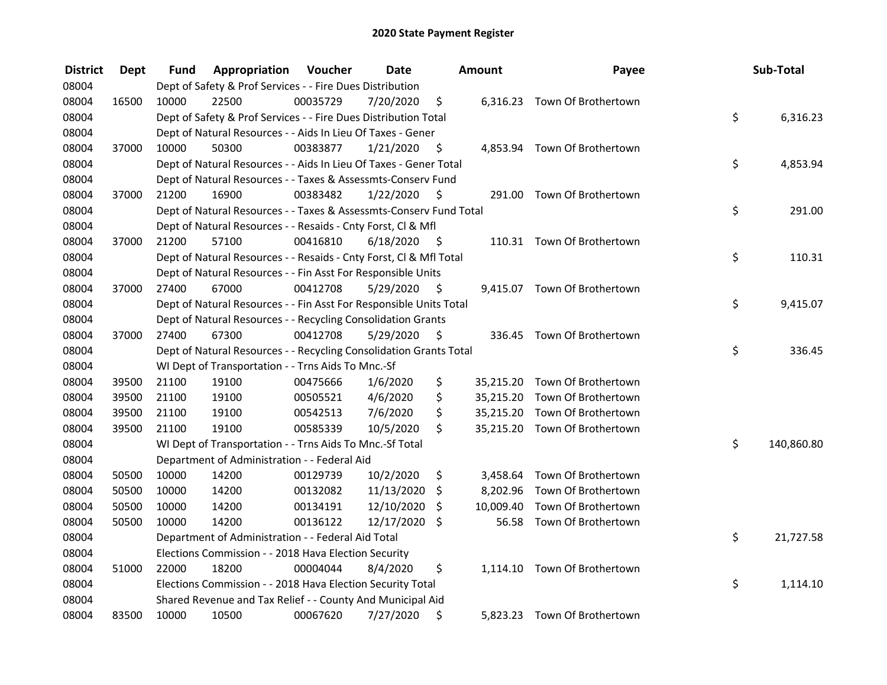# 2020 State Payment Register

| District | Dept | Fund | Appropriation | Voucher | Date | Amount | Payee | Sub-Total |
|---|---|---|---|---|---|---|---|---|
| 08004 | | Dept of Safety & Prof Services - - Fire Dues Distribution | | | | | | |
| 08004 | 16500 | 10000 | 22500 | 00035729 | 7/20/2020 | $ 6,316.23 | Town Of Brothertown | |
| 08004 | | Dept of Safety & Prof Services - - Fire Dues Distribution Total | | | | | | $ 6,316.23 |
| 08004 | | Dept of Natural Resources - - Aids In Lieu Of Taxes - Gener | | | | | | |
| 08004 | 37000 | 10000 | 50300 | 00383877 | 1/21/2020 | $ 4,853.94 | Town Of Brothertown | |
| 08004 | | Dept of Natural Resources - - Aids In Lieu Of Taxes - Gener Total | | | | | | $ 4,853.94 |
| 08004 | | Dept of Natural Resources - - Taxes & Assessmts-Conserv Fund | | | | | | |
| 08004 | 37000 | 21200 | 16900 | 00383482 | 1/22/2020 | $ 291.00 | Town Of Brothertown | |
| 08004 | | Dept of Natural Resources - - Taxes & Assessmts-Conserv Fund Total | | | | | | $ 291.00 |
| 08004 | | Dept of Natural Resources - - Resaids - Cnty Forst, Cl & Mfl | | | | | | |
| 08004 | 37000 | 21200 | 57100 | 00416810 | 6/18/2020 | $ 110.31 | Town Of Brothertown | |
| 08004 | | Dept of Natural Resources - - Resaids - Cnty Forst, Cl & Mfl Total | | | | | | $ 110.31 |
| 08004 | | Dept of Natural Resources - - Fin Asst For Responsible Units | | | | | | |
| 08004 | 37000 | 27400 | 67000 | 00412708 | 5/29/2020 | $ 9,415.07 | Town Of Brothertown | |
| 08004 | | Dept of Natural Resources - - Fin Asst For Responsible Units Total | | | | | | $ 9,415.07 |
| 08004 | | Dept of Natural Resources - - Recycling Consolidation Grants | | | | | | |
| 08004 | 37000 | 27400 | 67300 | 00412708 | 5/29/2020 | $ 336.45 | Town Of Brothertown | |
| 08004 | | Dept of Natural Resources - - Recycling Consolidation Grants Total | | | | | | $ 336.45 |
| 08004 | | WI Dept of Transportation - - Trns Aids To Mnc.-Sf | | | | | | |
| 08004 | 39500 | 21100 | 19100 | 00475666 | 1/6/2020 | $ 35,215.20 | Town Of Brothertown | |
| 08004 | 39500 | 21100 | 19100 | 00505521 | 4/6/2020 | $ 35,215.20 | Town Of Brothertown | |
| 08004 | 39500 | 21100 | 19100 | 00542513 | 7/6/2020 | $ 35,215.20 | Town Of Brothertown | |
| 08004 | 39500 | 21100 | 19100 | 00585339 | 10/5/2020 | $ 35,215.20 | Town Of Brothertown | |
| 08004 | | WI Dept of Transportation - - Trns Aids To Mnc.-Sf Total | | | | | | $ 140,860.80 |
| 08004 | | Department of Administration - - Federal Aid | | | | | | |
| 08004 | 50500 | 10000 | 14200 | 00129739 | 10/2/2020 | $ 3,458.64 | Town Of Brothertown | |
| 08004 | 50500 | 10000 | 14200 | 00132082 | 11/13/2020 | $ 8,202.96 | Town Of Brothertown | |
| 08004 | 50500 | 10000 | 14200 | 00134191 | 12/10/2020 | $ 10,009.40 | Town Of Brothertown | |
| 08004 | 50500 | 10000 | 14200 | 00136122 | 12/17/2020 | $ 56.58 | Town Of Brothertown | |
| 08004 | | Department of Administration - - Federal Aid Total | | | | | | $ 21,727.58 |
| 08004 | | Elections Commission - - 2018 Hava Election Security | | | | | | |
| 08004 | 51000 | 22000 | 18200 | 00004044 | 8/4/2020 | $ 1,114.10 | Town Of Brothertown | |
| 08004 | | Elections Commission - - 2018 Hava Election Security Total | | | | | | $ 1,114.10 |
| 08004 | | Shared Revenue and Tax Relief - - County And Municipal Aid | | | | | | |
| 08004 | 83500 | 10000 | 10500 | 00067620 | 7/27/2020 | $ 5,823.23 | Town Of Brothertown | |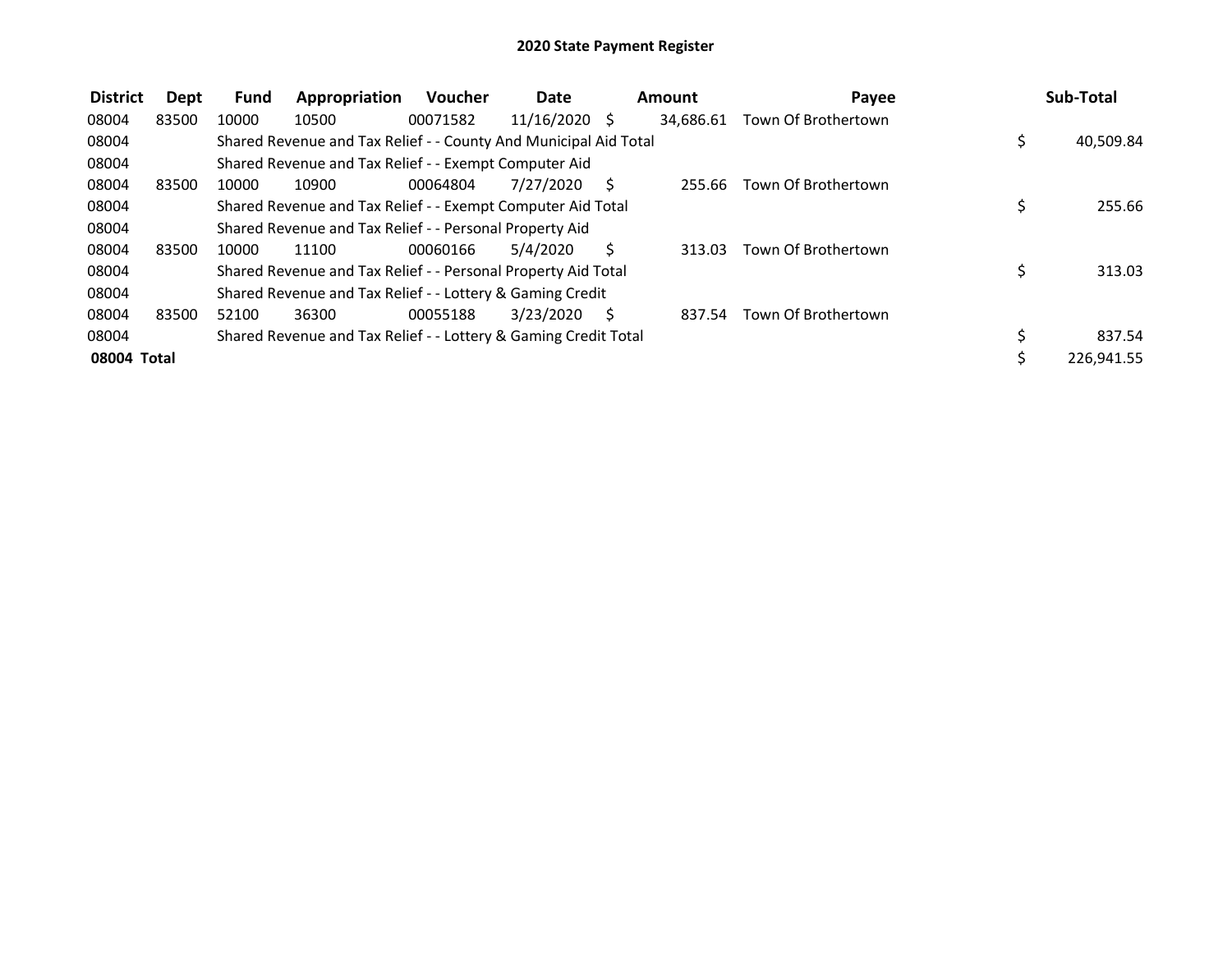# 2020 State Payment Register

| District | Dept | Fund | Appropriation | Voucher | Date | Amount | Payee | Sub-Total |
|---|---|---|---|---|---|---|---|---|
| 08004 | 83500 | 10000 | 10500 | 00071582 | 11/16/2020 | $ 34,686.61 | Town Of Brothertown | |
| 08004 | | Shared Revenue and Tax Relief - - County And Municipal Aid Total | | | | | | $ 40,509.84 |
| 08004 | | Shared Revenue and Tax Relief - - Exempt Computer Aid | | | | | | |
| 08004 | 83500 | 10000 | 10900 | 00064804 | 7/27/2020 | $ 255.66 | Town Of Brothertown | |
| 08004 | | Shared Revenue and Tax Relief - - Exempt Computer Aid Total | | | | | | $ 255.66 |
| 08004 | | Shared Revenue and Tax Relief - - Personal Property Aid | | | | | | |
| 08004 | 83500 | 10000 | 11100 | 00060166 | 5/4/2020 | $ 313.03 | Town Of Brothertown | |
| 08004 | | Shared Revenue and Tax Relief - - Personal Property Aid Total | | | | | | $ 313.03 |
| 08004 | | Shared Revenue and Tax Relief - - Lottery & Gaming Credit | | | | | | |
| 08004 | 83500 | 52100 | 36300 | 00055188 | 3/23/2020 | $ 837.54 | Town Of Brothertown | |
| 08004 | | Shared Revenue and Tax Relief - - Lottery & Gaming Credit Total | | | | | | $ 837.54 |
| **08004 Total** | | | | | | | | $ 226,941.55 |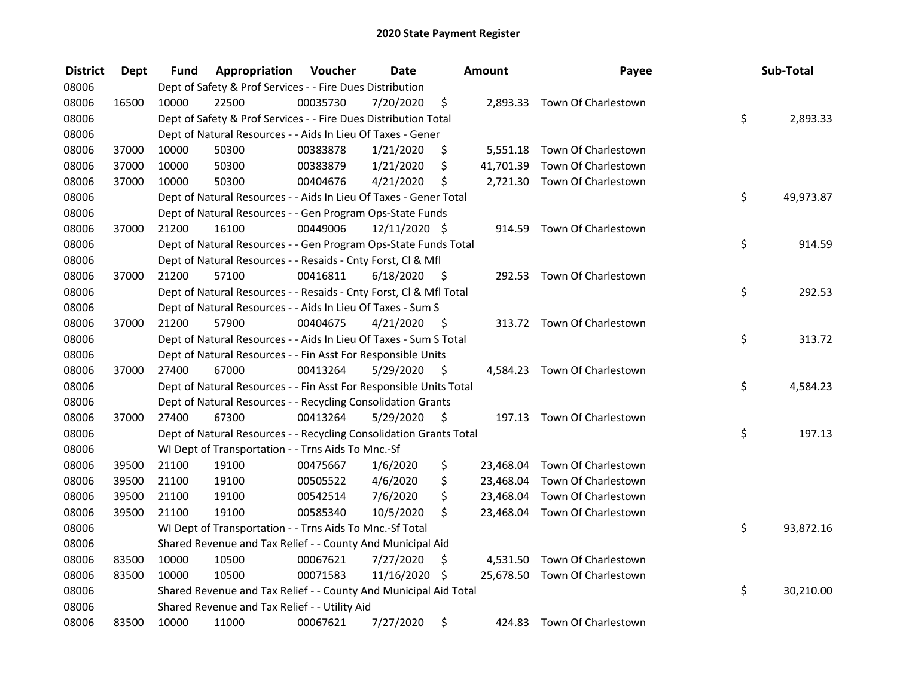# 2020 State Payment Register

| District | Dept | Fund | Appropriation | Voucher | Date | Amount | Payee | Sub-Total |
|---|---|---|---|---|---|---|---|---|
| 08006 | | Dept of Safety & Prof Services - - Fire Dues Distribution | | | | | | |
| 08006 | 16500 | 10000 | 22500 | 00035730 | 7/20/2020 | $ 2,893.33 | Town Of Charlestown | |
| 08006 | | Dept of Safety & Prof Services - - Fire Dues Distribution Total | | | | | | $ 2,893.33 |
| 08006 | | Dept of Natural Resources - - Aids In Lieu Of Taxes - Gener | | | | | | |
| 08006 | 37000 | 10000 | 50300 | 00383878 | 1/21/2020 | $ 5,551.18 | Town Of Charlestown | |
| 08006 | 37000 | 10000 | 50300 | 00383879 | 1/21/2020 | $ 41,701.39 | Town Of Charlestown | |
| 08006 | 37000 | 10000 | 50300 | 00404676 | 4/21/2020 | $ 2,721.30 | Town Of Charlestown | |
| 08006 | | Dept of Natural Resources - - Aids In Lieu Of Taxes - Gener Total | | | | | | $ 49,973.87 |
| 08006 | | Dept of Natural Resources - - Gen Program Ops-State Funds | | | | | | |
| 08006 | 37000 | 21200 | 16100 | 00449006 | 12/11/2020 | $ 914.59 | Town Of Charlestown | |
| 08006 | | Dept of Natural Resources - - Gen Program Ops-State Funds Total | | | | | | $ 914.59 |
| 08006 | | Dept of Natural Resources - - Resaids - Cnty Forst, Cl & Mfl | | | | | | |
| 08006 | 37000 | 21200 | 57100 | 00416811 | 6/18/2020 | $ 292.53 | Town Of Charlestown | |
| 08006 | | Dept of Natural Resources - - Resaids - Cnty Forst, Cl & Mfl Total | | | | | | $ 292.53 |
| 08006 | | Dept of Natural Resources - - Aids In Lieu Of Taxes - Sum S | | | | | | |
| 08006 | 37000 | 21200 | 57900 | 00404675 | 4/21/2020 | $ 313.72 | Town Of Charlestown | |
| 08006 | | Dept of Natural Resources - - Aids In Lieu Of Taxes - Sum S Total | | | | | | $ 313.72 |
| 08006 | | Dept of Natural Resources - - Fin Asst For Responsible Units | | | | | | |
| 08006 | 37000 | 27400 | 67000 | 00413264 | 5/29/2020 | $ 4,584.23 | Town Of Charlestown | |
| 08006 | | Dept of Natural Resources - - Fin Asst For Responsible Units Total | | | | | | $ 4,584.23 |
| 08006 | | Dept of Natural Resources - - Recycling Consolidation Grants | | | | | | |
| 08006 | 37000 | 27400 | 67300 | 00413264 | 5/29/2020 | $ 197.13 | Town Of Charlestown | |
| 08006 | | Dept of Natural Resources - - Recycling Consolidation Grants Total | | | | | | $ 197.13 |
| 08006 | | WI Dept of Transportation - - Trns Aids To Mnc.-Sf | | | | | | |
| 08006 | 39500 | 21100 | 19100 | 00475667 | 1/6/2020 | $ 23,468.04 | Town Of Charlestown | |
| 08006 | 39500 | 21100 | 19100 | 00505522 | 4/6/2020 | $ 23,468.04 | Town Of Charlestown | |
| 08006 | 39500 | 21100 | 19100 | 00542514 | 7/6/2020 | $ 23,468.04 | Town Of Charlestown | |
| 08006 | 39500 | 21100 | 19100 | 00585340 | 10/5/2020 | $ 23,468.04 | Town Of Charlestown | |
| 08006 | | WI Dept of Transportation - - Trns Aids To Mnc.-Sf Total | | | | | | $ 93,872.16 |
| 08006 | | Shared Revenue and Tax Relief - - County And Municipal Aid | | | | | | |
| 08006 | 83500 | 10000 | 10500 | 00067621 | 7/27/2020 | $ 4,531.50 | Town Of Charlestown | |
| 08006 | 83500 | 10000 | 10500 | 00071583 | 11/16/2020 | $ 25,678.50 | Town Of Charlestown | |
| 08006 | | Shared Revenue and Tax Relief - - County And Municipal Aid Total | | | | | | $ 30,210.00 |
| 08006 | | Shared Revenue and Tax Relief - - Utility Aid | | | | | | |
| 08006 | 83500 | 10000 | 11000 | 00067621 | 7/27/2020 | $ 424.83 | Town Of Charlestown | |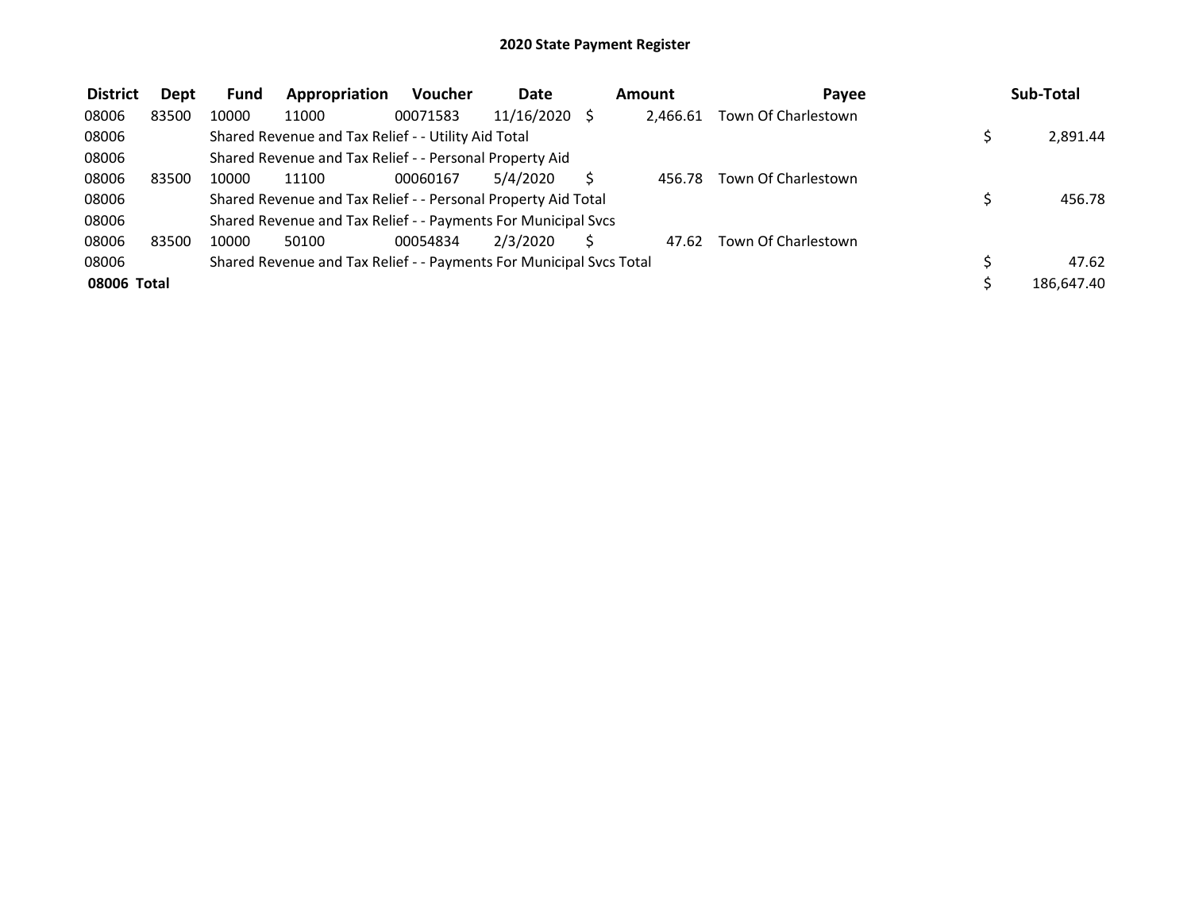# 2020 State Payment Register

| District | Dept | Fund | Appropriation | Voucher | Date | Amount | Payee | Sub-Total |
|---|---|---|---|---|---|---|---|---|
| 08006 | 83500 | 10000 | 11000 | 00071583 | 11/16/2020 | $ 2,466.61 | Town Of Charlestown | |
| 08006 | | Shared Revenue and Tax Relief - - Utility Aid Total | | | | | | $ 2,891.44 |
| 08006 | | Shared Revenue and Tax Relief - - Personal Property Aid | | | | | | |
| 08006 | 83500 | 10000 | 11100 | 00060167 | 5/4/2020 | $ 456.78 | Town Of Charlestown | |
| 08006 | | Shared Revenue and Tax Relief - - Personal Property Aid Total | | | | | | $ 456.78 |
| 08006 | | Shared Revenue and Tax Relief - - Payments For Municipal Svcs | | | | | | |
| 08006 | 83500 | 10000 | 50100 | 00054834 | 2/3/2020 | $ 47.62 | Town Of Charlestown | |
| 08006 | | Shared Revenue and Tax Relief - - Payments For Municipal Svcs Total | | | | | | $ 47.62 |
| **08006 Total** | | | | | | | | $ 186,647.40 |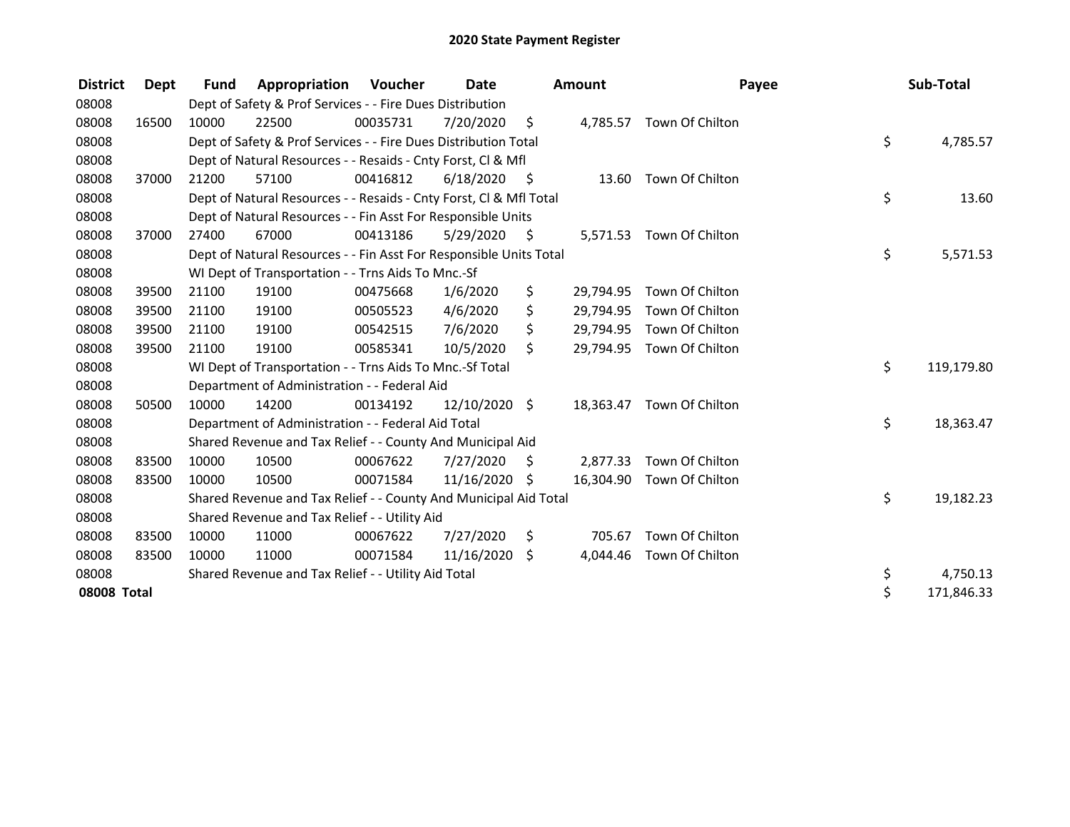# 2020 State Payment Register

| District | Dept | Fund | Appropriation | Voucher | Date | Amount | Payee | Sub-Total |
|---|---|---|---|---|---|---|---|---|
| 08008 | | Dept of Safety & Prof Services - - Fire Dues Distribution | | | | | | |
| 08008 | 16500 | 10000 | 22500 | 00035731 | 7/20/2020 | $ 4,785.57 | Town Of Chilton | |
| 08008 | | Dept of Safety & Prof Services - - Fire Dues Distribution Total | | | | | | $ 4,785.57 |
| 08008 | | Dept of Natural Resources - - Resaids - Cnty Forst, Cl & Mfl | | | | | | |
| 08008 | 37000 | 21200 | 57100 | 00416812 | 6/18/2020 | $ 13.60 | Town Of Chilton | |
| 08008 | | Dept of Natural Resources - - Resaids - Cnty Forst, Cl & Mfl Total | | | | | | $ 13.60 |
| 08008 | | Dept of Natural Resources - - Fin Asst For Responsible Units | | | | | | |
| 08008 | 37000 | 27400 | 67000 | 00413186 | 5/29/2020 | $ 5,571.53 | Town Of Chilton | |
| 08008 | | Dept of Natural Resources - - Fin Asst For Responsible Units Total | | | | | | $ 5,571.53 |
| 08008 | | WI Dept of Transportation - - Trns Aids To Mnc.-Sf | | | | | | |
| 08008 | 39500 | 21100 | 19100 | 00475668 | 1/6/2020 | $ 29,794.95 | Town Of Chilton | |
| 08008 | 39500 | 21100 | 19100 | 00505523 | 4/6/2020 | $ 29,794.95 | Town Of Chilton | |
| 08008 | 39500 | 21100 | 19100 | 00542515 | 7/6/2020 | $ 29,794.95 | Town Of Chilton | |
| 08008 | 39500 | 21100 | 19100 | 00585341 | 10/5/2020 | $ 29,794.95 | Town Of Chilton | |
| 08008 | | WI Dept of Transportation - - Trns Aids To Mnc.-Sf Total | | | | | | $ 119,179.80 |
| 08008 | | Department of Administration - - Federal Aid | | | | | | |
| 08008 | 50500 | 10000 | 14200 | 00134192 | 12/10/2020 | $ 18,363.47 | Town Of Chilton | |
| 08008 | | Department of Administration - - Federal Aid Total | | | | | | $ 18,363.47 |
| 08008 | | Shared Revenue and Tax Relief - - County And Municipal Aid | | | | | | |
| 08008 | 83500 | 10000 | 10500 | 00067622 | 7/27/2020 | $ 2,877.33 | Town Of Chilton | |
| 08008 | 83500 | 10000 | 10500 | 00071584 | 11/16/2020 | $ 16,304.90 | Town Of Chilton | |
| 08008 | | Shared Revenue and Tax Relief - - County And Municipal Aid Total | | | | | | $ 19,182.23 |
| 08008 | | Shared Revenue and Tax Relief - - Utility Aid | | | | | | |
| 08008 | 83500 | 10000 | 11000 | 00067622 | 7/27/2020 | $ 705.67 | Town Of Chilton | |
| 08008 | 83500 | 10000 | 11000 | 00071584 | 11/16/2020 | $ 4,044.46 | Town Of Chilton | |
| 08008 | | Shared Revenue and Tax Relief - - Utility Aid Total | | | | | | $ 4,750.13 |
| **08008 Total** | | | | | | | | $ 171,846.33 |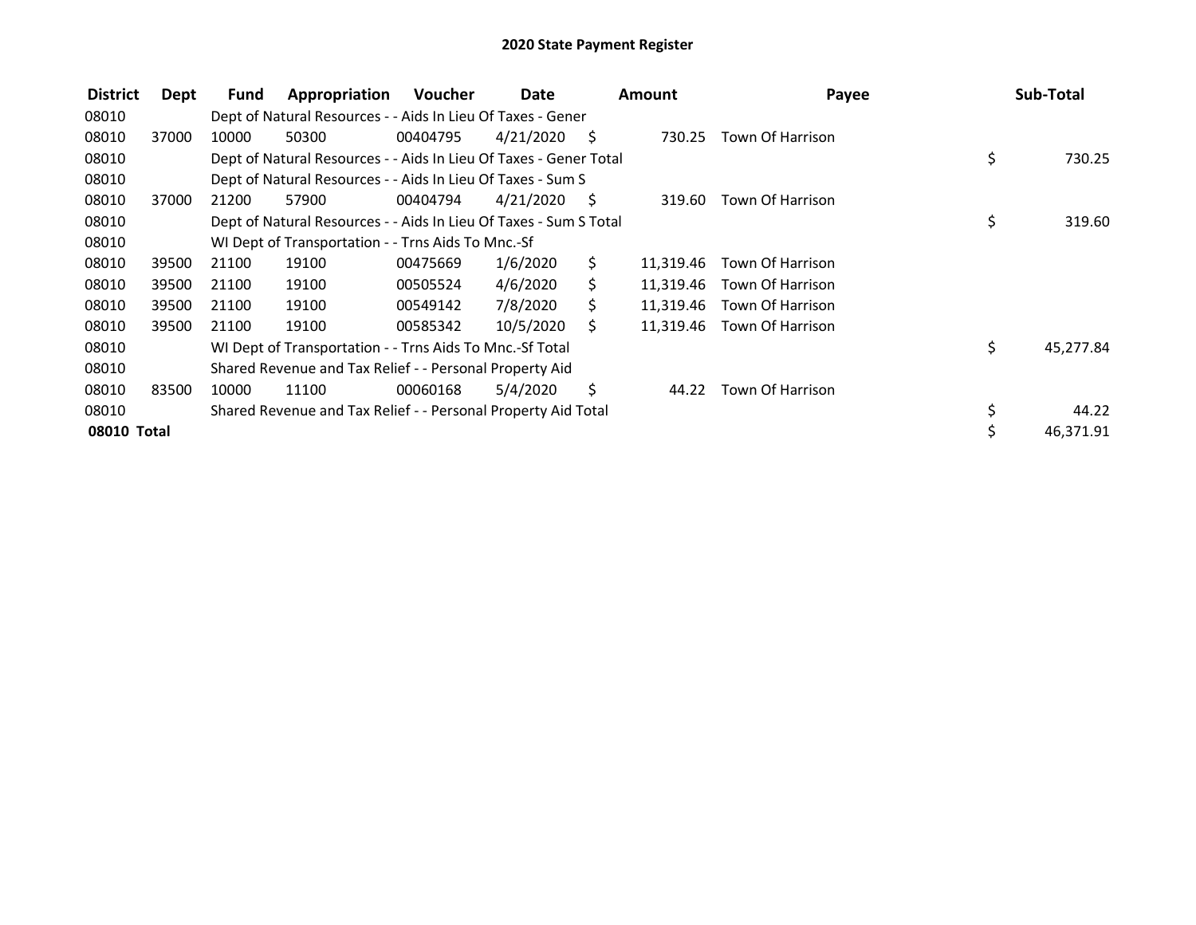# 2020 State Payment Register

| District | Dept | Fund | Appropriation | Voucher | Date | Amount | Payee | Sub-Total |
|---|---|---|---|---|---|---|---|---|
| 08010 | | Dept of Natural Resources - - Aids In Lieu Of Taxes - Gener | | | | | | |
| 08010 | 37000 | 10000 | 50300 | 00404795 | 4/21/2020 | $ 730.25 | Town Of Harrison | |
| 08010 | | Dept of Natural Resources - - Aids In Lieu Of Taxes - Gener Total | | | | | | $ 730.25 |
| 08010 | | Dept of Natural Resources - - Aids In Lieu Of Taxes - Sum S | | | | | | |
| 08010 | 37000 | 21200 | 57900 | 00404794 | 4/21/2020 | $ 319.60 | Town Of Harrison | |
| 08010 | | Dept of Natural Resources - - Aids In Lieu Of Taxes - Sum S Total | | | | | | $ 319.60 |
| 08010 | | WI Dept of Transportation - - Trns Aids To Mnc.-Sf | | | | | | |
| 08010 | 39500 | 21100 | 19100 | 00475669 | 1/6/2020 | $ 11,319.46 | Town Of Harrison | |
| 08010 | 39500 | 21100 | 19100 | 00505524 | 4/6/2020 | $ 11,319.46 | Town Of Harrison | |
| 08010 | 39500 | 21100 | 19100 | 00549142 | 7/8/2020 | $ 11,319.46 | Town Of Harrison | |
| 08010 | 39500 | 21100 | 19100 | 00585342 | 10/5/2020 | $ 11,319.46 | Town Of Harrison | |
| 08010 | | WI Dept of Transportation - - Trns Aids To Mnc.-Sf Total | | | | | | $ 45,277.84 |
| 08010 | | Shared Revenue and Tax Relief - - Personal Property Aid | | | | | | |
| 08010 | 83500 | 10000 | 11100 | 00060168 | 5/4/2020 | $ 44.22 | Town Of Harrison | |
| 08010 | | Shared Revenue and Tax Relief - - Personal Property Aid Total | | | | | | $ 44.22 |
| **08010 Total** | | | | | | | | $ 46,371.91 |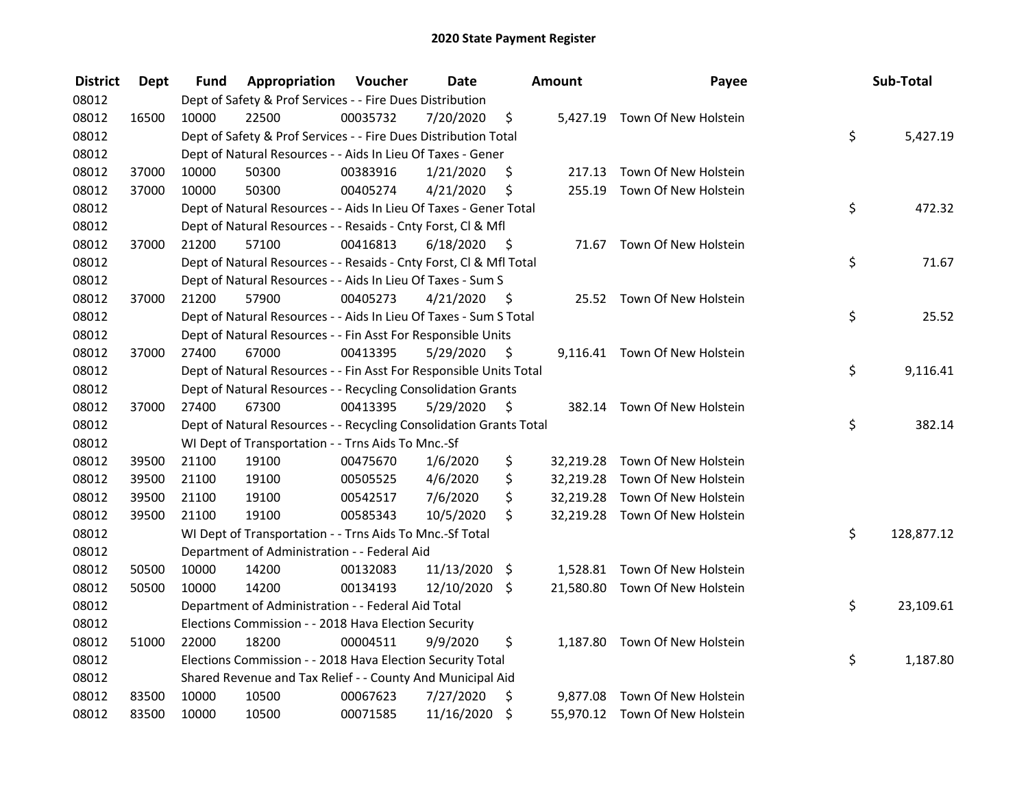# 2020 State Payment Register

| District | Dept | Fund | Appropriation | Voucher | Date | Amount | Payee | Sub-Total |
|---|---|---|---|---|---|---|---|---|
| 08012 | | Dept of Safety & Prof Services - - Fire Dues Distribution | | | | | | |
| 08012 | 16500 | 10000 | 22500 | 00035732 | 7/20/2020 | $ 5,427.19 | Town Of New Holstein | |
| 08012 | | Dept of Safety & Prof Services - - Fire Dues Distribution Total | | | | | | $ 5,427.19 |
| 08012 | | Dept of Natural Resources - - Aids In Lieu Of Taxes - Gener | | | | | | |
| 08012 | 37000 | 10000 | 50300 | 00383916 | 1/21/2020 | $ 217.13 | Town Of New Holstein | |
| 08012 | 37000 | 10000 | 50300 | 00405274 | 4/21/2020 | $ 255.19 | Town Of New Holstein | |
| 08012 | | Dept of Natural Resources - - Aids In Lieu Of Taxes - Gener Total | | | | | | $ 472.32 |
| 08012 | | Dept of Natural Resources - - Resaids - Cnty Forst, Cl & Mfl | | | | | | |
| 08012 | 37000 | 21200 | 57100 | 00416813 | 6/18/2020 | $ 71.67 | Town Of New Holstein | |
| 08012 | | Dept of Natural Resources - - Resaids - Cnty Forst, Cl & Mfl Total | | | | | | $ 71.67 |
| 08012 | | Dept of Natural Resources - - Aids In Lieu Of Taxes - Sum S | | | | | | |
| 08012 | 37000 | 21200 | 57900 | 00405273 | 4/21/2020 | $ 25.52 | Town Of New Holstein | |
| 08012 | | Dept of Natural Resources - - Aids In Lieu Of Taxes - Sum S Total | | | | | | $ 25.52 |
| 08012 | | Dept of Natural Resources - - Fin Asst For Responsible Units | | | | | | |
| 08012 | 37000 | 27400 | 67000 | 00413395 | 5/29/2020 | $ 9,116.41 | Town Of New Holstein | |
| 08012 | | Dept of Natural Resources - - Fin Asst For Responsible Units Total | | | | | | $ 9,116.41 |
| 08012 | | Dept of Natural Resources - - Recycling Consolidation Grants | | | | | | |
| 08012 | 37000 | 27400 | 67300 | 00413395 | 5/29/2020 | $ 382.14 | Town Of New Holstein | |
| 08012 | | Dept of Natural Resources - - Recycling Consolidation Grants Total | | | | | | $ 382.14 |
| 08012 | | WI Dept of Transportation - - Trns Aids To Mnc.-Sf | | | | | | |
| 08012 | 39500 | 21100 | 19100 | 00475670 | 1/6/2020 | $ 32,219.28 | Town Of New Holstein | |
| 08012 | 39500 | 21100 | 19100 | 00505525 | 4/6/2020 | $ 32,219.28 | Town Of New Holstein | |
| 08012 | 39500 | 21100 | 19100 | 00542517 | 7/6/2020 | $ 32,219.28 | Town Of New Holstein | |
| 08012 | 39500 | 21100 | 19100 | 00585343 | 10/5/2020 | $ 32,219.28 | Town Of New Holstein | |
| 08012 | | WI Dept of Transportation - - Trns Aids To Mnc.-Sf Total | | | | | | $ 128,877.12 |
| 08012 | | Department of Administration - - Federal Aid | | | | | | |
| 08012 | 50500 | 10000 | 14200 | 00132083 | 11/13/2020 | $ 1,528.81 | Town Of New Holstein | |
| 08012 | 50500 | 10000 | 14200 | 00134193 | 12/10/2020 | $ 21,580.80 | Town Of New Holstein | |
| 08012 | | Department of Administration - - Federal Aid Total | | | | | | $ 23,109.61 |
| 08012 | | Elections Commission - - 2018 Hava Election Security | | | | | | |
| 08012 | 51000 | 22000 | 18200 | 00004511 | 9/9/2020 | $ 1,187.80 | Town Of New Holstein | |
| 08012 | | Elections Commission - - 2018 Hava Election Security Total | | | | | | $ 1,187.80 |
| 08012 | | Shared Revenue and Tax Relief - - County And Municipal Aid | | | | | | |
| 08012 | 83500 | 10000 | 10500 | 00067623 | 7/27/2020 | $ 9,877.08 | Town Of New Holstein | |
| 08012 | 83500 | 10000 | 10500 | 00071585 | 11/16/2020 | $ 55,970.12 | Town Of New Holstein | |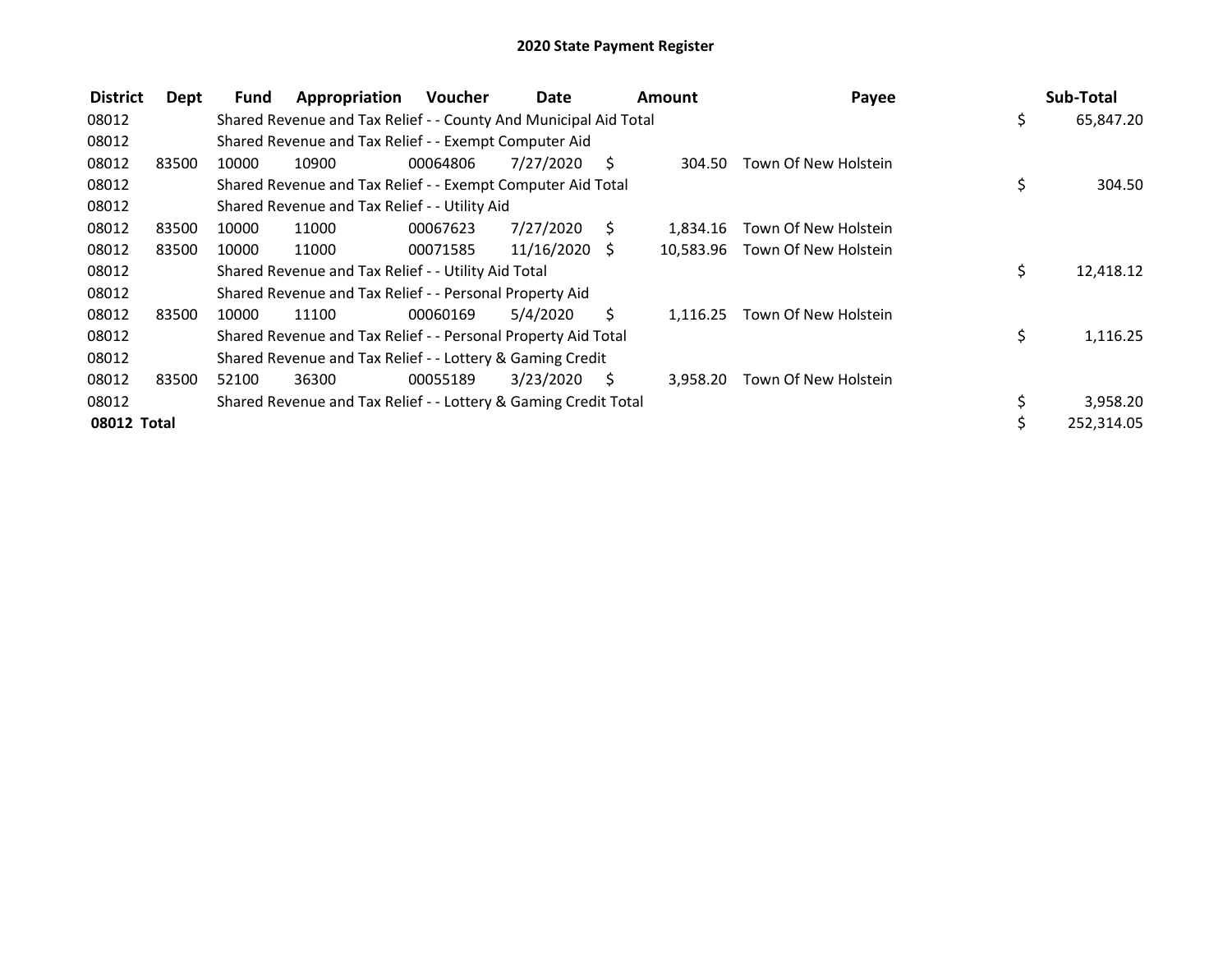# 2020 State Payment Register

| District | Dept | Fund | Appropriation | Voucher | Date | Amount | Payee | Sub-Total |
|---|---|---|---|---|---|---|---|---|
| 08012 | | Shared Revenue and Tax Relief - - County And Municipal Aid Total | | | | | | $ 65,847.20 |
| 08012 | | Shared Revenue and Tax Relief - - Exempt Computer Aid | | | | | | |
| 08012 | 83500 | 10000 | 10900 | 00064806 | 7/27/2020 | $ 304.50 | Town Of New Holstein | |
| 08012 | | Shared Revenue and Tax Relief - - Exempt Computer Aid Total | | | | | | $ 304.50 |
| 08012 | | Shared Revenue and Tax Relief - - Utility Aid | | | | | | |
| 08012 | 83500 | 10000 | 11000 | 00067623 | 7/27/2020 | $ 1,834.16 | Town Of New Holstein | |
| 08012 | 83500 | 10000 | 11000 | 00071585 | 11/16/2020 | $ 10,583.96 | Town Of New Holstein | |
| 08012 | | Shared Revenue and Tax Relief - - Utility Aid Total | | | | | | $ 12,418.12 |
| 08012 | | Shared Revenue and Tax Relief - - Personal Property Aid | | | | | | |
| 08012 | 83500 | 10000 | 11100 | 00060169 | 5/4/2020 | $ 1,116.25 | Town Of New Holstein | |
| 08012 | | Shared Revenue and Tax Relief - - Personal Property Aid Total | | | | | | $ 1,116.25 |
| 08012 | | Shared Revenue and Tax Relief - - Lottery & Gaming Credit | | | | | | |
| 08012 | 83500 | 52100 | 36300 | 00055189 | 3/23/2020 | $ 3,958.20 | Town Of New Holstein | |
| 08012 | | Shared Revenue and Tax Relief - - Lottery & Gaming Credit Total | | | | | | $ 3,958.20 |
| **08012 Total** | | | | | | | | $ 252,314.05 |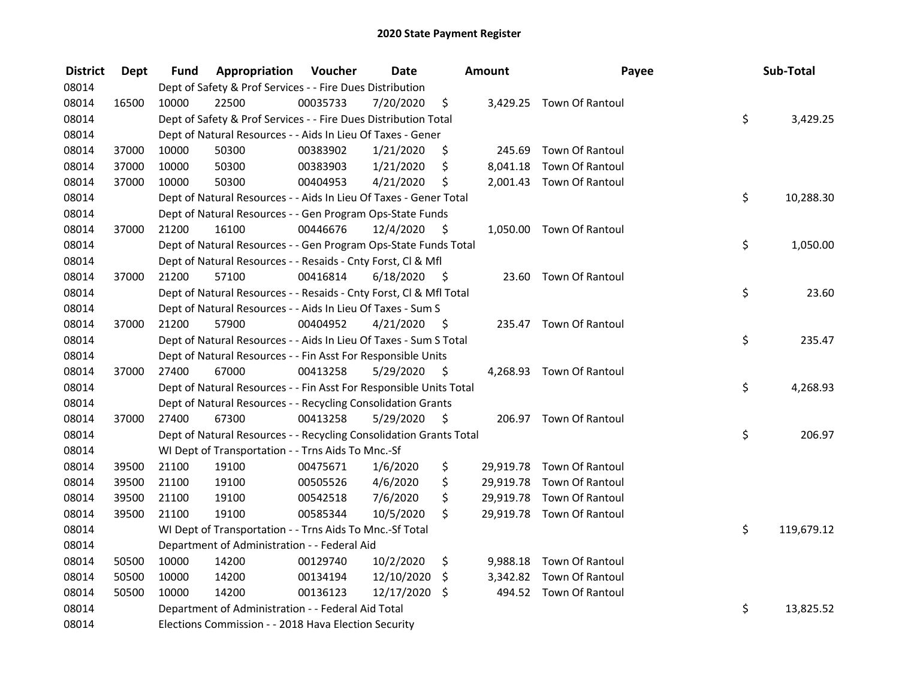## 2020 State Payment Register

| District | Dept | Fund | Appropriation | Voucher | Date | Amount | Payee | Sub-Total |
|---|---|---|---|---|---|---|---|---|
| 08014 | | Dept of Safety & Prof Services - - Fire Dues Distribution | | | | | | |
| 08014 | 16500 | 10000 | 22500 | 00035733 | 7/20/2020 | $ 3,429.25 | Town Of Rantoul | |
| 08014 | | Dept of Safety & Prof Services - - Fire Dues Distribution Total | | | | | | $ 3,429.25 |
| 08014 | | Dept of Natural Resources - - Aids In Lieu Of Taxes - Gener | | | | | | |
| 08014 | 37000 | 10000 | 50300 | 00383902 | 1/21/2020 | $ 245.69 | Town Of Rantoul | |
| 08014 | 37000 | 10000 | 50300 | 00383903 | 1/21/2020 | $ 8,041.18 | Town Of Rantoul | |
| 08014 | 37000 | 10000 | 50300 | 00404953 | 4/21/2020 | $ 2,001.43 | Town Of Rantoul | |
| 08014 | | Dept of Natural Resources - - Aids In Lieu Of Taxes - Gener Total | | | | | | $ 10,288.30 |
| 08014 | | Dept of Natural Resources - - Gen Program Ops-State Funds | | | | | | |
| 08014 | 37000 | 21200 | 16100 | 00446676 | 12/4/2020 | $ 1,050.00 | Town Of Rantoul | |
| 08014 | | Dept of Natural Resources - - Gen Program Ops-State Funds Total | | | | | | $ 1,050.00 |
| 08014 | | Dept of Natural Resources - - Resaids - Cnty Forst, Cl & Mfl | | | | | | |
| 08014 | 37000 | 21200 | 57100 | 00416814 | 6/18/2020 | $ 23.60 | Town Of Rantoul | |
| 08014 | | Dept of Natural Resources - - Resaids - Cnty Forst, Cl & Mfl Total | | | | | | $ 23.60 |
| 08014 | | Dept of Natural Resources - - Aids In Lieu Of Taxes - Sum S | | | | | | |
| 08014 | 37000 | 21200 | 57900 | 00404952 | 4/21/2020 | $ 235.47 | Town Of Rantoul | |
| 08014 | | Dept of Natural Resources - - Aids In Lieu Of Taxes - Sum S Total | | | | | | $ 235.47 |
| 08014 | | Dept of Natural Resources - - Fin Asst For Responsible Units | | | | | | |
| 08014 | 37000 | 27400 | 67000 | 00413258 | 5/29/2020 | $ 4,268.93 | Town Of Rantoul | |
| 08014 | | Dept of Natural Resources - - Fin Asst For Responsible Units Total | | | | | | $ 4,268.93 |
| 08014 | | Dept of Natural Resources - - Recycling Consolidation Grants | | | | | | |
| 08014 | 37000 | 27400 | 67300 | 00413258 | 5/29/2020 | $ 206.97 | Town Of Rantoul | |
| 08014 | | Dept of Natural Resources - - Recycling Consolidation Grants Total | | | | | | $ 206.97 |
| 08014 | | WI Dept of Transportation - - Trns Aids To Mnc.-Sf | | | | | | |
| 08014 | 39500 | 21100 | 19100 | 00475671 | 1/6/2020 | $ 29,919.78 | Town Of Rantoul | |
| 08014 | 39500 | 21100 | 19100 | 00505526 | 4/6/2020 | $ 29,919.78 | Town Of Rantoul | |
| 08014 | 39500 | 21100 | 19100 | 00542518 | 7/6/2020 | $ 29,919.78 | Town Of Rantoul | |
| 08014 | 39500 | 21100 | 19100 | 00585344 | 10/5/2020 | $ 29,919.78 | Town Of Rantoul | |
| 08014 | | WI Dept of Transportation - - Trns Aids To Mnc.-Sf Total | | | | | | $ 119,679.12 |
| 08014 | | Department of Administration - - Federal Aid | | | | | | |
| 08014 | 50500 | 10000 | 14200 | 00129740 | 10/2/2020 | $ 9,988.18 | Town Of Rantoul | |
| 08014 | 50500 | 10000 | 14200 | 00134194 | 12/10/2020 | $ 3,342.82 | Town Of Rantoul | |
| 08014 | 50500 | 10000 | 14200 | 00136123 | 12/17/2020 | $ 494.52 | Town Of Rantoul | |
| 08014 | | Department of Administration - - Federal Aid Total | | | | | | $ 13,825.52 |
| 08014 | | Elections Commission - - 2018 Hava Election Security | | | | | | |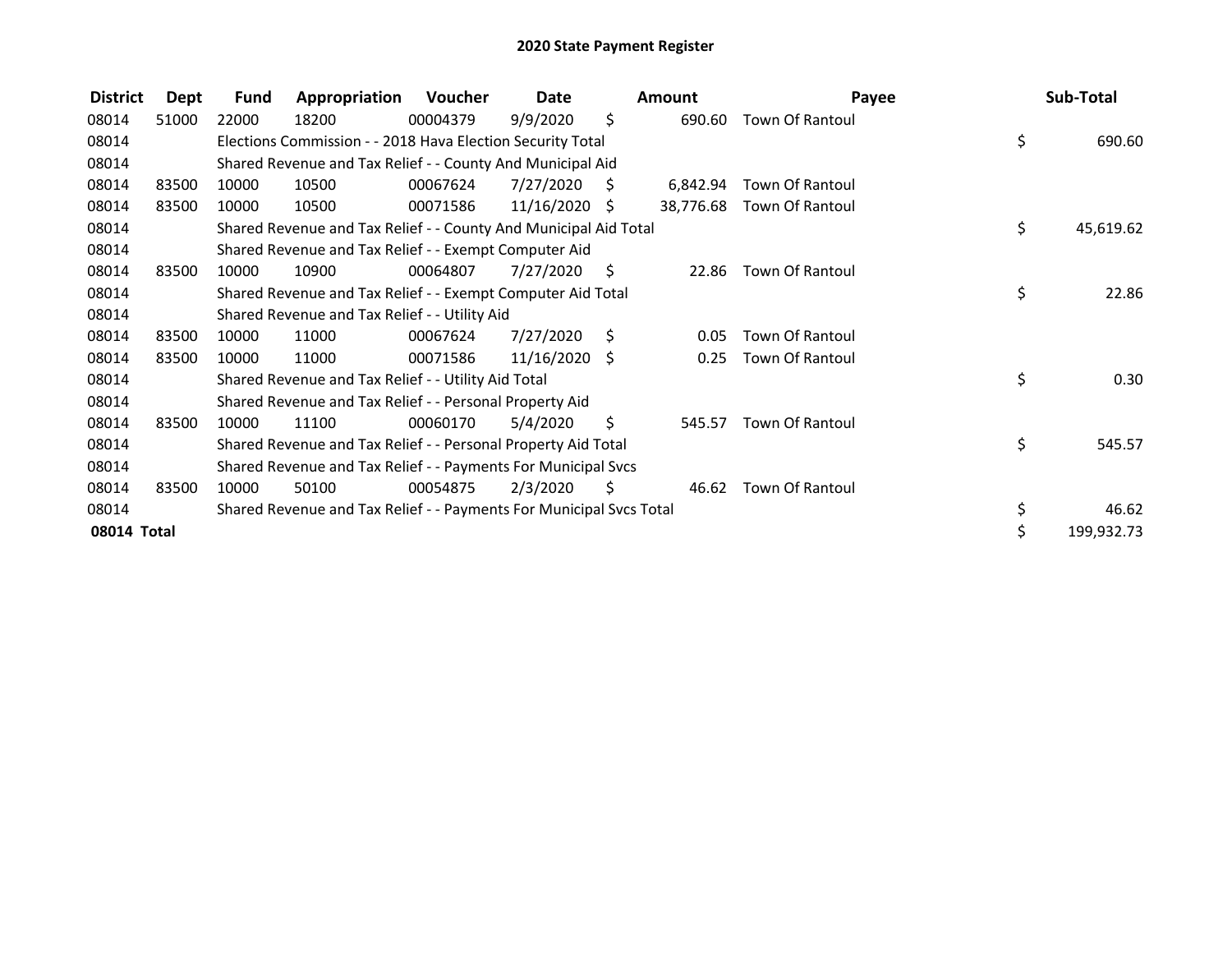# 2020 State Payment Register

| District | Dept | Fund | Appropriation | Voucher | Date | Amount | Payee | Sub-Total |
|---|---|---|---|---|---|---|---|---|
| 08014 | 51000 | 22000 | 18200 | 00004379 | 9/9/2020 | $ 690.60 | Town Of Rantoul | |
| 08014 | | Elections Commission - - 2018 Hava Election Security Total | | | | | | $ 690.60 |
| 08014 | | Shared Revenue and Tax Relief - - County And Municipal Aid | | | | | | |
| 08014 | 83500 | 10000 | 10500 | 00067624 | 7/27/2020 | $ 6,842.94 | Town Of Rantoul | |
| 08014 | 83500 | 10000 | 10500 | 00071586 | 11/16/2020 | $ 38,776.68 | Town Of Rantoul | |
| 08014 | | Shared Revenue and Tax Relief - - County And Municipal Aid Total | | | | | | $ 45,619.62 |
| 08014 | | Shared Revenue and Tax Relief - - Exempt Computer Aid | | | | | | |
| 08014 | 83500 | 10000 | 10900 | 00064807 | 7/27/2020 | $ 22.86 | Town Of Rantoul | |
| 08014 | | Shared Revenue and Tax Relief - - Exempt Computer Aid Total | | | | | | $ 22.86 |
| 08014 | | Shared Revenue and Tax Relief - - Utility Aid | | | | | | |
| 08014 | 83500 | 10000 | 11000 | 00067624 | 7/27/2020 | $ 0.05 | Town Of Rantoul | |
| 08014 | 83500 | 10000 | 11000 | 00071586 | 11/16/2020 | $ 0.25 | Town Of Rantoul | |
| 08014 | | Shared Revenue and Tax Relief - - Utility Aid Total | | | | | | $ 0.30 |
| 08014 | | Shared Revenue and Tax Relief - - Personal Property Aid | | | | | | |
| 08014 | 83500 | 10000 | 11100 | 00060170 | 5/4/2020 | $ 545.57 | Town Of Rantoul | |
| 08014 | | Shared Revenue and Tax Relief - - Personal Property Aid Total | | | | | | $ 545.57 |
| 08014 | | Shared Revenue and Tax Relief - - Payments For Municipal Svcs | | | | | | |
| 08014 | 83500 | 10000 | 50100 | 00054875 | 2/3/2020 | $ 46.62 | Town Of Rantoul | |
| 08014 | | Shared Revenue and Tax Relief - - Payments For Municipal Svcs Total | | | | | | $ 46.62 |
| **08014 Total** | | | | | | | | $ 199,932.73 |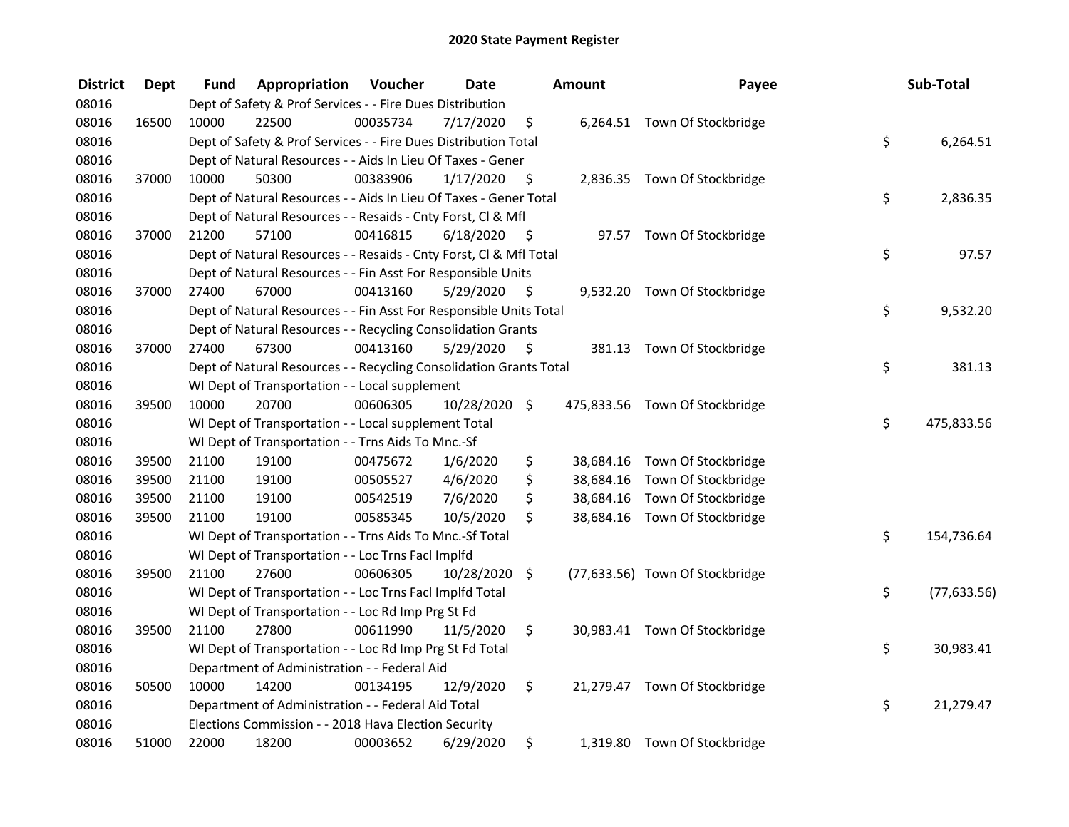## 2020 State Payment Register

| District | Dept | Fund | Appropriation | Voucher | Date | Amount | Payee | Sub-Total |
|---|---|---|---|---|---|---|---|---|
| 08016 | | Dept of Safety & Prof Services - - Fire Dues Distribution | | | | | | |
| 08016 | 16500 | 10000 | 22500 | 00035734 | 7/17/2020 | $ 6,264.51 | Town Of Stockbridge | |
| 08016 | | Dept of Safety & Prof Services - - Fire Dues Distribution Total | | | | | | $ 6,264.51 |
| 08016 | | Dept of Natural Resources - - Aids In Lieu Of Taxes - Gener | | | | | | |
| 08016 | 37000 | 10000 | 50300 | 00383906 | 1/17/2020 | $ 2,836.35 | Town Of Stockbridge | |
| 08016 | | Dept of Natural Resources - - Aids In Lieu Of Taxes - Gener Total | | | | | | $ 2,836.35 |
| 08016 | | Dept of Natural Resources - - Resaids - Cnty Forst, Cl & Mfl | | | | | | |
| 08016 | 37000 | 21200 | 57100 | 00416815 | 6/18/2020 | $ 97.57 | Town Of Stockbridge | |
| 08016 | | Dept of Natural Resources - - Resaids - Cnty Forst, Cl & Mfl Total | | | | | | $ 97.57 |
| 08016 | | Dept of Natural Resources - - Fin Asst For Responsible Units | | | | | | |
| 08016 | 37000 | 27400 | 67000 | 00413160 | 5/29/2020 | $ 9,532.20 | Town Of Stockbridge | |
| 08016 | | Dept of Natural Resources - - Fin Asst For Responsible Units Total | | | | | | $ 9,532.20 |
| 08016 | | Dept of Natural Resources - - Recycling Consolidation Grants | | | | | | |
| 08016 | 37000 | 27400 | 67300 | 00413160 | 5/29/2020 | $ 381.13 | Town Of Stockbridge | |
| 08016 | | Dept of Natural Resources - - Recycling Consolidation Grants Total | | | | | | $ 381.13 |
| 08016 | | WI Dept of Transportation - - Local supplement | | | | | | |
| 08016 | 39500 | 10000 | 20700 | 00606305 | 10/28/2020 | $ 475,833.56 | Town Of Stockbridge | |
| 08016 | | WI Dept of Transportation - - Local supplement Total | | | | | | $ 475,833.56 |
| 08016 | | WI Dept of Transportation - - Trns Aids To Mnc.-Sf | | | | | | |
| 08016 | 39500 | 21100 | 19100 | 00475672 | 1/6/2020 | $ 38,684.16 | Town Of Stockbridge | |
| 08016 | 39500 | 21100 | 19100 | 00505527 | 4/6/2020 | $ 38,684.16 | Town Of Stockbridge | |
| 08016 | 39500 | 21100 | 19100 | 00542519 | 7/6/2020 | $ 38,684.16 | Town Of Stockbridge | |
| 08016 | 39500 | 21100 | 19100 | 00585345 | 10/5/2020 | $ 38,684.16 | Town Of Stockbridge | |
| 08016 | | WI Dept of Transportation - - Trns Aids To Mnc.-Sf Total | | | | | | $ 154,736.64 |
| 08016 | | WI Dept of Transportation - - Loc Trns Facl Implfd | | | | | | |
| 08016 | 39500 | 21100 | 27600 | 00606305 | 10/28/2020 | $ (77,633.56) | Town Of Stockbridge | |
| 08016 | | WI Dept of Transportation - - Loc Trns Facl Implfd Total | | | | | | $ (77,633.56) |
| 08016 | | WI Dept of Transportation - - Loc Rd Imp Prg St Fd | | | | | | |
| 08016 | 39500 | 21100 | 27800 | 00611990 | 11/5/2020 | $ 30,983.41 | Town Of Stockbridge | |
| 08016 | | WI Dept of Transportation - - Loc Rd Imp Prg St Fd Total | | | | | | $ 30,983.41 |
| 08016 | | Department of Administration - - Federal Aid | | | | | | |
| 08016 | 50500 | 10000 | 14200 | 00134195 | 12/9/2020 | $ 21,279.47 | Town Of Stockbridge | |
| 08016 | | Department of Administration - - Federal Aid Total | | | | | | $ 21,279.47 |
| 08016 | | Elections Commission - - 2018 Hava Election Security | | | | | | |
| 08016 | 51000 | 22000 | 18200 | 00003652 | 6/29/2020 | $ 1,319.80 | Town Of Stockbridge | |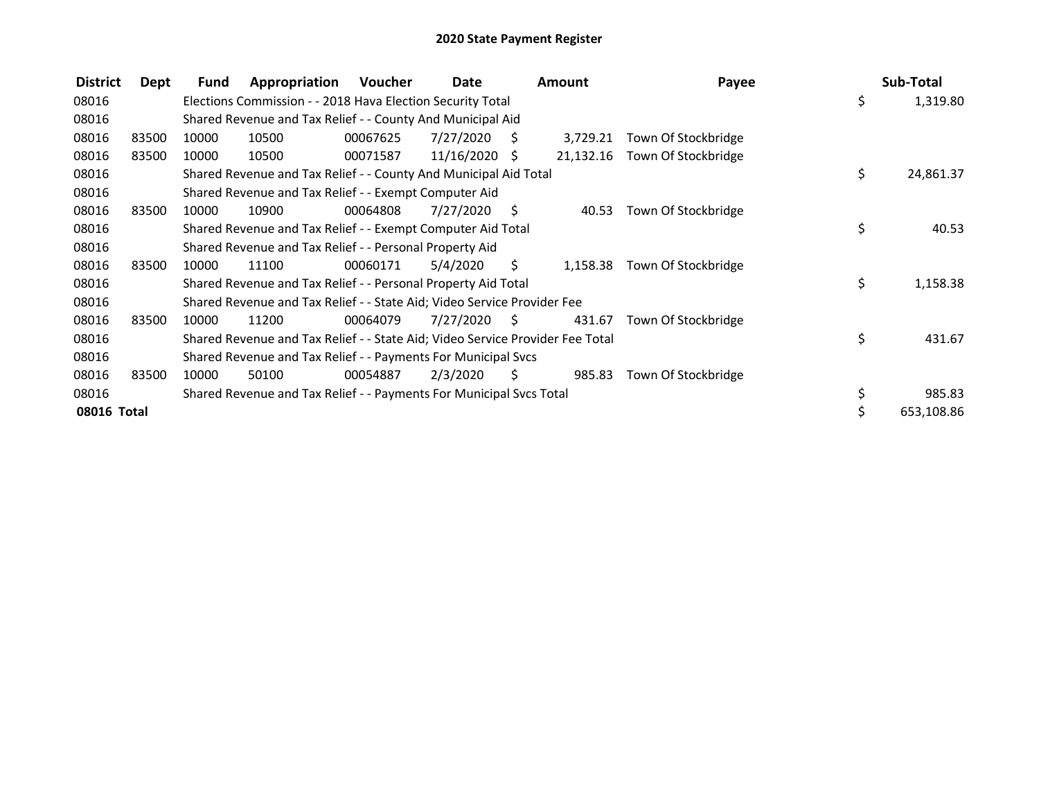# 2020 State Payment Register

| District | Dept | Fund | Appropriation | Voucher | Date | Amount | Payee | Sub-Total |
|---|---|---|---|---|---|---|---|---|
| 08016 | | Elections Commission - - 2018 Hava Election Security Total | | | | | | $ 1,319.80 |
| 08016 | | Shared Revenue and Tax Relief - - County And Municipal Aid | | | | | | |
| 08016 | 83500 | 10000 | 10500 | 00067625 | 7/27/2020 | $ 3,729.21 | Town Of Stockbridge | |
| 08016 | 83500 | 10000 | 10500 | 00071587 | 11/16/2020 | $ 21,132.16 | Town Of Stockbridge | |
| 08016 | | Shared Revenue and Tax Relief - - County And Municipal Aid Total | | | | | | $ 24,861.37 |
| 08016 | | Shared Revenue and Tax Relief - - Exempt Computer Aid | | | | | | |
| 08016 | 83500 | 10000 | 10900 | 00064808 | 7/27/2020 | $ 40.53 | Town Of Stockbridge | |
| 08016 | | Shared Revenue and Tax Relief - - Exempt Computer Aid Total | | | | | | $ 40.53 |
| 08016 | | Shared Revenue and Tax Relief - - Personal Property Aid | | | | | | |
| 08016 | 83500 | 10000 | 11100 | 00060171 | 5/4/2020 | $ 1,158.38 | Town Of Stockbridge | |
| 08016 | | Shared Revenue and Tax Relief - - Personal Property Aid Total | | | | | | $ 1,158.38 |
| 08016 | | Shared Revenue and Tax Relief - - State Aid; Video Service Provider Fee | | | | | | |
| 08016 | 83500 | 10000 | 11200 | 00064079 | 7/27/2020 | $ 431.67 | Town Of Stockbridge | |
| 08016 | | Shared Revenue and Tax Relief - - State Aid; Video Service Provider Fee Total | | | | | | $ 431.67 |
| 08016 | | Shared Revenue and Tax Relief - - Payments For Municipal Svcs | | | | | | |
| 08016 | 83500 | 10000 | 50100 | 00054887 | 2/3/2020 | $ 985.83 | Town Of Stockbridge | |
| 08016 | | Shared Revenue and Tax Relief - - Payments For Municipal Svcs Total | | | | | | $ 985.83 |
| **08016 Total** | | | | | | | | $ 653,108.86 |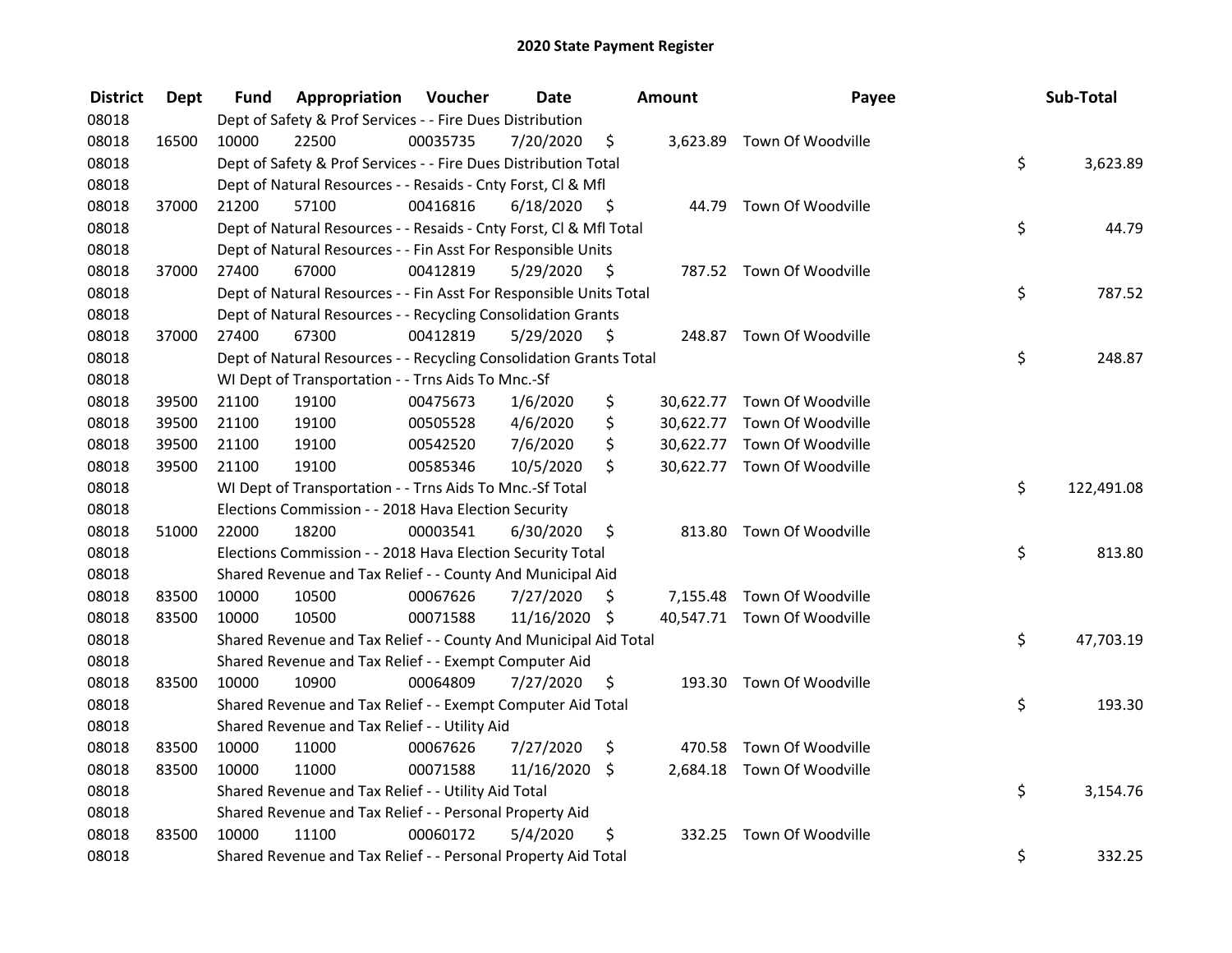# 2020 State Payment Register

| District | Dept | Fund | Appropriation | Voucher | Date | Amount | Payee | Sub-Total |
|---|---|---|---|---|---|---|---|---|
| 08018 | | Dept of Safety & Prof Services - - Fire Dues Distribution | | | | | | |
| 08018 | 16500 | 10000 | 22500 | 00035735 | 7/20/2020 | $ 3,623.89 | Town Of Woodville | |
| 08018 | | Dept of Safety & Prof Services - - Fire Dues Distribution Total | | | | | | $ 3,623.89 |
| 08018 | | Dept of Natural Resources - - Resaids - Cnty Forst, Cl & Mfl | | | | | | |
| 08018 | 37000 | 21200 | 57100 | 00416816 | 6/18/2020 | $ 44.79 | Town Of Woodville | |
| 08018 | | Dept of Natural Resources - - Resaids - Cnty Forst, Cl & Mfl Total | | | | | | $ 44.79 |
| 08018 | | Dept of Natural Resources - - Fin Asst For Responsible Units | | | | | | |
| 08018 | 37000 | 27400 | 67000 | 00412819 | 5/29/2020 | $ 787.52 | Town Of Woodville | |
| 08018 | | Dept of Natural Resources - - Fin Asst For Responsible Units Total | | | | | | $ 787.52 |
| 08018 | | Dept of Natural Resources - - Recycling Consolidation Grants | | | | | | |
| 08018 | 37000 | 27400 | 67300 | 00412819 | 5/29/2020 | $ 248.87 | Town Of Woodville | |
| 08018 | | Dept of Natural Resources - - Recycling Consolidation Grants Total | | | | | | $ 248.87 |
| 08018 | | WI Dept of Transportation - - Trns Aids To Mnc.-Sf | | | | | | |
| 08018 | 39500 | 21100 | 19100 | 00475673 | 1/6/2020 | $ 30,622.77 | Town Of Woodville | |
| 08018 | 39500 | 21100 | 19100 | 00505528 | 4/6/2020 | $ 30,622.77 | Town Of Woodville | |
| 08018 | 39500 | 21100 | 19100 | 00542520 | 7/6/2020 | $ 30,622.77 | Town Of Woodville | |
| 08018 | 39500 | 21100 | 19100 | 00585346 | 10/5/2020 | $ 30,622.77 | Town Of Woodville | |
| 08018 | | WI Dept of Transportation - - Trns Aids To Mnc.-Sf Total | | | | | | $ 122,491.08 |
| 08018 | | Elections Commission - - 2018 Hava Election Security | | | | | | |
| 08018 | 51000 | 22000 | 18200 | 00003541 | 6/30/2020 | $ 813.80 | Town Of Woodville | |
| 08018 | | Elections Commission - - 2018 Hava Election Security Total | | | | | | $ 813.80 |
| 08018 | | Shared Revenue and Tax Relief - - County And Municipal Aid | | | | | | |
| 08018 | 83500 | 10000 | 10500 | 00067626 | 7/27/2020 | $ 7,155.48 | Town Of Woodville | |
| 08018 | 83500 | 10000 | 10500 | 00071588 | 11/16/2020 | $ 40,547.71 | Town Of Woodville | |
| 08018 | | Shared Revenue and Tax Relief - - County And Municipal Aid Total | | | | | | $ 47,703.19 |
| 08018 | | Shared Revenue and Tax Relief - - Exempt Computer Aid | | | | | | |
| 08018 | 83500 | 10000 | 10900 | 00064809 | 7/27/2020 | $ 193.30 | Town Of Woodville | |
| 08018 | | Shared Revenue and Tax Relief - - Exempt Computer Aid Total | | | | | | $ 193.30 |
| 08018 | | Shared Revenue and Tax Relief - - Utility Aid | | | | | | |
| 08018 | 83500 | 10000 | 11000 | 00067626 | 7/27/2020 | $ 470.58 | Town Of Woodville | |
| 08018 | 83500 | 10000 | 11000 | 00071588 | 11/16/2020 | $ 2,684.18 | Town Of Woodville | |
| 08018 | | Shared Revenue and Tax Relief - - Utility Aid Total | | | | | | $ 3,154.76 |
| 08018 | | Shared Revenue and Tax Relief - - Personal Property Aid | | | | | | |
| 08018 | 83500 | 10000 | 11100 | 00060172 | 5/4/2020 | $ 332.25 | Town Of Woodville | |
| 08018 | | Shared Revenue and Tax Relief - - Personal Property Aid Total | | | | | | $ 332.25 |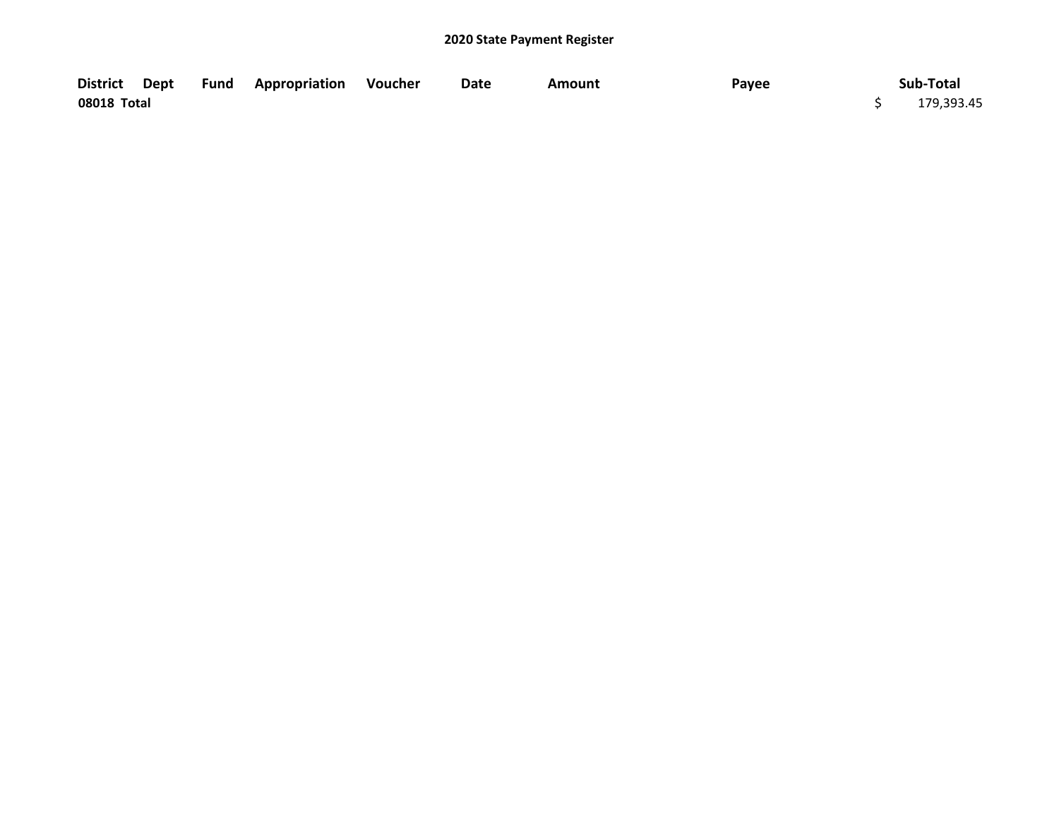## 2020 State Payment Register

| District | Dept | Fund | Appropriation | Voucher | Date | Amount | Payee | Sub-Total |
|---|---|---|---|---|---|---|---|---|
| **08018 Total** | | | | | | | | $ 179,393.45 |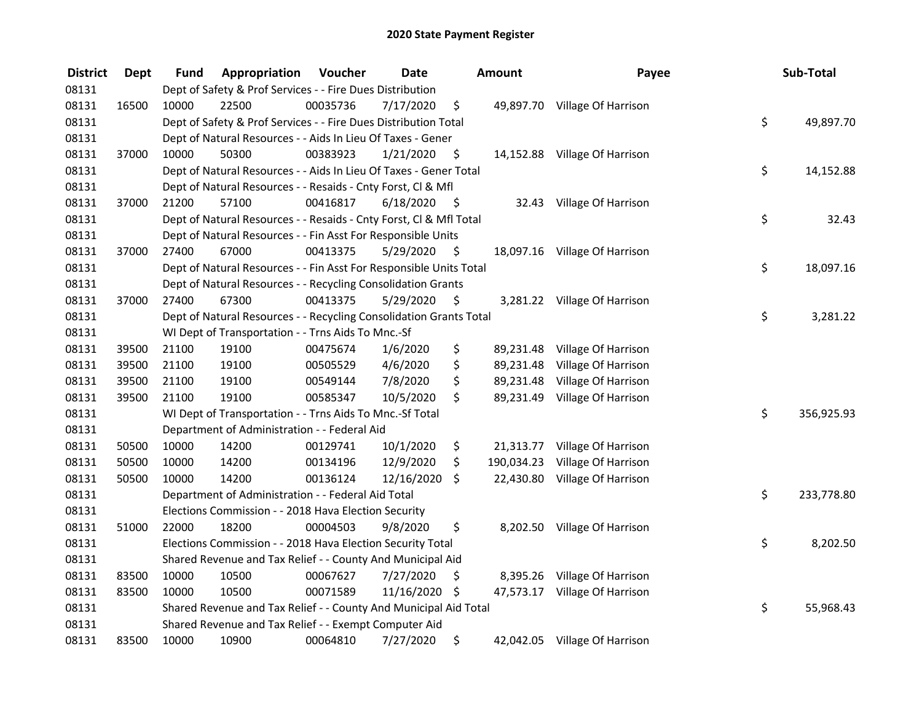# 2020 State Payment Register

| District | Dept | Fund | Appropriation | Voucher | Date | Amount | Payee | Sub-Total |
|---|---|---|---|---|---|---|---|---|
| 08131 | | Dept of Safety & Prof Services - - Fire Dues Distribution | | | | | | |
| 08131 | 16500 | 10000 | 22500 | 00035736 | 7/17/2020 | $ 49,897.70 | Village Of Harrison | |
| 08131 | | Dept of Safety & Prof Services - - Fire Dues Distribution Total | | | | | | $ 49,897.70 |
| 08131 | | Dept of Natural Resources - - Aids In Lieu Of Taxes - Gener | | | | | | |
| 08131 | 37000 | 10000 | 50300 | 00383923 | 1/21/2020 | $ 14,152.88 | Village Of Harrison | |
| 08131 | | Dept of Natural Resources - - Aids In Lieu Of Taxes - Gener Total | | | | | | $ 14,152.88 |
| 08131 | | Dept of Natural Resources - - Resaids - Cnty Forst, Cl & Mfl | | | | | | |
| 08131 | 37000 | 21200 | 57100 | 00416817 | 6/18/2020 | $ 32.43 | Village Of Harrison | |
| 08131 | | Dept of Natural Resources - - Resaids - Cnty Forst, Cl & Mfl Total | | | | | | $ 32.43 |
| 08131 | | Dept of Natural Resources - - Fin Asst For Responsible Units | | | | | | |
| 08131 | 37000 | 27400 | 67000 | 00413375 | 5/29/2020 | $ 18,097.16 | Village Of Harrison | |
| 08131 | | Dept of Natural Resources - - Fin Asst For Responsible Units Total | | | | | | $ 18,097.16 |
| 08131 | | Dept of Natural Resources - - Recycling Consolidation Grants | | | | | | |
| 08131 | 37000 | 27400 | 67300 | 00413375 | 5/29/2020 | $ 3,281.22 | Village Of Harrison | |
| 08131 | | Dept of Natural Resources - - Recycling Consolidation Grants Total | | | | | | $ 3,281.22 |
| 08131 | | WI Dept of Transportation - - Trns Aids To Mnc.-Sf | | | | | | |
| 08131 | 39500 | 21100 | 19100 | 00475674 | 1/6/2020 | $ 89,231.48 | Village Of Harrison | |
| 08131 | 39500 | 21100 | 19100 | 00505529 | 4/6/2020 | $ 89,231.48 | Village Of Harrison | |
| 08131 | 39500 | 21100 | 19100 | 00549144 | 7/8/2020 | $ 89,231.48 | Village Of Harrison | |
| 08131 | 39500 | 21100 | 19100 | 00585347 | 10/5/2020 | $ 89,231.49 | Village Of Harrison | |
| 08131 | | WI Dept of Transportation - - Trns Aids To Mnc.-Sf Total | | | | | | $ 356,925.93 |
| 08131 | | Department of Administration - - Federal Aid | | | | | | |
| 08131 | 50500 | 10000 | 14200 | 00129741 | 10/1/2020 | $ 21,313.77 | Village Of Harrison | |
| 08131 | 50500 | 10000 | 14200 | 00134196 | 12/9/2020 | $ 190,034.23 | Village Of Harrison | |
| 08131 | 50500 | 10000 | 14200 | 00136124 | 12/16/2020 | $ 22,430.80 | Village Of Harrison | |
| 08131 | | Department of Administration - - Federal Aid Total | | | | | | $ 233,778.80 |
| 08131 | | Elections Commission - - 2018 Hava Election Security | | | | | | |
| 08131 | 51000 | 22000 | 18200 | 00004503 | 9/8/2020 | $ 8,202.50 | Village Of Harrison | |
| 08131 | | Elections Commission - - 2018 Hava Election Security Total | | | | | | $ 8,202.50 |
| 08131 | | Shared Revenue and Tax Relief - - County And Municipal Aid | | | | | | |
| 08131 | 83500 | 10000 | 10500 | 00067627 | 7/27/2020 | $ 8,395.26 | Village Of Harrison | |
| 08131 | 83500 | 10000 | 10500 | 00071589 | 11/16/2020 | $ 47,573.17 | Village Of Harrison | |
| 08131 | | Shared Revenue and Tax Relief - - County And Municipal Aid Total | | | | | | $ 55,968.43 |
| 08131 | | Shared Revenue and Tax Relief - - Exempt Computer Aid | | | | | | |
| 08131 | 83500 | 10000 | 10900 | 00064810 | 7/27/2020 | $ 42,042.05 | Village Of Harrison | |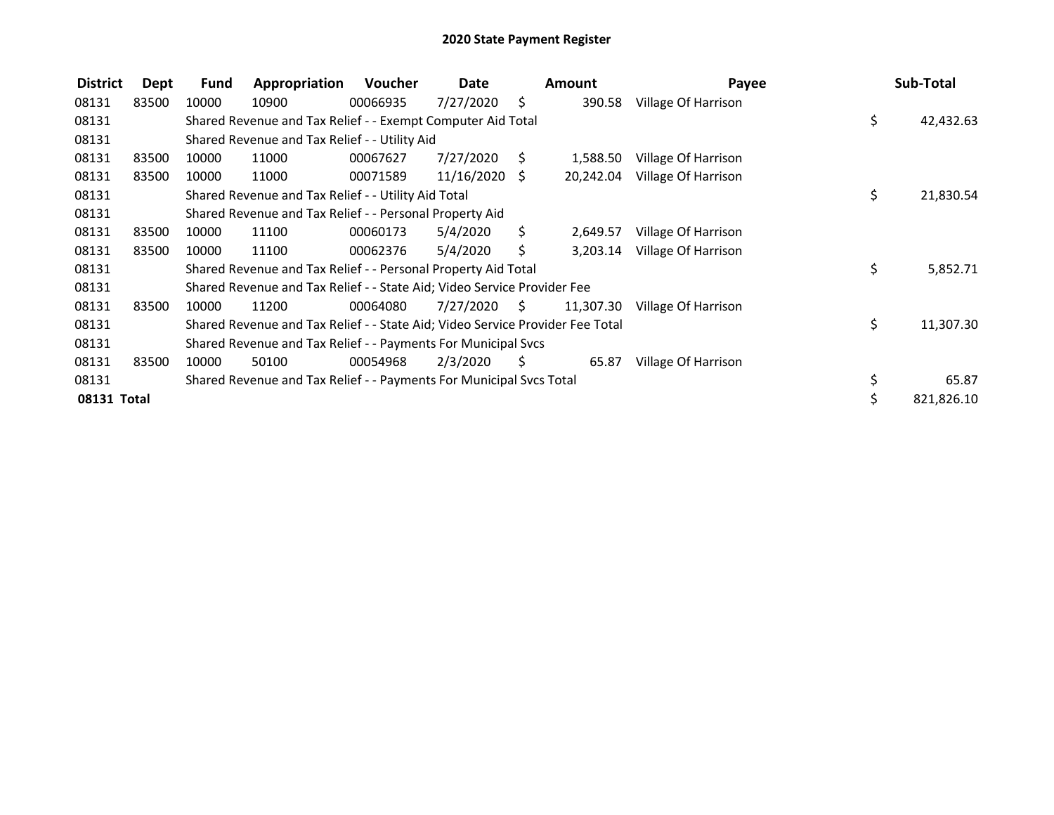# 2020 State Payment Register

| District | Dept | Fund | Appropriation | Voucher | Date | Amount | Payee | Sub-Total |
|---|---|---|---|---|---|---|---|---|
| 08131 | 83500 | 10000 | 10900 | 00066935 | 7/27/2020 | $ 390.58 | Village Of Harrison | |
| 08131 | | Shared Revenue and Tax Relief - - Exempt Computer Aid Total | | | | | | $ 42,432.63 |
| 08131 | | Shared Revenue and Tax Relief - - Utility Aid | | | | | | |
| 08131 | 83500 | 10000 | 11000 | 00067627 | 7/27/2020 | $ 1,588.50 | Village Of Harrison | |
| 08131 | 83500 | 10000 | 11000 | 00071589 | 11/16/2020 | $ 20,242.04 | Village Of Harrison | |
| 08131 | | Shared Revenue and Tax Relief - - Utility Aid Total | | | | | | $ 21,830.54 |
| 08131 | | Shared Revenue and Tax Relief - - Personal Property Aid | | | | | | |
| 08131 | 83500 | 10000 | 11100 | 00060173 | 5/4/2020 | $ 2,649.57 | Village Of Harrison | |
| 08131 | 83500 | 10000 | 11100 | 00062376 | 5/4/2020 | $ 3,203.14 | Village Of Harrison | |
| 08131 | | Shared Revenue and Tax Relief - - Personal Property Aid Total | | | | | | $ 5,852.71 |
| 08131 | | Shared Revenue and Tax Relief - - State Aid; Video Service Provider Fee | | | | | | |
| 08131 | 83500 | 10000 | 11200 | 00064080 | 7/27/2020 | $ 11,307.30 | Village Of Harrison | |
| 08131 | | Shared Revenue and Tax Relief - - State Aid; Video Service Provider Fee Total | | | | | | $ 11,307.30 |
| 08131 | | Shared Revenue and Tax Relief - - Payments For Municipal Svcs | | | | | | |
| 08131 | 83500 | 10000 | 50100 | 00054968 | 2/3/2020 | $ 65.87 | Village Of Harrison | |
| 08131 | | Shared Revenue and Tax Relief - - Payments For Municipal Svcs Total | | | | | | $ 65.87 |
| **08131 Total** | | | | | | | | $ 821,826.10 |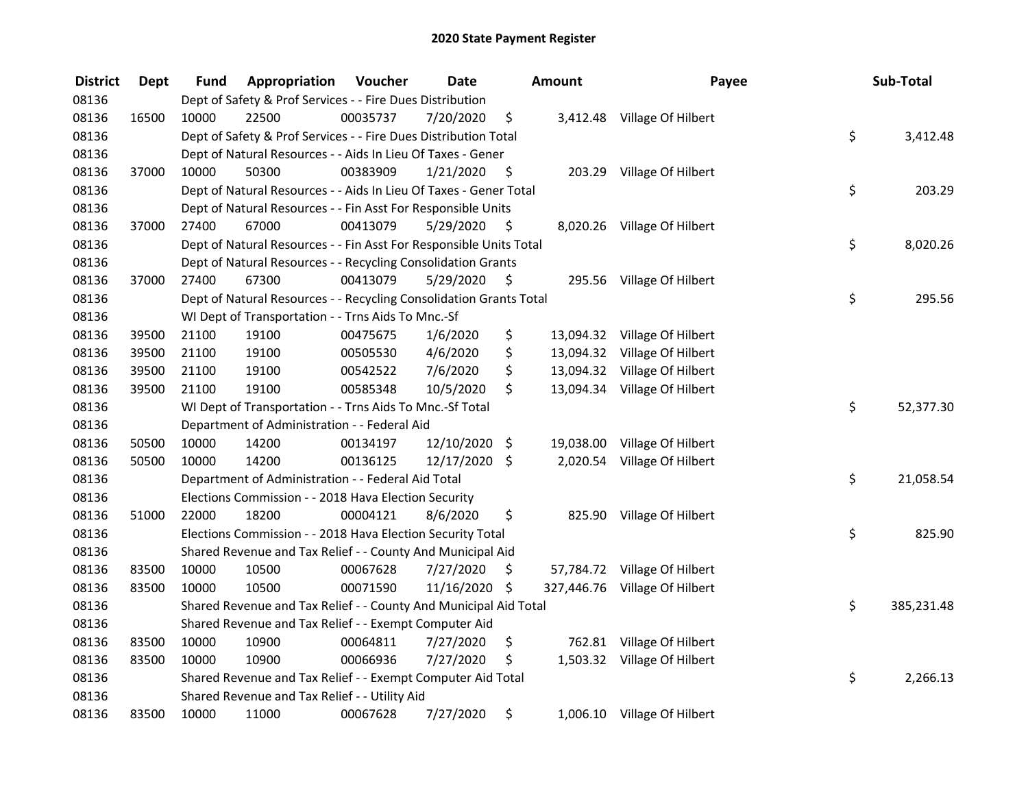# 2020 State Payment Register

| District | Dept | Fund | Appropriation | Voucher | Date | Amount | Payee | Sub-Total |
|---|---|---|---|---|---|---|---|---|
| 08136 | | Dept of Safety & Prof Services - - Fire Dues Distribution | | | | | | |
| 08136 | 16500 | 10000 | 22500 | 00035737 | 7/20/2020 | $ 3,412.48 | Village Of Hilbert | |
| 08136 | | Dept of Safety & Prof Services - - Fire Dues Distribution Total | | | | | | $ 3,412.48 |
| 08136 | | Dept of Natural Resources - - Aids In Lieu Of Taxes - Gener | | | | | | |
| 08136 | 37000 | 10000 | 50300 | 00383909 | 1/21/2020 | $ 203.29 | Village Of Hilbert | |
| 08136 | | Dept of Natural Resources - - Aids In Lieu Of Taxes - Gener Total | | | | | | $ 203.29 |
| 08136 | | Dept of Natural Resources - - Fin Asst For Responsible Units | | | | | | |
| 08136 | 37000 | 27400 | 67000 | 00413079 | 5/29/2020 | $ 8,020.26 | Village Of Hilbert | |
| 08136 | | Dept of Natural Resources - - Fin Asst For Responsible Units Total | | | | | | $ 8,020.26 |
| 08136 | | Dept of Natural Resources - - Recycling Consolidation Grants | | | | | | |
| 08136 | 37000 | 27400 | 67300 | 00413079 | 5/29/2020 | $ 295.56 | Village Of Hilbert | |
| 08136 | | Dept of Natural Resources - - Recycling Consolidation Grants Total | | | | | | $ 295.56 |
| 08136 | | WI Dept of Transportation - - Trns Aids To Mnc.-Sf | | | | | | |
| 08136 | 39500 | 21100 | 19100 | 00475675 | 1/6/2020 | $ 13,094.32 | Village Of Hilbert | |
| 08136 | 39500 | 21100 | 19100 | 00505530 | 4/6/2020 | $ 13,094.32 | Village Of Hilbert | |
| 08136 | 39500 | 21100 | 19100 | 00542522 | 7/6/2020 | $ 13,094.32 | Village Of Hilbert | |
| 08136 | 39500 | 21100 | 19100 | 00585348 | 10/5/2020 | $ 13,094.34 | Village Of Hilbert | |
| 08136 | | WI Dept of Transportation - - Trns Aids To Mnc.-Sf Total | | | | | | $ 52,377.30 |
| 08136 | | Department of Administration - - Federal Aid | | | | | | |
| 08136 | 50500 | 10000 | 14200 | 00134197 | 12/10/2020 | $ 19,038.00 | Village Of Hilbert | |
| 08136 | 50500 | 10000 | 14200 | 00136125 | 12/17/2020 | $ 2,020.54 | Village Of Hilbert | |
| 08136 | | Department of Administration - - Federal Aid Total | | | | | | $ 21,058.54 |
| 08136 | | Elections Commission - - 2018 Hava Election Security | | | | | | |
| 08136 | 51000 | 22000 | 18200 | 00004121 | 8/6/2020 | $ 825.90 | Village Of Hilbert | |
| 08136 | | Elections Commission - - 2018 Hava Election Security Total | | | | | | $ 825.90 |
| 08136 | | Shared Revenue and Tax Relief - - County And Municipal Aid | | | | | | |
| 08136 | 83500 | 10000 | 10500 | 00067628 | 7/27/2020 | $ 57,784.72 | Village Of Hilbert | |
| 08136 | 83500 | 10000 | 10500 | 00071590 | 11/16/2020 | $ 327,446.76 | Village Of Hilbert | |
| 08136 | | Shared Revenue and Tax Relief - - County And Municipal Aid Total | | | | | | $ 385,231.48 |
| 08136 | | Shared Revenue and Tax Relief - - Exempt Computer Aid | | | | | | |
| 08136 | 83500 | 10000 | 10900 | 00064811 | 7/27/2020 | $ 762.81 | Village Of Hilbert | |
| 08136 | 83500 | 10000 | 10900 | 00066936 | 7/27/2020 | $ 1,503.32 | Village Of Hilbert | |
| 08136 | | Shared Revenue and Tax Relief - - Exempt Computer Aid Total | | | | | | $ 2,266.13 |
| 08136 | | Shared Revenue and Tax Relief - - Utility Aid | | | | | | |
| 08136 | 83500 | 10000 | 11000 | 00067628 | 7/27/2020 | $ 1,006.10 | Village Of Hilbert | |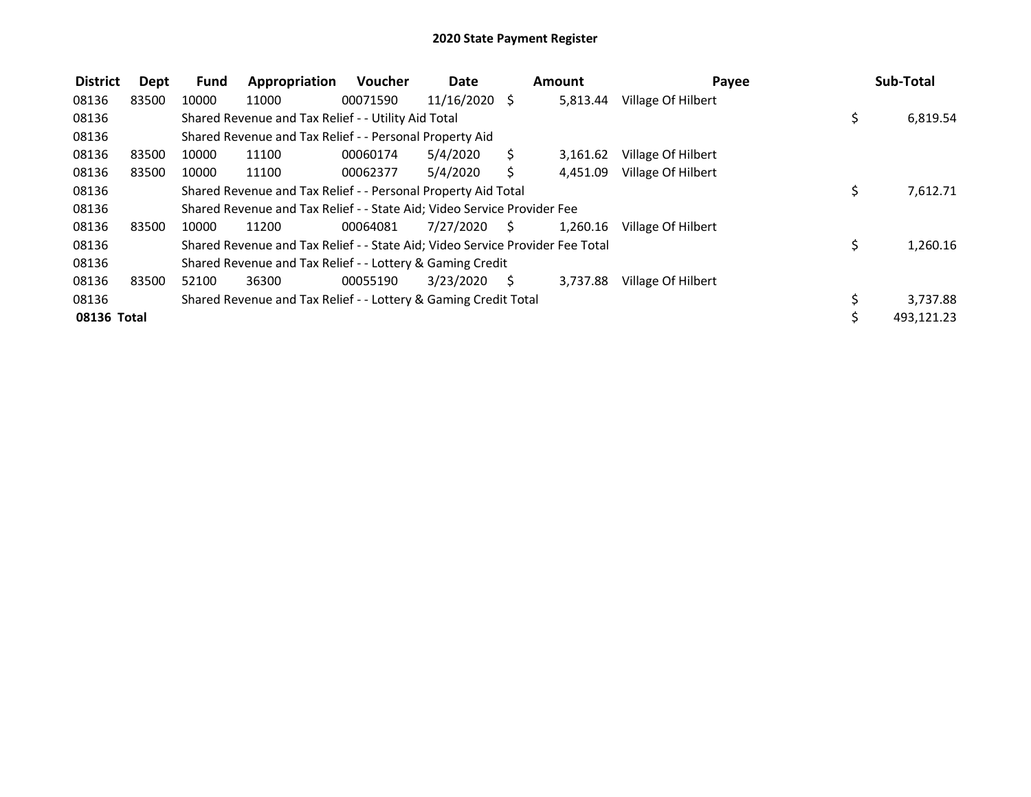# 2020 State Payment Register

| District | Dept | Fund | Appropriation | Voucher | Date | Amount | Payee | Sub-Total |
|---|---|---|---|---|---|---|---|---|
| 08136 | 83500 | 10000 | 11000 | 00071590 | 11/16/2020 | $ 5,813.44 | Village Of Hilbert | |
| 08136 | | Shared Revenue and Tax Relief - - Utility Aid Total | | | | | | $ 6,819.54 |
| 08136 | | Shared Revenue and Tax Relief - - Personal Property Aid | | | | | | |
| 08136 | 83500 | 10000 | 11100 | 00060174 | 5/4/2020 | $ 3,161.62 | Village Of Hilbert | |
| 08136 | 83500 | 10000 | 11100 | 00062377 | 5/4/2020 | $ 4,451.09 | Village Of Hilbert | |
| 08136 | | Shared Revenue and Tax Relief - - Personal Property Aid Total | | | | | | $ 7,612.71 |
| 08136 | | Shared Revenue and Tax Relief - - State Aid; Video Service Provider Fee | | | | | | |
| 08136 | 83500 | 10000 | 11200 | 00064081 | 7/27/2020 | $ 1,260.16 | Village Of Hilbert | |
| 08136 | | Shared Revenue and Tax Relief - - State Aid; Video Service Provider Fee Total | | | | | | $ 1,260.16 |
| 08136 | | Shared Revenue and Tax Relief - - Lottery & Gaming Credit | | | | | | |
| 08136 | 83500 | 52100 | 36300 | 00055190 | 3/23/2020 | $ 3,737.88 | Village Of Hilbert | |
| 08136 | | Shared Revenue and Tax Relief - - Lottery & Gaming Credit Total | | | | | | $ 3,737.88 |
| **08136 Total** | | | | | | | | $ 493,121.23 |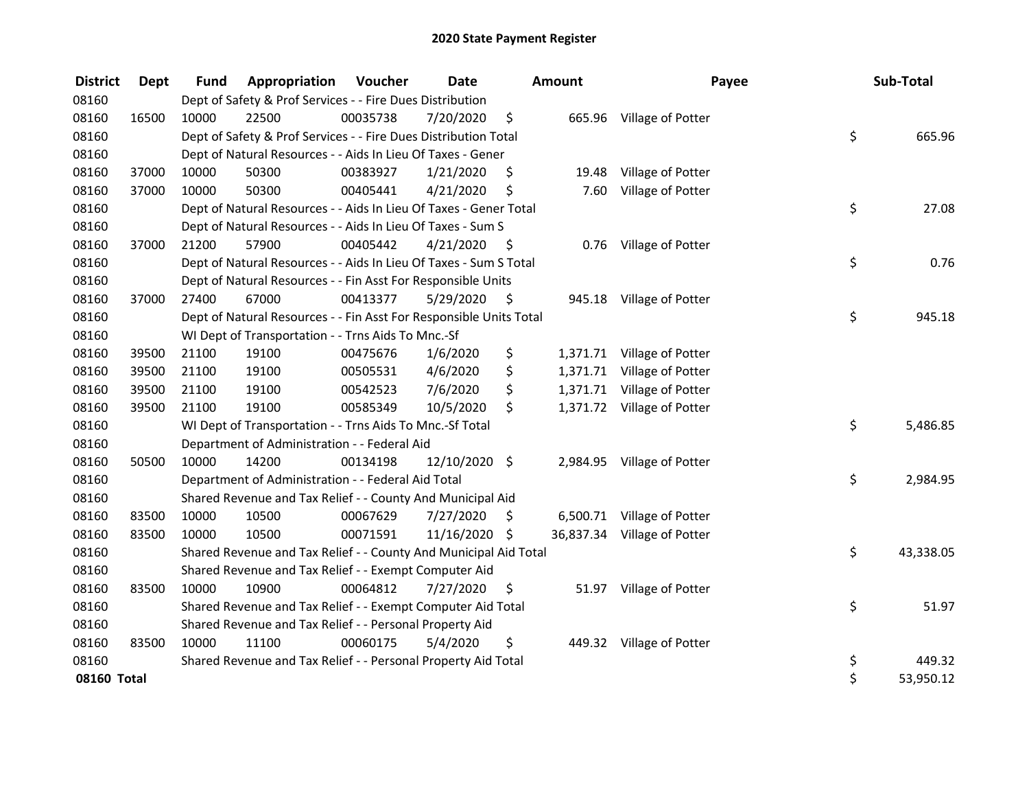# 2020 State Payment Register

| District | Dept | Fund | Appropriation | Voucher | Date | Amount | Payee | Sub-Total |
|---|---|---|---|---|---|---|---|---|
| 08160 | | Dept of Safety & Prof Services - - Fire Dues Distribution | | | | | | |
| 08160 | 16500 | 10000 | 22500 | 00035738 | 7/20/2020 | $ 665.96 | Village of Potter | |
| 08160 | | Dept of Safety & Prof Services - - Fire Dues Distribution Total | | | | | | $ 665.96 |
| 08160 | | Dept of Natural Resources - - Aids In Lieu Of Taxes - Gener | | | | | | |
| 08160 | 37000 | 10000 | 50300 | 00383927 | 1/21/2020 | $ 19.48 | Village of Potter | |
| 08160 | 37000 | 10000 | 50300 | 00405441 | 4/21/2020 | $ 7.60 | Village of Potter | |
| 08160 | | Dept of Natural Resources - - Aids In Lieu Of Taxes - Gener Total | | | | | | $ 27.08 |
| 08160 | | Dept of Natural Resources - - Aids In Lieu Of Taxes - Sum S | | | | | | |
| 08160 | 37000 | 21200 | 57900 | 00405442 | 4/21/2020 | $ 0.76 | Village of Potter | |
| 08160 | | Dept of Natural Resources - - Aids In Lieu Of Taxes - Sum S Total | | | | | | $ 0.76 |
| 08160 | | Dept of Natural Resources - - Fin Asst For Responsible Units | | | | | | |
| 08160 | 37000 | 27400 | 67000 | 00413377 | 5/29/2020 | $ 945.18 | Village of Potter | |
| 08160 | | Dept of Natural Resources - - Fin Asst For Responsible Units Total | | | | | | $ 945.18 |
| 08160 | | WI Dept of Transportation - - Trns Aids To Mnc.-Sf | | | | | | |
| 08160 | 39500 | 21100 | 19100 | 00475676 | 1/6/2020 | $ 1,371.71 | Village of Potter | |
| 08160 | 39500 | 21100 | 19100 | 00505531 | 4/6/2020 | $ 1,371.71 | Village of Potter | |
| 08160 | 39500 | 21100 | 19100 | 00542523 | 7/6/2020 | $ 1,371.71 | Village of Potter | |
| 08160 | 39500 | 21100 | 19100 | 00585349 | 10/5/2020 | $ 1,371.72 | Village of Potter | |
| 08160 | | WI Dept of Transportation - - Trns Aids To Mnc.-Sf Total | | | | | | $ 5,486.85 |
| 08160 | | Department of Administration - - Federal Aid | | | | | | |
| 08160 | 50500 | 10000 | 14200 | 00134198 | 12/10/2020 | $ 2,984.95 | Village of Potter | |
| 08160 | | Department of Administration - - Federal Aid Total | | | | | | $ 2,984.95 |
| 08160 | | Shared Revenue and Tax Relief - - County And Municipal Aid | | | | | | |
| 08160 | 83500 | 10000 | 10500 | 00067629 | 7/27/2020 | $ 6,500.71 | Village of Potter | |
| 08160 | 83500 | 10000 | 10500 | 00071591 | 11/16/2020 | $ 36,837.34 | Village of Potter | |
| 08160 | | Shared Revenue and Tax Relief - - County And Municipal Aid Total | | | | | | $ 43,338.05 |
| 08160 | | Shared Revenue and Tax Relief - - Exempt Computer Aid | | | | | | |
| 08160 | 83500 | 10000 | 10900 | 00064812 | 7/27/2020 | $ 51.97 | Village of Potter | |
| 08160 | | Shared Revenue and Tax Relief - - Exempt Computer Aid Total | | | | | | $ 51.97 |
| 08160 | | Shared Revenue and Tax Relief - - Personal Property Aid | | | | | | |
| 08160 | 83500 | 10000 | 11100 | 00060175 | 5/4/2020 | $ 449.32 | Village of Potter | |
| 08160 | | Shared Revenue and Tax Relief - - Personal Property Aid Total | | | | | | $ 449.32 |
| **08160 Total** | | | | | | | | $ 53,950.12 |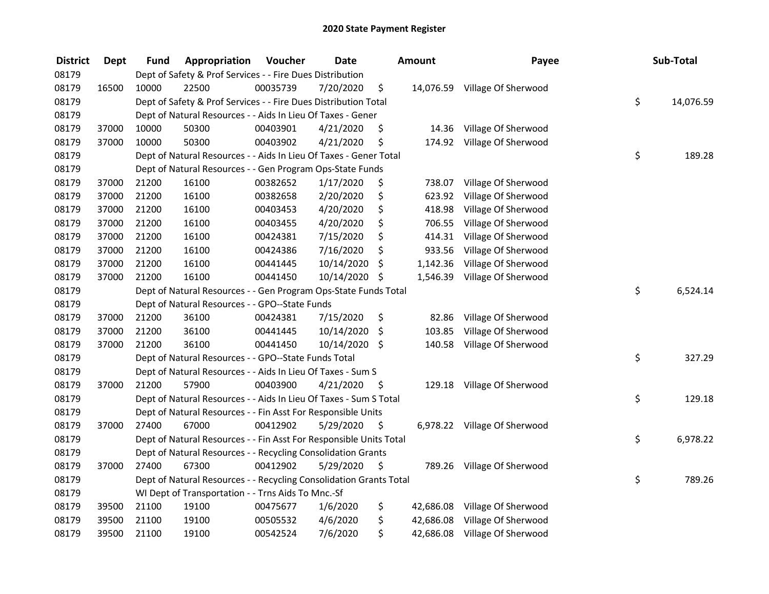# 2020 State Payment Register

| District | Dept | Fund | Appropriation | Voucher | Date | Amount | Payee | Sub-Total |
|---|---|---|---|---|---|---|---|---|
| 08179 | | Dept of Safety & Prof Services - - Fire Dues Distribution | | | | | | |
| 08179 | 16500 | 10000 | 22500 | 00035739 | 7/20/2020 | $ 14,076.59 | Village Of Sherwood | |
| 08179 | | Dept of Safety & Prof Services - - Fire Dues Distribution Total | | | | | | $ 14,076.59 |
| 08179 | | Dept of Natural Resources - - Aids In Lieu Of Taxes - Gener | | | | | | |
| 08179 | 37000 | 10000 | 50300 | 00403901 | 4/21/2020 | $ 14.36 | Village Of Sherwood | |
| 08179 | 37000 | 10000 | 50300 | 00403902 | 4/21/2020 | $ 174.92 | Village Of Sherwood | |
| 08179 | | Dept of Natural Resources - - Aids In Lieu Of Taxes - Gener Total | | | | | | $ 189.28 |
| 08179 | | Dept of Natural Resources - - Gen Program Ops-State Funds | | | | | | |
| 08179 | 37000 | 21200 | 16100 | 00382652 | 1/17/2020 | $ 738.07 | Village Of Sherwood | |
| 08179 | 37000 | 21200 | 16100 | 00382658 | 2/20/2020 | $ 623.92 | Village Of Sherwood | |
| 08179 | 37000 | 21200 | 16100 | 00403453 | 4/20/2020 | $ 418.98 | Village Of Sherwood | |
| 08179 | 37000 | 21200 | 16100 | 00403455 | 4/20/2020 | $ 706.55 | Village Of Sherwood | |
| 08179 | 37000 | 21200 | 16100 | 00424381 | 7/15/2020 | $ 414.31 | Village Of Sherwood | |
| 08179 | 37000 | 21200 | 16100 | 00424386 | 7/16/2020 | $ 933.56 | Village Of Sherwood | |
| 08179 | 37000 | 21200 | 16100 | 00441445 | 10/14/2020 | $ 1,142.36 | Village Of Sherwood | |
| 08179 | 37000 | 21200 | 16100 | 00441450 | 10/14/2020 | $ 1,546.39 | Village Of Sherwood | |
| 08179 | | Dept of Natural Resources - - Gen Program Ops-State Funds Total | | | | | | $ 6,524.14 |
| 08179 | | Dept of Natural Resources - - GPO--State Funds | | | | | | |
| 08179 | 37000 | 21200 | 36100 | 00424381 | 7/15/2020 | $ 82.86 | Village Of Sherwood | |
| 08179 | 37000 | 21200 | 36100 | 00441445 | 10/14/2020 | $ 103.85 | Village Of Sherwood | |
| 08179 | 37000 | 21200 | 36100 | 00441450 | 10/14/2020 | $ 140.58 | Village Of Sherwood | |
| 08179 | | Dept of Natural Resources - - GPO--State Funds Total | | | | | | $ 327.29 |
| 08179 | | Dept of Natural Resources - - Aids In Lieu Of Taxes - Sum S | | | | | | |
| 08179 | 37000 | 21200 | 57900 | 00403900 | 4/21/2020 | $ 129.18 | Village Of Sherwood | |
| 08179 | | Dept of Natural Resources - - Aids In Lieu Of Taxes - Sum S Total | | | | | | $ 129.18 |
| 08179 | | Dept of Natural Resources - - Fin Asst For Responsible Units | | | | | | |
| 08179 | 37000 | 27400 | 67000 | 00412902 | 5/29/2020 | $ 6,978.22 | Village Of Sherwood | |
| 08179 | | Dept of Natural Resources - - Fin Asst For Responsible Units Total | | | | | | $ 6,978.22 |
| 08179 | | Dept of Natural Resources - - Recycling Consolidation Grants | | | | | | |
| 08179 | 37000 | 27400 | 67300 | 00412902 | 5/29/2020 | $ 789.26 | Village Of Sherwood | |
| 08179 | | Dept of Natural Resources - - Recycling Consolidation Grants Total | | | | | | $ 789.26 |
| 08179 | | WI Dept of Transportation - - Trns Aids To Mnc.-Sf | | | | | | |
| 08179 | 39500 | 21100 | 19100 | 00475677 | 1/6/2020 | $ 42,686.08 | Village Of Sherwood | |
| 08179 | 39500 | 21100 | 19100 | 00505532 | 4/6/2020 | $ 42,686.08 | Village Of Sherwood | |
| 08179 | 39500 | 21100 | 19100 | 00542524 | 7/6/2020 | $ 42,686.08 | Village Of Sherwood | |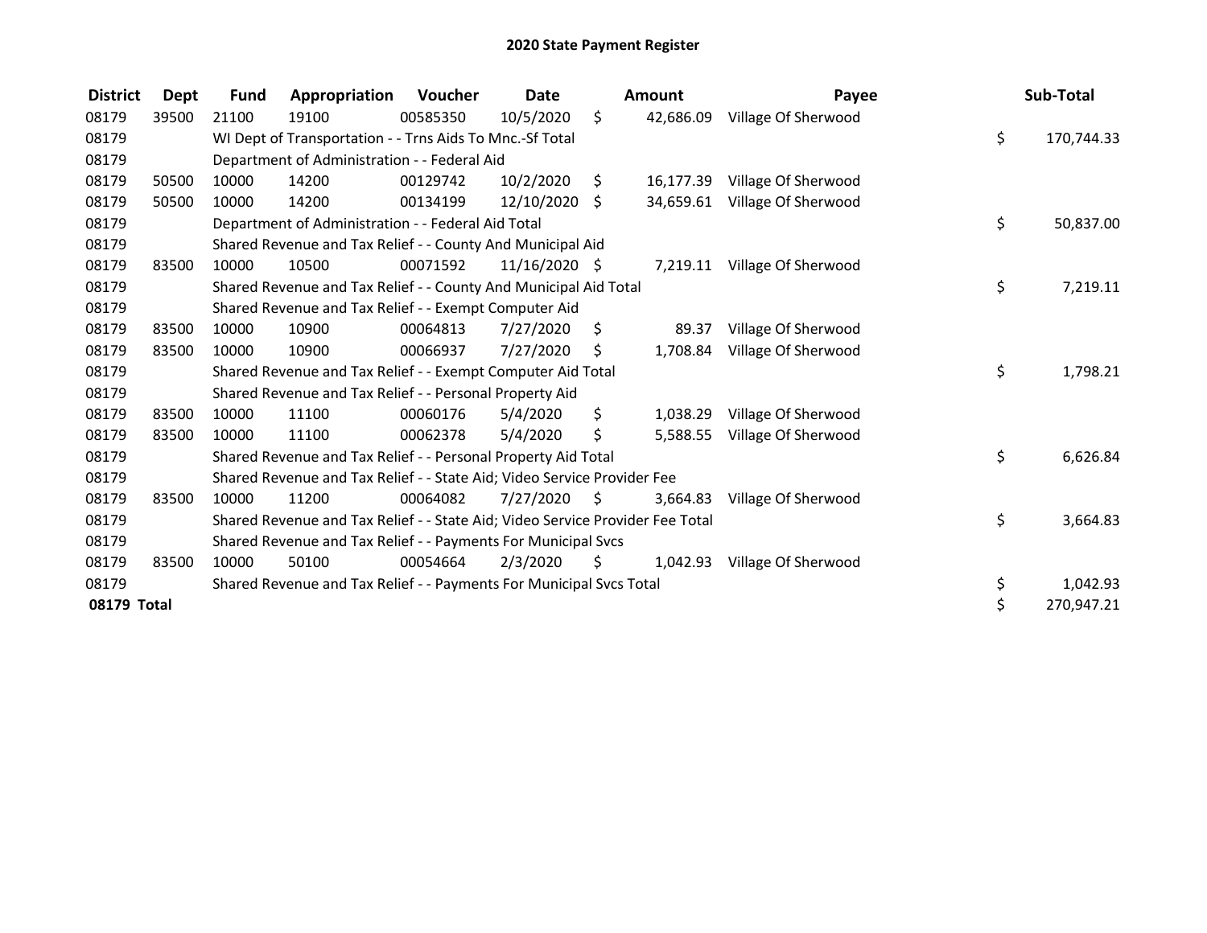# 2020 State Payment Register

| District | Dept | Fund | Appropriation | Voucher | Date | Amount | Payee | Sub-Total |
|---|---|---|---|---|---|---|---|---|
| 08179 | 39500 | 21100 | 19100 | 00585350 | 10/5/2020 | $ 42,686.09 | Village Of Sherwood | |
| 08179 | | WI Dept of Transportation - - Trns Aids To Mnc.-Sf Total | | | | | | $ 170,744.33 |
| 08179 | | Department of Administration - - Federal Aid | | | | | | |
| 08179 | 50500 | 10000 | 14200 | 00129742 | 10/2/2020 | $ 16,177.39 | Village Of Sherwood | |
| 08179 | 50500 | 10000 | 14200 | 00134199 | 12/10/2020 | $ 34,659.61 | Village Of Sherwood | |
| 08179 | | Department of Administration - - Federal Aid Total | | | | | | $ 50,837.00 |
| 08179 | | Shared Revenue and Tax Relief - - County And Municipal Aid | | | | | | |
| 08179 | 83500 | 10000 | 10500 | 00071592 | 11/16/2020 | $ 7,219.11 | Village Of Sherwood | |
| 08179 | | Shared Revenue and Tax Relief - - County And Municipal Aid Total | | | | | | $ 7,219.11 |
| 08179 | | Shared Revenue and Tax Relief - - Exempt Computer Aid | | | | | | |
| 08179 | 83500 | 10000 | 10900 | 00064813 | 7/27/2020 | $ 89.37 | Village Of Sherwood | |
| 08179 | 83500 | 10000 | 10900 | 00066937 | 7/27/2020 | $ 1,708.84 | Village Of Sherwood | |
| 08179 | | Shared Revenue and Tax Relief - - Exempt Computer Aid Total | | | | | | $ 1,798.21 |
| 08179 | | Shared Revenue and Tax Relief - - Personal Property Aid | | | | | | |
| 08179 | 83500 | 10000 | 11100 | 00060176 | 5/4/2020 | $ 1,038.29 | Village Of Sherwood | |
| 08179 | 83500 | 10000 | 11100 | 00062378 | 5/4/2020 | $ 5,588.55 | Village Of Sherwood | |
| 08179 | | Shared Revenue and Tax Relief - - Personal Property Aid Total | | | | | | $ 6,626.84 |
| 08179 | | Shared Revenue and Tax Relief - - State Aid; Video Service Provider Fee | | | | | | |
| 08179 | 83500 | 10000 | 11200 | 00064082 | 7/27/2020 | $ 3,664.83 | Village Of Sherwood | |
| 08179 | | Shared Revenue and Tax Relief - - State Aid; Video Service Provider Fee Total | | | | | | $ 3,664.83 |
| 08179 | | Shared Revenue and Tax Relief - - Payments For Municipal Svcs | | | | | | |
| 08179 | 83500 | 10000 | 50100 | 00054664 | 2/3/2020 | $ 1,042.93 | Village Of Sherwood | |
| 08179 | | Shared Revenue and Tax Relief - - Payments For Municipal Svcs Total | | | | | | $ 1,042.93 |
| **08179 Total** | | | | | | | | $ 270,947.21 |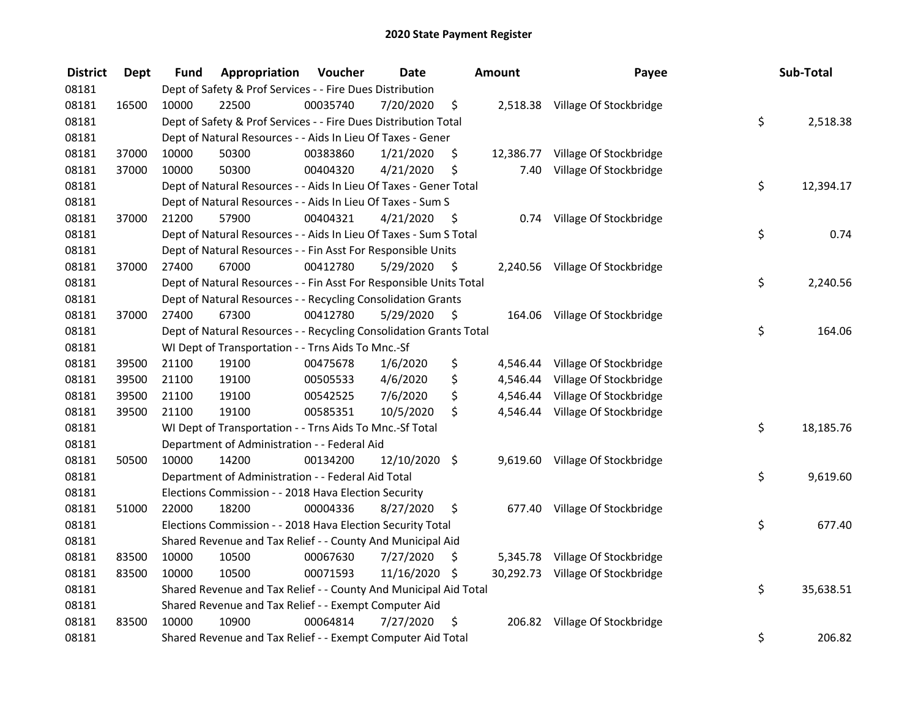# 2020 State Payment Register

| District | Dept | Fund | Appropriation | Voucher | Date | Amount | Payee | Sub-Total |
|---|---|---|---|---|---|---|---|---|
| 08181 | | Dept of Safety & Prof Services - - Fire Dues Distribution | | | | | | |
| 08181 | 16500 | 10000 | 22500 | 00035740 | 7/20/2020 | $ 2,518.38 | Village Of Stockbridge | |
| 08181 | | Dept of Safety & Prof Services - - Fire Dues Distribution Total | | | | | | $ 2,518.38 |
| 08181 | | Dept of Natural Resources - - Aids In Lieu Of Taxes - Gener | | | | | | |
| 08181 | 37000 | 10000 | 50300 | 00383860 | 1/21/2020 | $ 12,386.77 | Village Of Stockbridge | |
| 08181 | 37000 | 10000 | 50300 | 00404320 | 4/21/2020 | $ 7.40 | Village Of Stockbridge | |
| 08181 | | Dept of Natural Resources - - Aids In Lieu Of Taxes - Gener Total | | | | | | $ 12,394.17 |
| 08181 | | Dept of Natural Resources - - Aids In Lieu Of Taxes - Sum S | | | | | | |
| 08181 | 37000 | 21200 | 57900 | 00404321 | 4/21/2020 | $ 0.74 | Village Of Stockbridge | |
| 08181 | | Dept of Natural Resources - - Aids In Lieu Of Taxes - Sum S Total | | | | | | $ 0.74 |
| 08181 | | Dept of Natural Resources - - Fin Asst For Responsible Units | | | | | | |
| 08181 | 37000 | 27400 | 67000 | 00412780 | 5/29/2020 | $ 2,240.56 | Village Of Stockbridge | |
| 08181 | | Dept of Natural Resources - - Fin Asst For Responsible Units Total | | | | | | $ 2,240.56 |
| 08181 | | Dept of Natural Resources - - Recycling Consolidation Grants | | | | | | |
| 08181 | 37000 | 27400 | 67300 | 00412780 | 5/29/2020 | $ 164.06 | Village Of Stockbridge | |
| 08181 | | Dept of Natural Resources - - Recycling Consolidation Grants Total | | | | | | $ 164.06 |
| 08181 | | WI Dept of Transportation - - Trns Aids To Mnc.-Sf | | | | | | |
| 08181 | 39500 | 21100 | 19100 | 00475678 | 1/6/2020 | $ 4,546.44 | Village Of Stockbridge | |
| 08181 | 39500 | 21100 | 19100 | 00505533 | 4/6/2020 | $ 4,546.44 | Village Of Stockbridge | |
| 08181 | 39500 | 21100 | 19100 | 00542525 | 7/6/2020 | $ 4,546.44 | Village Of Stockbridge | |
| 08181 | 39500 | 21100 | 19100 | 00585351 | 10/5/2020 | $ 4,546.44 | Village Of Stockbridge | |
| 08181 | | WI Dept of Transportation - - Trns Aids To Mnc.-Sf Total | | | | | | $ 18,185.76 |
| 08181 | | Department of Administration - - Federal Aid | | | | | | |
| 08181 | 50500 | 10000 | 14200 | 00134200 | 12/10/2020 | $ 9,619.60 | Village Of Stockbridge | |
| 08181 | | Department of Administration - - Federal Aid Total | | | | | | $ 9,619.60 |
| 08181 | | Elections Commission - - 2018 Hava Election Security | | | | | | |
| 08181 | 51000 | 22000 | 18200 | 00004336 | 8/27/2020 | $ 677.40 | Village Of Stockbridge | |
| 08181 | | Elections Commission - - 2018 Hava Election Security Total | | | | | | $ 677.40 |
| 08181 | | Shared Revenue and Tax Relief - - County And Municipal Aid | | | | | | |
| 08181 | 83500 | 10000 | 10500 | 00067630 | 7/27/2020 | $ 5,345.78 | Village Of Stockbridge | |
| 08181 | 83500 | 10000 | 10500 | 00071593 | 11/16/2020 | $ 30,292.73 | Village Of Stockbridge | |
| 08181 | | Shared Revenue and Tax Relief - - County And Municipal Aid Total | | | | | | $ 35,638.51 |
| 08181 | | Shared Revenue and Tax Relief - - Exempt Computer Aid | | | | | | |
| 08181 | 83500 | 10000 | 10900 | 00064814 | 7/27/2020 | $ 206.82 | Village Of Stockbridge | |
| 08181 | | Shared Revenue and Tax Relief - - Exempt Computer Aid Total | | | | | | $ 206.82 |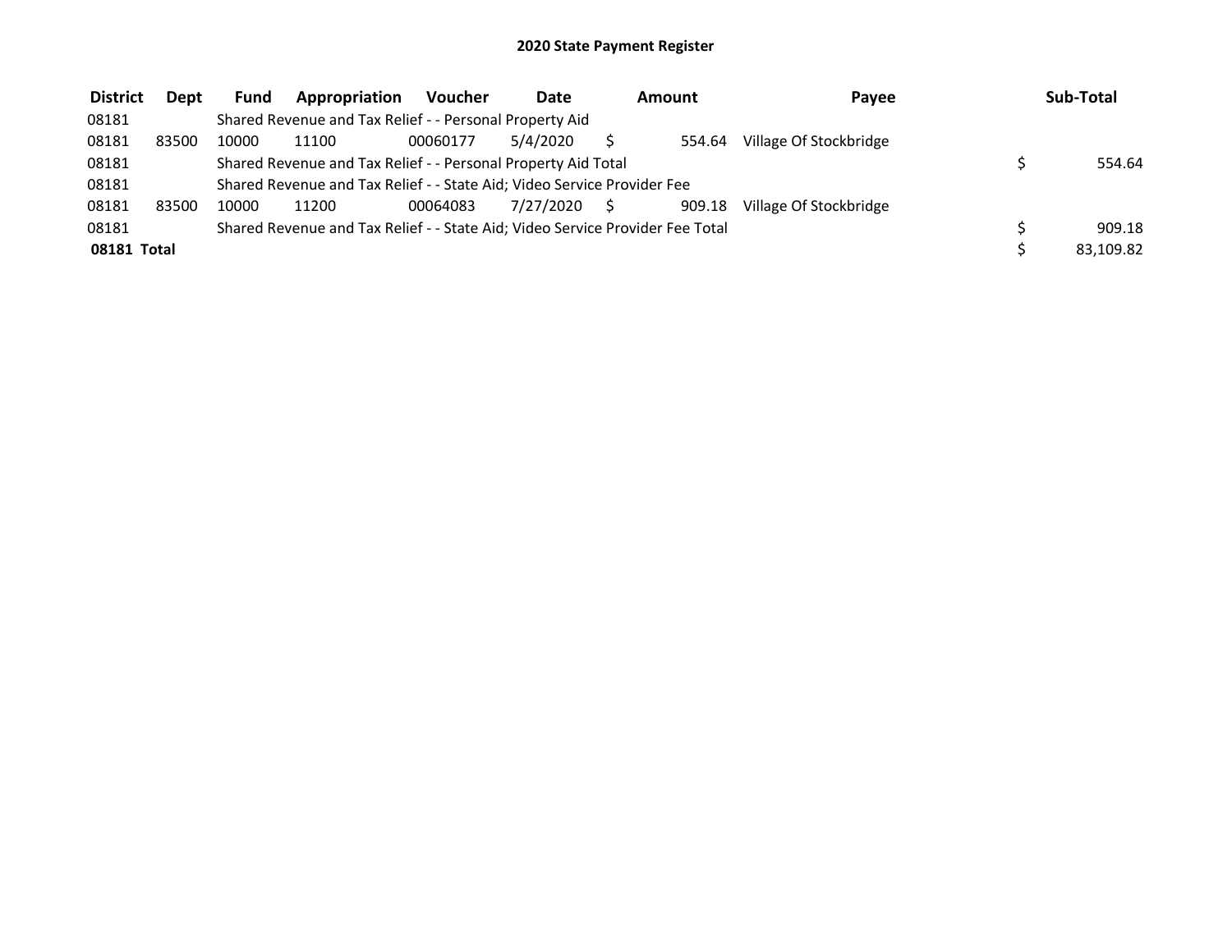# 2020 State Payment Register

| District | Dept | Fund | Appropriation | Voucher | Date | Amount | Payee | Sub-Total |
|---|---|---|---|---|---|---|---|---|
| 08181 | | Shared Revenue and Tax Relief - - Personal Property Aid | | | | | | |
| 08181 | 83500 | 10000 | 11100 | 00060177 | 5/4/2020 | $ 554.64 | Village Of Stockbridge | |
| 08181 | | Shared Revenue and Tax Relief - - Personal Property Aid Total | | | | | | $ 554.64 |
| 08181 | | Shared Revenue and Tax Relief - - State Aid; Video Service Provider Fee | | | | | | |
| 08181 | 83500 | 10000 | 11200 | 00064083 | 7/27/2020 | $ 909.18 | Village Of Stockbridge | |
| 08181 | | Shared Revenue and Tax Relief - - State Aid; Video Service Provider Fee Total | | | | | | $ 909.18 |
| **08181 Total** | | | | | | | | $ 83,109.82 |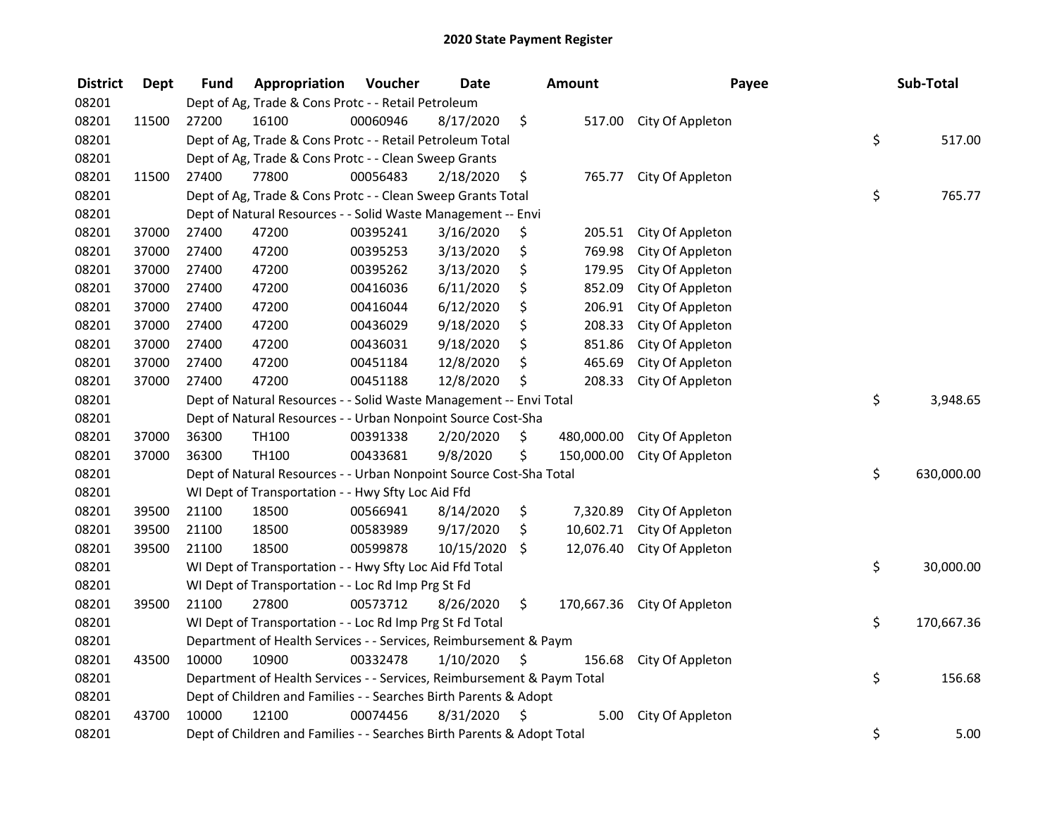## 2020 State Payment Register

| District | Dept | Fund | Appropriation | Voucher | Date | Amount | Payee | Sub-Total |
|---|---|---|---|---|---|---|---|---|
| 08201 | | Dept of Ag, Trade & Cons Protc - - Retail Petroleum | | | | | | |
| 08201 | 11500 | 27200 | 16100 | 00060946 | 8/17/2020 | $ 517.00 | City Of Appleton | |
| 08201 | | Dept of Ag, Trade & Cons Protc - - Retail Petroleum Total | | | | | | $ 517.00 |
| 08201 | | Dept of Ag, Trade & Cons Protc - - Clean Sweep Grants | | | | | | |
| 08201 | 11500 | 27400 | 77800 | 00056483 | 2/18/2020 | $ 765.77 | City Of Appleton | |
| 08201 | | Dept of Ag, Trade & Cons Protc - - Clean Sweep Grants Total | | | | | | $ 765.77 |
| 08201 | | Dept of Natural Resources - - Solid Waste Management -- Envi | | | | | | |
| 08201 | 37000 | 27400 | 47200 | 00395241 | 3/16/2020 | $ 205.51 | City Of Appleton | |
| 08201 | 37000 | 27400 | 47200 | 00395253 | 3/13/2020 | $ 769.98 | City Of Appleton | |
| 08201 | 37000 | 27400 | 47200 | 00395262 | 3/13/2020 | $ 179.95 | City Of Appleton | |
| 08201 | 37000 | 27400 | 47200 | 00416036 | 6/11/2020 | $ 852.09 | City Of Appleton | |
| 08201 | 37000 | 27400 | 47200 | 00416044 | 6/12/2020 | $ 206.91 | City Of Appleton | |
| 08201 | 37000 | 27400 | 47200 | 00436029 | 9/18/2020 | $ 208.33 | City Of Appleton | |
| 08201 | 37000 | 27400 | 47200 | 00436031 | 9/18/2020 | $ 851.86 | City Of Appleton | |
| 08201 | 37000 | 27400 | 47200 | 00451184 | 12/8/2020 | $ 465.69 | City Of Appleton | |
| 08201 | 37000 | 27400 | 47200 | 00451188 | 12/8/2020 | $ 208.33 | City Of Appleton | |
| 08201 | | Dept of Natural Resources - - Solid Waste Management -- Envi Total | | | | | | $ 3,948.65 |
| 08201 | | Dept of Natural Resources - - Urban Nonpoint Source Cost-Sha | | | | | | |
| 08201 | 37000 | 36300 | TH100 | 00391338 | 2/20/2020 | $ 480,000.00 | City Of Appleton | |
| 08201 | 37000 | 36300 | TH100 | 00433681 | 9/8/2020 | $ 150,000.00 | City Of Appleton | |
| 08201 | | Dept of Natural Resources - - Urban Nonpoint Source Cost-Sha Total | | | | | | $ 630,000.00 |
| 08201 | | WI Dept of Transportation - - Hwy Sfty Loc Aid Ffd | | | | | | |
| 08201 | 39500 | 21100 | 18500 | 00566941 | 8/14/2020 | $ 7,320.89 | City Of Appleton | |
| 08201 | 39500 | 21100 | 18500 | 00583989 | 9/17/2020 | $ 10,602.71 | City Of Appleton | |
| 08201 | 39500 | 21100 | 18500 | 00599878 | 10/15/2020 | $ 12,076.40 | City Of Appleton | |
| 08201 | | WI Dept of Transportation - - Hwy Sfty Loc Aid Ffd Total | | | | | | $ 30,000.00 |
| 08201 | | WI Dept of Transportation - - Loc Rd Imp Prg St Fd | | | | | | |
| 08201 | 39500 | 21100 | 27800 | 00573712 | 8/26/2020 | $ 170,667.36 | City Of Appleton | |
| 08201 | | WI Dept of Transportation - - Loc Rd Imp Prg St Fd Total | | | | | | $ 170,667.36 |
| 08201 | | Department of Health Services - - Services, Reimbursement & Paym | | | | | | |
| 08201 | 43500 | 10000 | 10900 | 00332478 | 1/10/2020 | $ 156.68 | City Of Appleton | |
| 08201 | | Department of Health Services - - Services, Reimbursement & Paym Total | | | | | | $ 156.68 |
| 08201 | | Dept of Children and Families - - Searches Birth Parents & Adopt | | | | | | |
| 08201 | 43700 | 10000 | 12100 | 00074456 | 8/31/2020 | $ 5.00 | City Of Appleton | |
| 08201 | | Dept of Children and Families - - Searches Birth Parents & Adopt Total | | | | | | $ 5.00 |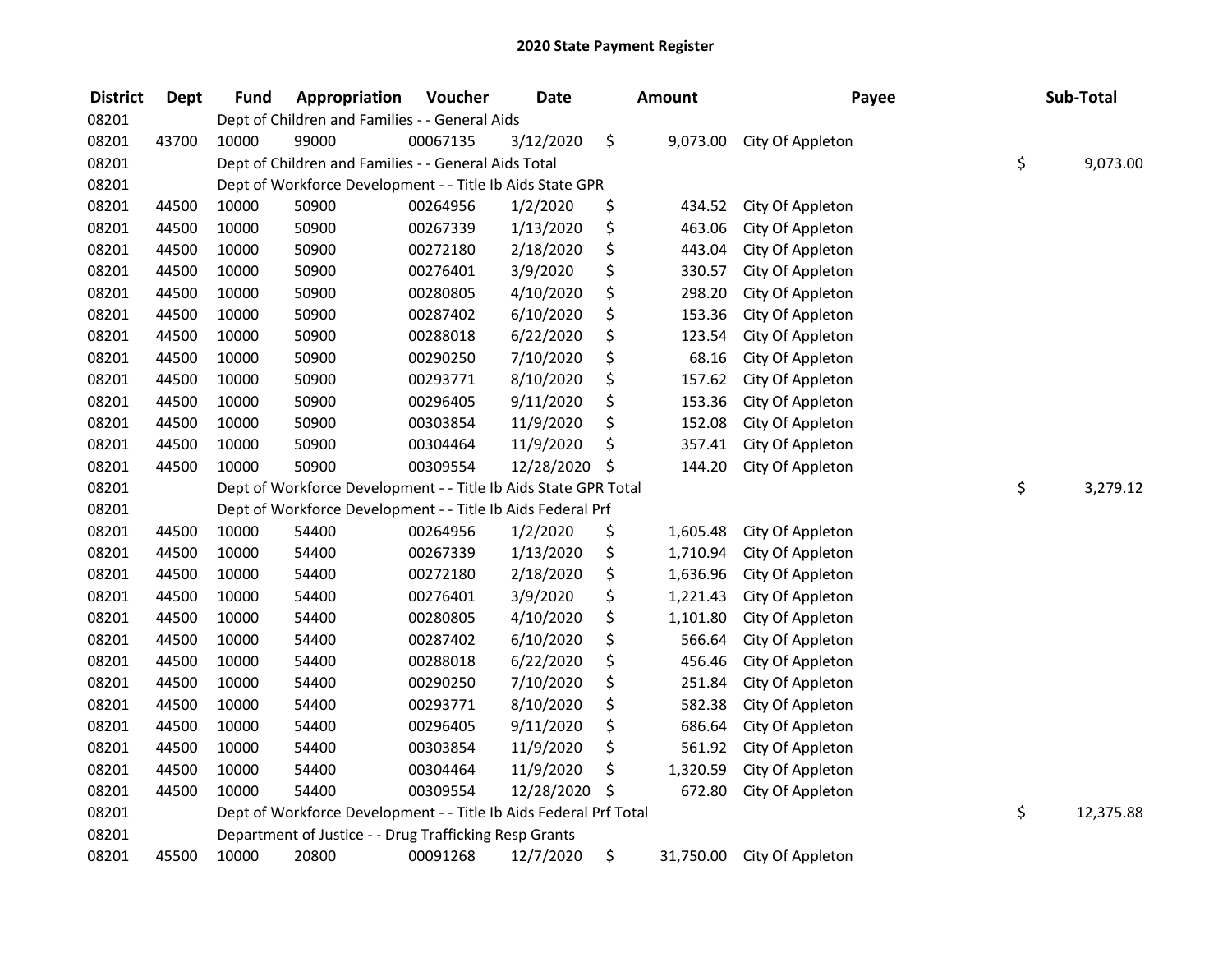# 2020 State Payment Register

| District | Dept | Fund | Appropriation | Voucher | Date | Amount | Payee | Sub-Total |
|---|---|---|---|---|---|---|---|---|
| 08201 | | Dept of Children and Families - - General Aids | | | | | | |
| 08201 | 43700 | 10000 | 99000 | 00067135 | 3/12/2020 | $ 9,073.00 | City Of Appleton | |
| 08201 | | Dept of Children and Families - - General Aids Total | | | | | | $ 9,073.00 |
| 08201 | | Dept of Workforce Development - - Title Ib Aids State GPR | | | | | | |
| 08201 | 44500 | 10000 | 50900 | 00264956 | 1/2/2020 | $ 434.52 | City Of Appleton | |
| 08201 | 44500 | 10000 | 50900 | 00267339 | 1/13/2020 | $ 463.06 | City Of Appleton | |
| 08201 | 44500 | 10000 | 50900 | 00272180 | 2/18/2020 | $ 443.04 | City Of Appleton | |
| 08201 | 44500 | 10000 | 50900 | 00276401 | 3/9/2020 | $ 330.57 | City Of Appleton | |
| 08201 | 44500 | 10000 | 50900 | 00280805 | 4/10/2020 | $ 298.20 | City Of Appleton | |
| 08201 | 44500 | 10000 | 50900 | 00287402 | 6/10/2020 | $ 153.36 | City Of Appleton | |
| 08201 | 44500 | 10000 | 50900 | 00288018 | 6/22/2020 | $ 123.54 | City Of Appleton | |
| 08201 | 44500 | 10000 | 50900 | 00290250 | 7/10/2020 | $ 68.16 | City Of Appleton | |
| 08201 | 44500 | 10000 | 50900 | 00293771 | 8/10/2020 | $ 157.62 | City Of Appleton | |
| 08201 | 44500 | 10000 | 50900 | 00296405 | 9/11/2020 | $ 153.36 | City Of Appleton | |
| 08201 | 44500 | 10000 | 50900 | 00303854 | 11/9/2020 | $ 152.08 | City Of Appleton | |
| 08201 | 44500 | 10000 | 50900 | 00304464 | 11/9/2020 | $ 357.41 | City Of Appleton | |
| 08201 | 44500 | 10000 | 50900 | 00309554 | 12/28/2020 | $ 144.20 | City Of Appleton | |
| 08201 | | Dept of Workforce Development - - Title Ib Aids State GPR Total | | | | | | $ 3,279.12 |
| 08201 | | Dept of Workforce Development - - Title Ib Aids Federal Prf | | | | | | |
| 08201 | 44500 | 10000 | 54400 | 00264956 | 1/2/2020 | $ 1,605.48 | City Of Appleton | |
| 08201 | 44500 | 10000 | 54400 | 00267339 | 1/13/2020 | $ 1,710.94 | City Of Appleton | |
| 08201 | 44500 | 10000 | 54400 | 00272180 | 2/18/2020 | $ 1,636.96 | City Of Appleton | |
| 08201 | 44500 | 10000 | 54400 | 00276401 | 3/9/2020 | $ 1,221.43 | City Of Appleton | |
| 08201 | 44500 | 10000 | 54400 | 00280805 | 4/10/2020 | $ 1,101.80 | City Of Appleton | |
| 08201 | 44500 | 10000 | 54400 | 00287402 | 6/10/2020 | $ 566.64 | City Of Appleton | |
| 08201 | 44500 | 10000 | 54400 | 00288018 | 6/22/2020 | $ 456.46 | City Of Appleton | |
| 08201 | 44500 | 10000 | 54400 | 00290250 | 7/10/2020 | $ 251.84 | City Of Appleton | |
| 08201 | 44500 | 10000 | 54400 | 00293771 | 8/10/2020 | $ 582.38 | City Of Appleton | |
| 08201 | 44500 | 10000 | 54400 | 00296405 | 9/11/2020 | $ 686.64 | City Of Appleton | |
| 08201 | 44500 | 10000 | 54400 | 00303854 | 11/9/2020 | $ 561.92 | City Of Appleton | |
| 08201 | 44500 | 10000 | 54400 | 00304464 | 11/9/2020 | $ 1,320.59 | City Of Appleton | |
| 08201 | 44500 | 10000 | 54400 | 00309554 | 12/28/2020 | $ 672.80 | City Of Appleton | |
| 08201 | | Dept of Workforce Development - - Title Ib Aids Federal Prf Total | | | | | | $ 12,375.88 |
| 08201 | | Department of Justice - - Drug Trafficking Resp Grants | | | | | | |
| 08201 | 45500 | 10000 | 20800 | 00091268 | 12/7/2020 | $ 31,750.00 | City Of Appleton | |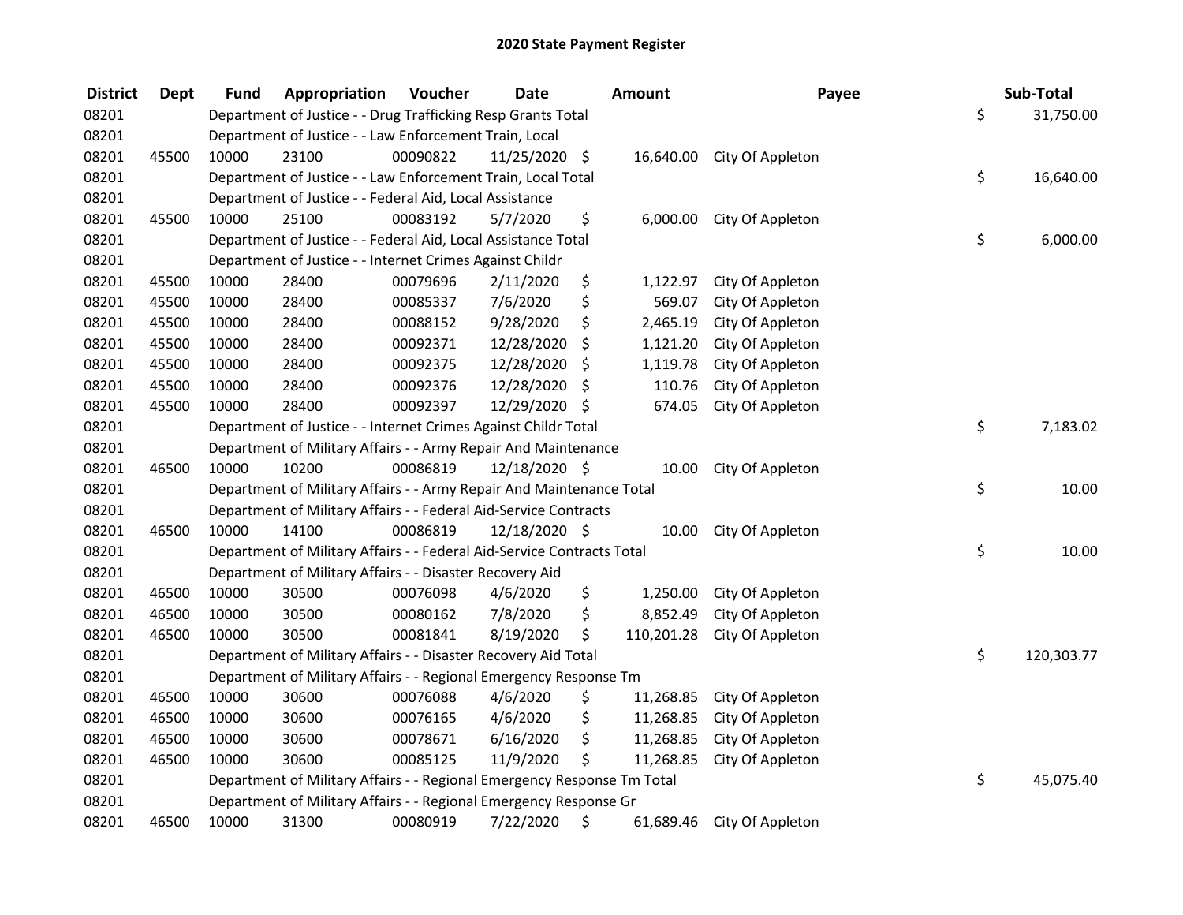# 2020 State Payment Register

| District | Dept | Fund | Appropriation | Voucher | Date | Amount | Payee | Sub-Total |
|---|---|---|---|---|---|---|---|---|
| 08201 | | | Department of Justice - - Drug Trafficking Resp Grants Total | | | | | $ 31,750.00 |
| 08201 | | | Department of Justice - - Law Enforcement Train, Local | | | | | |
| 08201 | 45500 | 10000 | 23100 | 00090822 | 11/25/2020 | $ 16,640.00 | City Of Appleton | |
| 08201 | | | Department of Justice - - Law Enforcement Train, Local Total | | | | | $ 16,640.00 |
| 08201 | | | Department of Justice - - Federal Aid, Local Assistance | | | | | |
| 08201 | 45500 | 10000 | 25100 | 00083192 | 5/7/2020 | $ 6,000.00 | City Of Appleton | |
| 08201 | | | Department of Justice - - Federal Aid, Local Assistance Total | | | | | $ 6,000.00 |
| 08201 | | | Department of Justice - - Internet Crimes Against Childr | | | | | |
| 08201 | 45500 | 10000 | 28400 | 00079696 | 2/11/2020 | $ 1,122.97 | City Of Appleton | |
| 08201 | 45500 | 10000 | 28400 | 00085337 | 7/6/2020 | $ 569.07 | City Of Appleton | |
| 08201 | 45500 | 10000 | 28400 | 00088152 | 9/28/2020 | $ 2,465.19 | City Of Appleton | |
| 08201 | 45500 | 10000 | 28400 | 00092371 | 12/28/2020 | $ 1,121.20 | City Of Appleton | |
| 08201 | 45500 | 10000 | 28400 | 00092375 | 12/28/2020 | $ 1,119.78 | City Of Appleton | |
| 08201 | 45500 | 10000 | 28400 | 00092376 | 12/28/2020 | $ 110.76 | City Of Appleton | |
| 08201 | 45500 | 10000 | 28400 | 00092397 | 12/29/2020 | $ 674.05 | City Of Appleton | |
| 08201 | | | Department of Justice - - Internet Crimes Against Childr Total | | | | | $ 7,183.02 |
| 08201 | | | Department of Military Affairs - - Army Repair And Maintenance | | | | | |
| 08201 | 46500 | 10000 | 10200 | 00086819 | 12/18/2020 | $ 10.00 | City Of Appleton | |
| 08201 | | | Department of Military Affairs - - Army Repair And Maintenance Total | | | | | $ 10.00 |
| 08201 | | | Department of Military Affairs - - Federal Aid-Service Contracts | | | | | |
| 08201 | 46500 | 10000 | 14100 | 00086819 | 12/18/2020 | $ 10.00 | City Of Appleton | |
| 08201 | | | Department of Military Affairs - - Federal Aid-Service Contracts Total | | | | | $ 10.00 |
| 08201 | | | Department of Military Affairs - - Disaster Recovery Aid | | | | | |
| 08201 | 46500 | 10000 | 30500 | 00076098 | 4/6/2020 | $ 1,250.00 | City Of Appleton | |
| 08201 | 46500 | 10000 | 30500 | 00080162 | 7/8/2020 | $ 8,852.49 | City Of Appleton | |
| 08201 | 46500 | 10000 | 30500 | 00081841 | 8/19/2020 | $ 110,201.28 | City Of Appleton | |
| 08201 | | | Department of Military Affairs - - Disaster Recovery Aid Total | | | | | $ 120,303.77 |
| 08201 | | | Department of Military Affairs - - Regional Emergency Response Tm | | | | | |
| 08201 | 46500 | 10000 | 30600 | 00076088 | 4/6/2020 | $ 11,268.85 | City Of Appleton | |
| 08201 | 46500 | 10000 | 30600 | 00076165 | 4/6/2020 | $ 11,268.85 | City Of Appleton | |
| 08201 | 46500 | 10000 | 30600 | 00078671 | 6/16/2020 | $ 11,268.85 | City Of Appleton | |
| 08201 | 46500 | 10000 | 30600 | 00085125 | 11/9/2020 | $ 11,268.85 | City Of Appleton | |
| 08201 | | | Department of Military Affairs - - Regional Emergency Response Tm Total | | | | | $ 45,075.40 |
| 08201 | | | Department of Military Affairs - - Regional Emergency Response Gr | | | | | |
| 08201 | 46500 | 10000 | 31300 | 00080919 | 7/22/2020 | $ 61,689.46 | City Of Appleton | |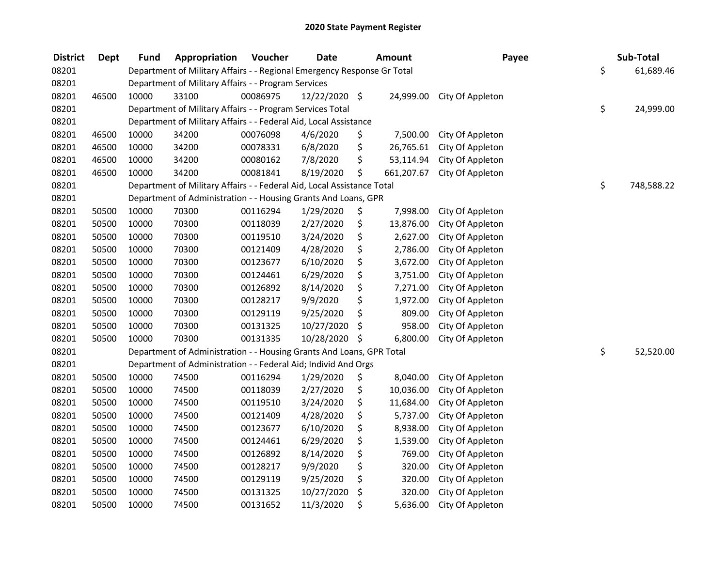# 2020 State Payment Register

| District | Dept | Fund | Appropriation | Voucher | Date | Amount | Payee | Sub-Total |
|---|---|---|---|---|---|---|---|---|
| 08201 | | | Department of Military Affairs - - Regional Emergency Response Gr Total | | | | | $ 61,689.46 |
| 08201 | | | Department of Military Affairs - - Program Services | | | | | |
| 08201 | 46500 | 10000 | 33100 | 00086975 | 12/22/2020 | $ 24,999.00 | City Of Appleton | |
| 08201 | | | Department of Military Affairs - - Program Services Total | | | | | $ 24,999.00 |
| 08201 | | | Department of Military Affairs - - Federal Aid, Local Assistance | | | | | |
| 08201 | 46500 | 10000 | 34200 | 00076098 | 4/6/2020 | $ 7,500.00 | City Of Appleton | |
| 08201 | 46500 | 10000 | 34200 | 00078331 | 6/8/2020 | $ 26,765.61 | City Of Appleton | |
| 08201 | 46500 | 10000 | 34200 | 00080162 | 7/8/2020 | $ 53,114.94 | City Of Appleton | |
| 08201 | 46500 | 10000 | 34200 | 00081841 | 8/19/2020 | $ 661,207.67 | City Of Appleton | |
| 08201 | | | Department of Military Affairs - - Federal Aid, Local Assistance Total | | | | | $ 748,588.22 |
| 08201 | | | Department of Administration - - Housing Grants And Loans, GPR | | | | | |
| 08201 | 50500 | 10000 | 70300 | 00116294 | 1/29/2020 | $ 7,998.00 | City Of Appleton | |
| 08201 | 50500 | 10000 | 70300 | 00118039 | 2/27/2020 | $ 13,876.00 | City Of Appleton | |
| 08201 | 50500 | 10000 | 70300 | 00119510 | 3/24/2020 | $ 2,627.00 | City Of Appleton | |
| 08201 | 50500 | 10000 | 70300 | 00121409 | 4/28/2020 | $ 2,786.00 | City Of Appleton | |
| 08201 | 50500 | 10000 | 70300 | 00123677 | 6/10/2020 | $ 3,672.00 | City Of Appleton | |
| 08201 | 50500 | 10000 | 70300 | 00124461 | 6/29/2020 | $ 3,751.00 | City Of Appleton | |
| 08201 | 50500 | 10000 | 70300 | 00126892 | 8/14/2020 | $ 7,271.00 | City Of Appleton | |
| 08201 | 50500 | 10000 | 70300 | 00128217 | 9/9/2020 | $ 1,972.00 | City Of Appleton | |
| 08201 | 50500 | 10000 | 70300 | 00129119 | 9/25/2020 | $ 809.00 | City Of Appleton | |
| 08201 | 50500 | 10000 | 70300 | 00131325 | 10/27/2020 | $ 958.00 | City Of Appleton | |
| 08201 | 50500 | 10000 | 70300 | 00131335 | 10/28/2020 | $ 6,800.00 | City Of Appleton | |
| 08201 | | | Department of Administration - - Housing Grants And Loans, GPR Total | | | | | $ 52,520.00 |
| 08201 | | | Department of Administration - - Federal Aid; Individ And Orgs | | | | | |
| 08201 | 50500 | 10000 | 74500 | 00116294 | 1/29/2020 | $ 8,040.00 | City Of Appleton | |
| 08201 | 50500 | 10000 | 74500 | 00118039 | 2/27/2020 | $ 10,036.00 | City Of Appleton | |
| 08201 | 50500 | 10000 | 74500 | 00119510 | 3/24/2020 | $ 11,684.00 | City Of Appleton | |
| 08201 | 50500 | 10000 | 74500 | 00121409 | 4/28/2020 | $ 5,737.00 | City Of Appleton | |
| 08201 | 50500 | 10000 | 74500 | 00123677 | 6/10/2020 | $ 8,938.00 | City Of Appleton | |
| 08201 | 50500 | 10000 | 74500 | 00124461 | 6/29/2020 | $ 1,539.00 | City Of Appleton | |
| 08201 | 50500 | 10000 | 74500 | 00126892 | 8/14/2020 | $ 769.00 | City Of Appleton | |
| 08201 | 50500 | 10000 | 74500 | 00128217 | 9/9/2020 | $ 320.00 | City Of Appleton | |
| 08201 | 50500 | 10000 | 74500 | 00129119 | 9/25/2020 | $ 320.00 | City Of Appleton | |
| 08201 | 50500 | 10000 | 74500 | 00131325 | 10/27/2020 | $ 320.00 | City Of Appleton | |
| 08201 | 50500 | 10000 | 74500 | 00131652 | 11/3/2020 | $ 5,636.00 | City Of Appleton | |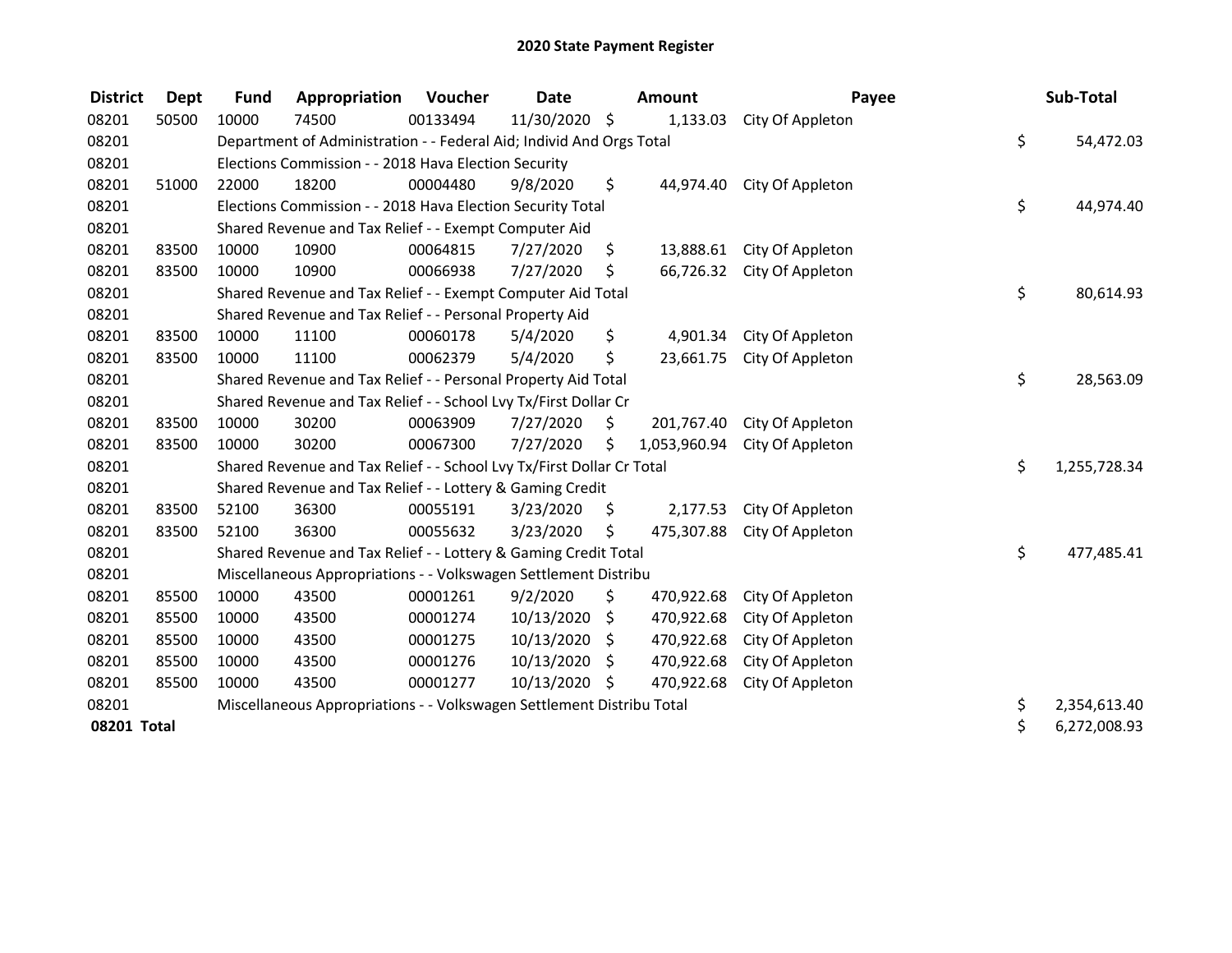# 2020 State Payment Register

| District | Dept | Fund | Appropriation | Voucher | Date | Amount | Payee | Sub-Total |
|---|---|---|---|---|---|---|---|---|
| 08201 | 50500 | 10000 | 74500 | 00133494 | 11/30/2020 | $ 1,133.03 | City Of Appleton | |
| 08201 | | Department of Administration - - Federal Aid; Individ And Orgs Total | | | | | | $ 54,472.03 |
| 08201 | | Elections Commission - - 2018 Hava Election Security | | | | | | |
| 08201 | 51000 | 22000 | 18200 | 00004480 | 9/8/2020 | $ 44,974.40 | City Of Appleton | |
| 08201 | | Elections Commission - - 2018 Hava Election Security Total | | | | | | $ 44,974.40 |
| 08201 | | Shared Revenue and Tax Relief - - Exempt Computer Aid | | | | | | |
| 08201 | 83500 | 10000 | 10900 | 00064815 | 7/27/2020 | $ 13,888.61 | City Of Appleton | |
| 08201 | 83500 | 10000 | 10900 | 00066938 | 7/27/2020 | $ 66,726.32 | City Of Appleton | |
| 08201 | | Shared Revenue and Tax Relief - - Exempt Computer Aid Total | | | | | | $ 80,614.93 |
| 08201 | | Shared Revenue and Tax Relief - - Personal Property Aid | | | | | | |
| 08201 | 83500 | 10000 | 11100 | 00060178 | 5/4/2020 | $ 4,901.34 | City Of Appleton | |
| 08201 | 83500 | 10000 | 11100 | 00062379 | 5/4/2020 | $ 23,661.75 | City Of Appleton | |
| 08201 | | Shared Revenue and Tax Relief - - Personal Property Aid Total | | | | | | $ 28,563.09 |
| 08201 | | Shared Revenue and Tax Relief - - School Lvy Tx/First Dollar Cr | | | | | | |
| 08201 | 83500 | 10000 | 30200 | 00063909 | 7/27/2020 | $ 201,767.40 | City Of Appleton | |
| 08201 | 83500 | 10000 | 30200 | 00067300 | 7/27/2020 | $ 1,053,960.94 | City Of Appleton | |
| 08201 | | Shared Revenue and Tax Relief - - School Lvy Tx/First Dollar Cr Total | | | | | | $ 1,255,728.34 |
| 08201 | | Shared Revenue and Tax Relief - - Lottery & Gaming Credit | | | | | | |
| 08201 | 83500 | 52100 | 36300 | 00055191 | 3/23/2020 | $ 2,177.53 | City Of Appleton | |
| 08201 | 83500 | 52100 | 36300 | 00055632 | 3/23/2020 | $ 475,307.88 | City Of Appleton | |
| 08201 | | Shared Revenue and Tax Relief - - Lottery & Gaming Credit Total | | | | | | $ 477,485.41 |
| 08201 | | Miscellaneous Appropriations - - Volkswagen Settlement Distribu | | | | | | |
| 08201 | 85500 | 10000 | 43500 | 00001261 | 9/2/2020 | $ 470,922.68 | City Of Appleton | |
| 08201 | 85500 | 10000 | 43500 | 00001274 | 10/13/2020 | $ 470,922.68 | City Of Appleton | |
| 08201 | 85500 | 10000 | 43500 | 00001275 | 10/13/2020 | $ 470,922.68 | City Of Appleton | |
| 08201 | 85500 | 10000 | 43500 | 00001276 | 10/13/2020 | $ 470,922.68 | City Of Appleton | |
| 08201 | 85500 | 10000 | 43500 | 00001277 | 10/13/2020 | $ 470,922.68 | City Of Appleton | |
| 08201 | | Miscellaneous Appropriations - - Volkswagen Settlement Distribu Total | | | | | | $ 2,354,613.40 |
| **08201 Total** | | | | | | | | $ 6,272,008.93 |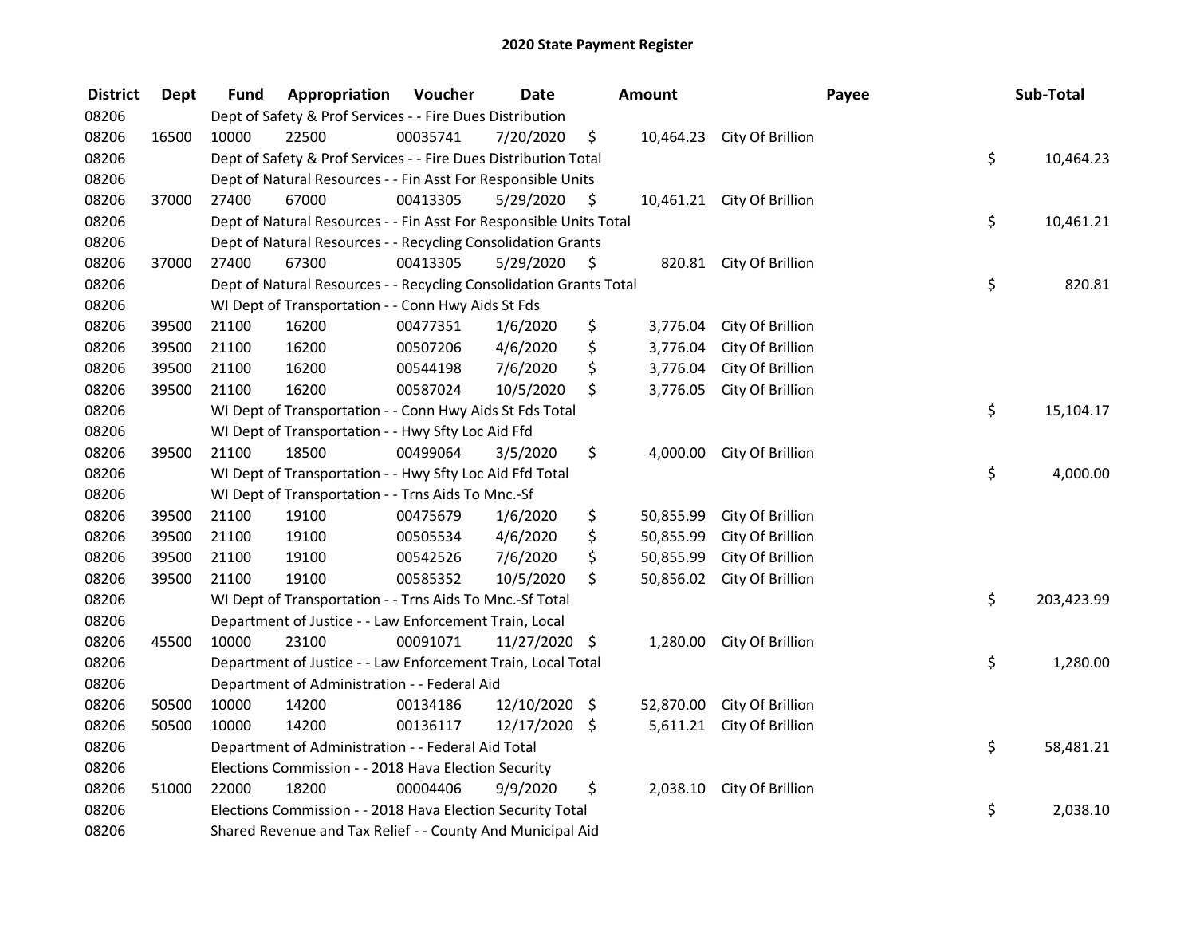# 2020 State Payment Register

| District | Dept | Fund | Appropriation | Voucher | Date | Amount | Payee | Sub-Total |
|---|---|---|---|---|---|---|---|---|
| 08206 | | Dept of Safety & Prof Services - - Fire Dues Distribution | | | | | | |
| 08206 | 16500 | 10000 | 22500 | 00035741 | 7/20/2020 | $ 10,464.23 | City Of Brillion | |
| 08206 | | Dept of Safety & Prof Services - - Fire Dues Distribution Total | | | | | | $ 10,464.23 |
| 08206 | | Dept of Natural Resources - - Fin Asst For Responsible Units | | | | | | |
| 08206 | 37000 | 27400 | 67000 | 00413305 | 5/29/2020 | $ 10,461.21 | City Of Brillion | |
| 08206 | | Dept of Natural Resources - - Fin Asst For Responsible Units Total | | | | | | $ 10,461.21 |
| 08206 | | Dept of Natural Resources - - Recycling Consolidation Grants | | | | | | |
| 08206 | 37000 | 27400 | 67300 | 00413305 | 5/29/2020 | $ 820.81 | City Of Brillion | |
| 08206 | | Dept of Natural Resources - - Recycling Consolidation Grants Total | | | | | | $ 820.81 |
| 08206 | | WI Dept of Transportation - - Conn Hwy Aids St Fds | | | | | | |
| 08206 | 39500 | 21100 | 16200 | 00477351 | 1/6/2020 | $ 3,776.04 | City Of Brillion | |
| 08206 | 39500 | 21100 | 16200 | 00507206 | 4/6/2020 | $ 3,776.04 | City Of Brillion | |
| 08206 | 39500 | 21100 | 16200 | 00544198 | 7/6/2020 | $ 3,776.04 | City Of Brillion | |
| 08206 | 39500 | 21100 | 16200 | 00587024 | 10/5/2020 | $ 3,776.05 | City Of Brillion | |
| 08206 | | WI Dept of Transportation - - Conn Hwy Aids St Fds Total | | | | | | $ 15,104.17 |
| 08206 | | WI Dept of Transportation - - Hwy Sfty Loc Aid Ffd | | | | | | |
| 08206 | 39500 | 21100 | 18500 | 00499064 | 3/5/2020 | $ 4,000.00 | City Of Brillion | |
| 08206 | | WI Dept of Transportation - - Hwy Sfty Loc Aid Ffd Total | | | | | | $ 4,000.00 |
| 08206 | | WI Dept of Transportation - - Trns Aids To Mnc.-Sf | | | | | | |
| 08206 | 39500 | 21100 | 19100 | 00475679 | 1/6/2020 | $ 50,855.99 | City Of Brillion | |
| 08206 | 39500 | 21100 | 19100 | 00505534 | 4/6/2020 | $ 50,855.99 | City Of Brillion | |
| 08206 | 39500 | 21100 | 19100 | 00542526 | 7/6/2020 | $ 50,855.99 | City Of Brillion | |
| 08206 | 39500 | 21100 | 19100 | 00585352 | 10/5/2020 | $ 50,856.02 | City Of Brillion | |
| 08206 | | WI Dept of Transportation - - Trns Aids To Mnc.-Sf Total | | | | | | $ 203,423.99 |
| 08206 | | Department of Justice - - Law Enforcement Train, Local | | | | | | |
| 08206 | 45500 | 10000 | 23100 | 00091071 | 11/27/2020 | $ 1,280.00 | City Of Brillion | |
| 08206 | | Department of Justice - - Law Enforcement Train, Local Total | | | | | | $ 1,280.00 |
| 08206 | | Department of Administration - - Federal Aid | | | | | | |
| 08206 | 50500 | 10000 | 14200 | 00134186 | 12/10/2020 | $ 52,870.00 | City Of Brillion | |
| 08206 | 50500 | 10000 | 14200 | 00136117 | 12/17/2020 | $ 5,611.21 | City Of Brillion | |
| 08206 | | Department of Administration - - Federal Aid Total | | | | | | $ 58,481.21 |
| 08206 | | Elections Commission - - 2018 Hava Election Security | | | | | | |
| 08206 | 51000 | 22000 | 18200 | 00004406 | 9/9/2020 | $ 2,038.10 | City Of Brillion | |
| 08206 | | Elections Commission - - 2018 Hava Election Security Total | | | | | | $ 2,038.10 |
| 08206 | | Shared Revenue and Tax Relief - - County And Municipal Aid | | | | | | |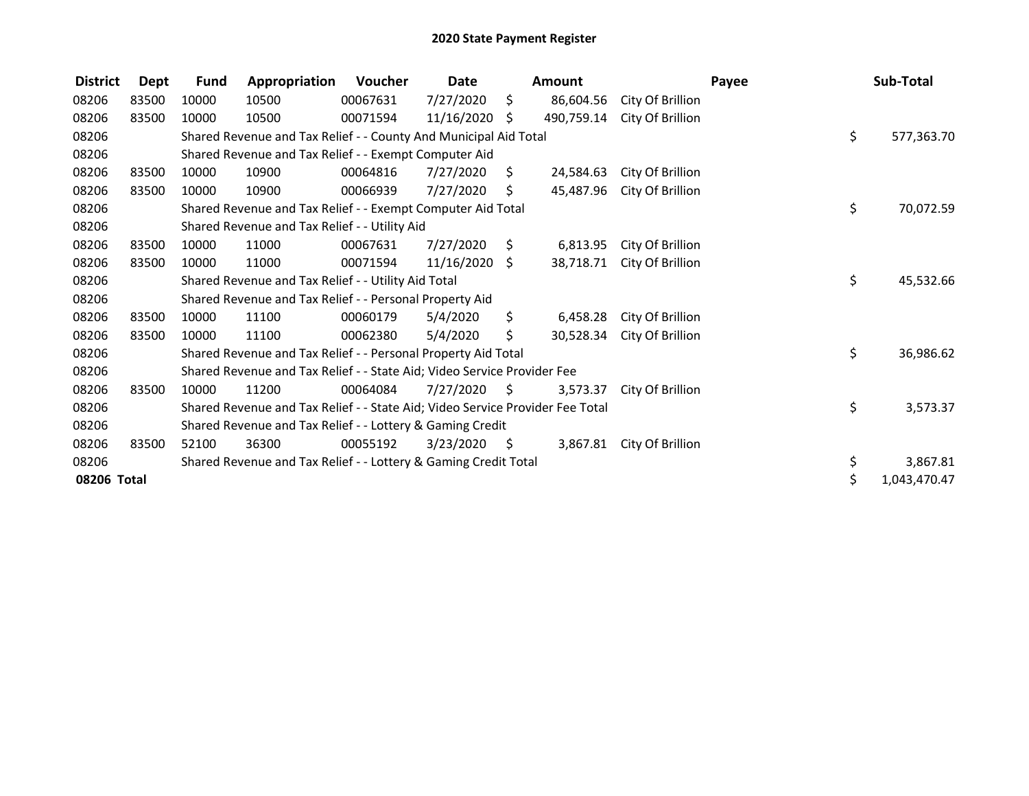# 2020 State Payment Register

| District | Dept | Fund | Appropriation | Voucher | Date | Amount | Payee | Sub-Total |
|---|---|---|---|---|---|---|---|---|
| 08206 | 83500 | 10000 | 10500 | 00067631 | 7/27/2020 | $ 86,604.56 | City Of Brillion | |
| 08206 | 83500 | 10000 | 10500 | 00071594 | 11/16/2020 | $ 490,759.14 | City Of Brillion | |
| 08206 | | Shared Revenue and Tax Relief - - County And Municipal Aid Total | | | | | | $ 577,363.70 |
| 08206 | | Shared Revenue and Tax Relief - - Exempt Computer Aid | | | | | | |
| 08206 | 83500 | 10000 | 10900 | 00064816 | 7/27/2020 | $ 24,584.63 | City Of Brillion | |
| 08206 | 83500 | 10000 | 10900 | 00066939 | 7/27/2020 | $ 45,487.96 | City Of Brillion | |
| 08206 | | Shared Revenue and Tax Relief - - Exempt Computer Aid Total | | | | | | $ 70,072.59 |
| 08206 | | Shared Revenue and Tax Relief - - Utility Aid | | | | | | |
| 08206 | 83500 | 10000 | 11000 | 00067631 | 7/27/2020 | $ 6,813.95 | City Of Brillion | |
| 08206 | 83500 | 10000 | 11000 | 00071594 | 11/16/2020 | $ 38,718.71 | City Of Brillion | |
| 08206 | | Shared Revenue and Tax Relief - - Utility Aid Total | | | | | | $ 45,532.66 |
| 08206 | | Shared Revenue and Tax Relief - - Personal Property Aid | | | | | | |
| 08206 | 83500 | 10000 | 11100 | 00060179 | 5/4/2020 | $ 6,458.28 | City Of Brillion | |
| 08206 | 83500 | 10000 | 11100 | 00062380 | 5/4/2020 | $ 30,528.34 | City Of Brillion | |
| 08206 | | Shared Revenue and Tax Relief - - Personal Property Aid Total | | | | | | $ 36,986.62 |
| 08206 | | Shared Revenue and Tax Relief - - State Aid; Video Service Provider Fee | | | | | | |
| 08206 | 83500 | 10000 | 11200 | 00064084 | 7/27/2020 | $ 3,573.37 | City Of Brillion | |
| 08206 | | Shared Revenue and Tax Relief - - State Aid; Video Service Provider Fee Total | | | | | | $ 3,573.37 |
| 08206 | | Shared Revenue and Tax Relief - - Lottery & Gaming Credit | | | | | | |
| 08206 | 83500 | 52100 | 36300 | 00055192 | 3/23/2020 | $ 3,867.81 | City Of Brillion | |
| 08206 | | Shared Revenue and Tax Relief - - Lottery & Gaming Credit Total | | | | | | $ 3,867.81 |
| **08206 Total** | | | | | | | | $ 1,043,470.47 |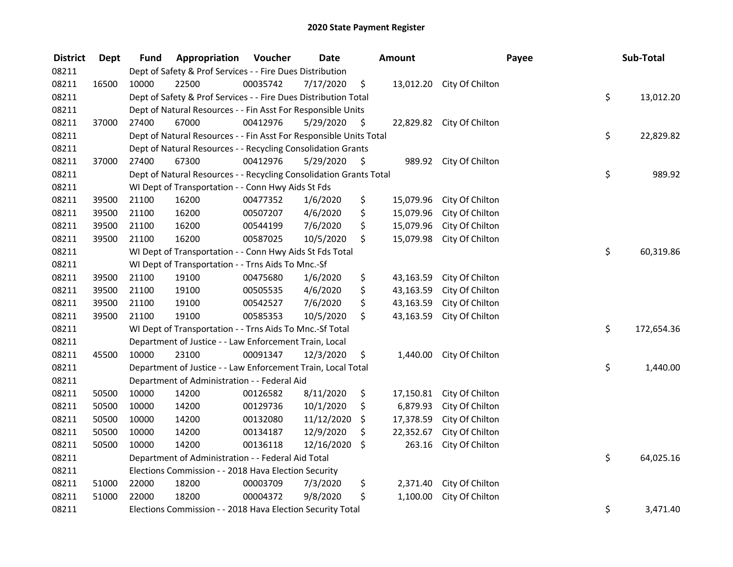# 2020 State Payment Register

| District | Dept | Fund | Appropriation | Voucher | Date | Amount | Payee | Sub-Total |
|---|---|---|---|---|---|---|---|---|
| 08211 | | Dept of Safety & Prof Services - - Fire Dues Distribution | | | | | | |
| 08211 | 16500 | 10000 | 22500 | 00035742 | 7/17/2020 | $ 13,012.20 | City Of Chilton | |
| 08211 | | Dept of Safety & Prof Services - - Fire Dues Distribution Total | | | | | | $ 13,012.20 |
| 08211 | | Dept of Natural Resources - - Fin Asst For Responsible Units | | | | | | |
| 08211 | 37000 | 27400 | 67000 | 00412976 | 5/29/2020 | $ 22,829.82 | City Of Chilton | |
| 08211 | | Dept of Natural Resources - - Fin Asst For Responsible Units Total | | | | | | $ 22,829.82 |
| 08211 | | Dept of Natural Resources - - Recycling Consolidation Grants | | | | | | |
| 08211 | 37000 | 27400 | 67300 | 00412976 | 5/29/2020 | $ 989.92 | City Of Chilton | |
| 08211 | | Dept of Natural Resources - - Recycling Consolidation Grants Total | | | | | | $ 989.92 |
| 08211 | | WI Dept of Transportation - - Conn Hwy Aids St Fds | | | | | | |
| 08211 | 39500 | 21100 | 16200 | 00477352 | 1/6/2020 | $ 15,079.96 | City Of Chilton | |
| 08211 | 39500 | 21100 | 16200 | 00507207 | 4/6/2020 | $ 15,079.96 | City Of Chilton | |
| 08211 | 39500 | 21100 | 16200 | 00544199 | 7/6/2020 | $ 15,079.96 | City Of Chilton | |
| 08211 | 39500 | 21100 | 16200 | 00587025 | 10/5/2020 | $ 15,079.98 | City Of Chilton | |
| 08211 | | WI Dept of Transportation - - Conn Hwy Aids St Fds Total | | | | | | $ 60,319.86 |
| 08211 | | WI Dept of Transportation - - Trns Aids To Mnc.-Sf | | | | | | |
| 08211 | 39500 | 21100 | 19100 | 00475680 | 1/6/2020 | $ 43,163.59 | City Of Chilton | |
| 08211 | 39500 | 21100 | 19100 | 00505535 | 4/6/2020 | $ 43,163.59 | City Of Chilton | |
| 08211 | 39500 | 21100 | 19100 | 00542527 | 7/6/2020 | $ 43,163.59 | City Of Chilton | |
| 08211 | 39500 | 21100 | 19100 | 00585353 | 10/5/2020 | $ 43,163.59 | City Of Chilton | |
| 08211 | | WI Dept of Transportation - - Trns Aids To Mnc.-Sf Total | | | | | | $ 172,654.36 |
| 08211 | | Department of Justice - - Law Enforcement Train, Local | | | | | | |
| 08211 | 45500 | 10000 | 23100 | 00091347 | 12/3/2020 | $ 1,440.00 | City Of Chilton | |
| 08211 | | Department of Justice - - Law Enforcement Train, Local Total | | | | | | $ 1,440.00 |
| 08211 | | Department of Administration - - Federal Aid | | | | | | |
| 08211 | 50500 | 10000 | 14200 | 00126582 | 8/11/2020 | $ 17,150.81 | City Of Chilton | |
| 08211 | 50500 | 10000 | 14200 | 00129736 | 10/1/2020 | $ 6,879.93 | City Of Chilton | |
| 08211 | 50500 | 10000 | 14200 | 00132080 | 11/12/2020 | $ 17,378.59 | City Of Chilton | |
| 08211 | 50500 | 10000 | 14200 | 00134187 | 12/9/2020 | $ 22,352.67 | City Of Chilton | |
| 08211 | 50500 | 10000 | 14200 | 00136118 | 12/16/2020 | $ 263.16 | City Of Chilton | |
| 08211 | | Department of Administration - - Federal Aid Total | | | | | | $ 64,025.16 |
| 08211 | | Elections Commission - - 2018 Hava Election Security | | | | | | |
| 08211 | 51000 | 22000 | 18200 | 00003709 | 7/3/2020 | $ 2,371.40 | City Of Chilton | |
| 08211 | 51000 | 22000 | 18200 | 00004372 | 9/8/2020 | $ 1,100.00 | City Of Chilton | |
| 08211 | | Elections Commission - - 2018 Hava Election Security Total | | | | | | $ 3,471.40 |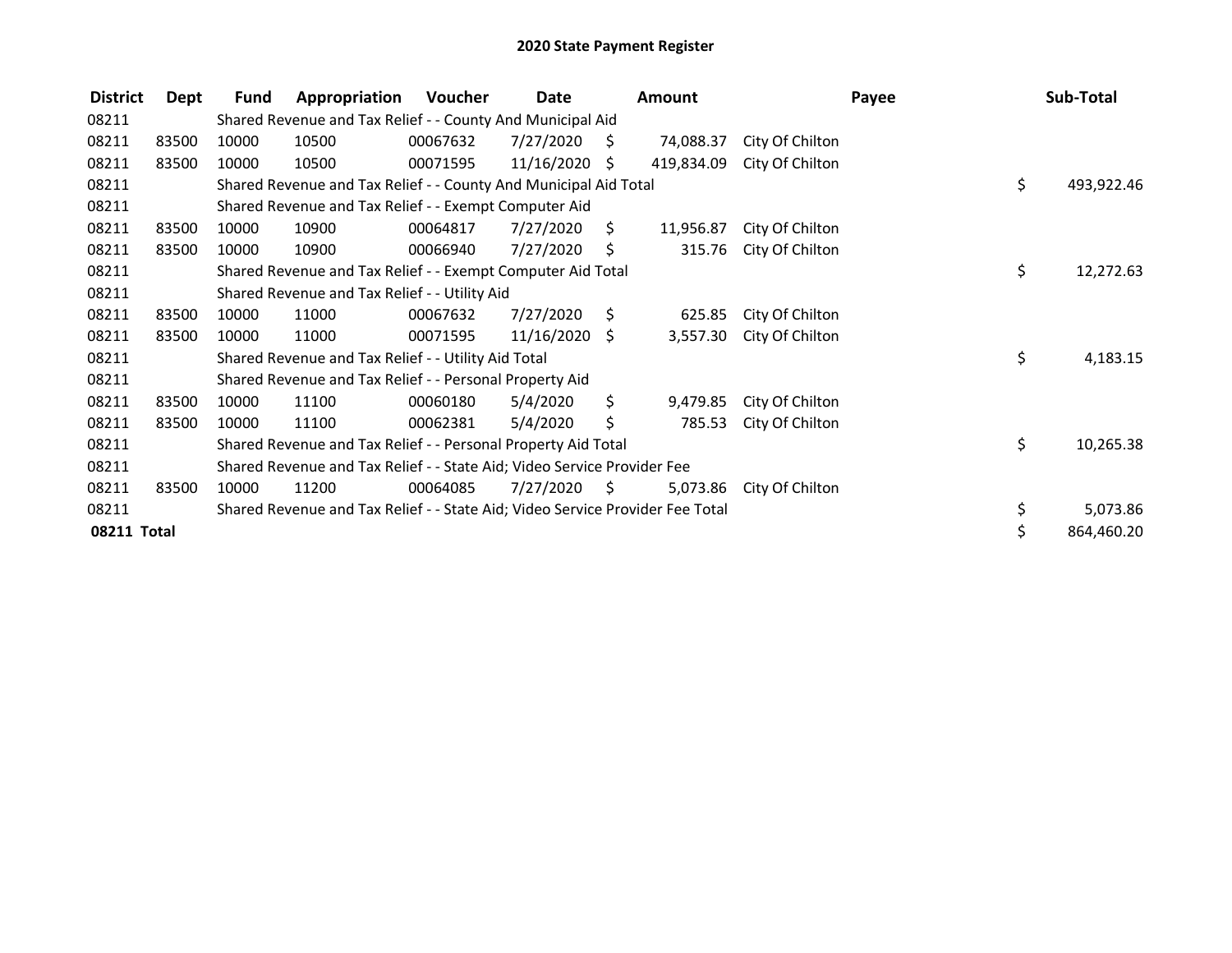# 2020 State Payment Register

| District | Dept | Fund | Appropriation | Voucher | Date | Amount | Payee | Sub-Total |
|---|---|---|---|---|---|---|---|---|
| 08211 | | Shared Revenue and Tax Relief - - County And Municipal Aid | | | | | | |
| 08211 | 83500 | 10000 | 10500 | 00067632 | 7/27/2020 | $ 74,088.37 | City Of Chilton | |
| 08211 | 83500 | 10000 | 10500 | 00071595 | 11/16/2020 | $ 419,834.09 | City Of Chilton | |
| 08211 | | Shared Revenue and Tax Relief - - County And Municipal Aid Total | | | | | | $ 493,922.46 |
| 08211 | | Shared Revenue and Tax Relief - - Exempt Computer Aid | | | | | | |
| 08211 | 83500 | 10000 | 10900 | 00064817 | 7/27/2020 | $ 11,956.87 | City Of Chilton | |
| 08211 | 83500 | 10000 | 10900 | 00066940 | 7/27/2020 | $ 315.76 | City Of Chilton | |
| 08211 | | Shared Revenue and Tax Relief - - Exempt Computer Aid Total | | | | | | $ 12,272.63 |
| 08211 | | Shared Revenue and Tax Relief - - Utility Aid | | | | | | |
| 08211 | 83500 | 10000 | 11000 | 00067632 | 7/27/2020 | $ 625.85 | City Of Chilton | |
| 08211 | 83500 | 10000 | 11000 | 00071595 | 11/16/2020 | $ 3,557.30 | City Of Chilton | |
| 08211 | | Shared Revenue and Tax Relief - - Utility Aid Total | | | | | | $ 4,183.15 |
| 08211 | | Shared Revenue and Tax Relief - - Personal Property Aid | | | | | | |
| 08211 | 83500 | 10000 | 11100 | 00060180 | 5/4/2020 | $ 9,479.85 | City Of Chilton | |
| 08211 | 83500 | 10000 | 11100 | 00062381 | 5/4/2020 | $ 785.53 | City Of Chilton | |
| 08211 | | Shared Revenue and Tax Relief - - Personal Property Aid Total | | | | | | $ 10,265.38 |
| 08211 | | Shared Revenue and Tax Relief - - State Aid; Video Service Provider Fee | | | | | | |
| 08211 | 83500 | 10000 | 11200 | 00064085 | 7/27/2020 | $ 5,073.86 | City Of Chilton | |
| 08211 | | Shared Revenue and Tax Relief - - State Aid; Video Service Provider Fee Total | | | | | | $ 5,073.86 |
| **08211 Total** | | | | | | | | $ 864,460.20 |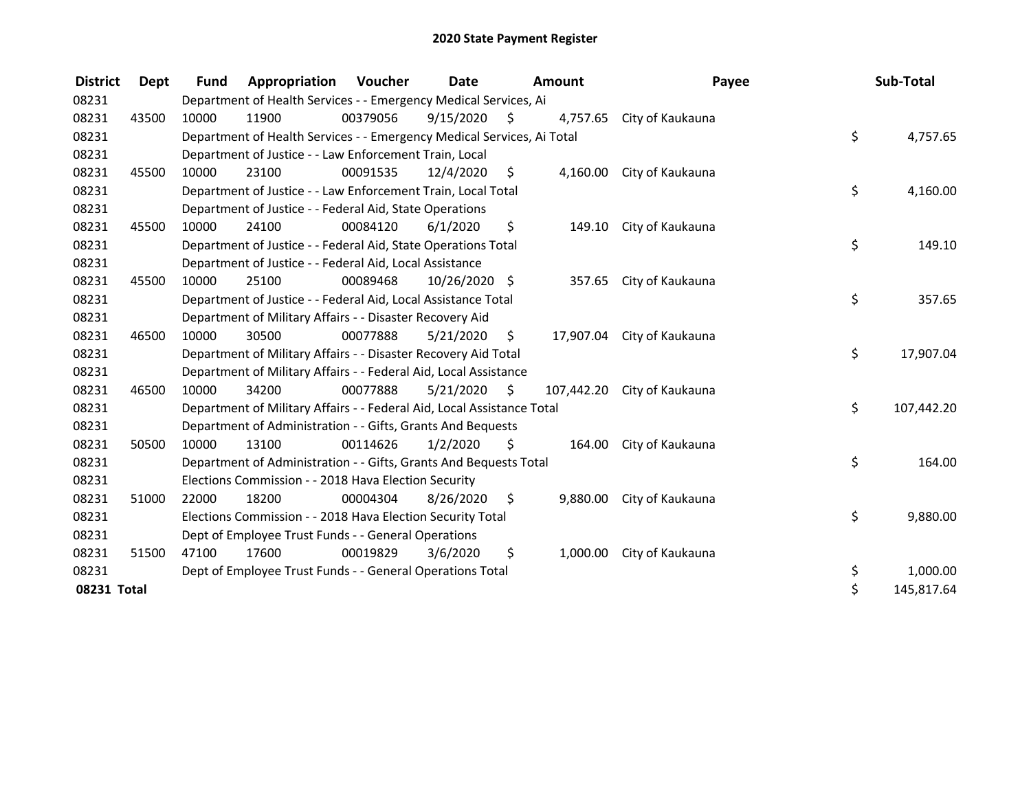# 2020 State Payment Register

| District | Dept | Fund | Appropriation | Voucher | Date | Amount | Payee | Sub-Total |
|---|---|---|---|---|---|---|---|---|
| 08231 | | Department of Health Services - - Emergency Medical Services, Ai | | | | | | |
| 08231 | 43500 | 10000 | 11900 | 00379056 | 9/15/2020 | $ 4,757.65 | City of Kaukauna | |
| 08231 | | Department of Health Services - - Emergency Medical Services, Ai Total | | | | | | $ 4,757.65 |
| 08231 | | Department of Justice - - Law Enforcement Train, Local | | | | | | |
| 08231 | 45500 | 10000 | 23100 | 00091535 | 12/4/2020 | $ 4,160.00 | City of Kaukauna | |
| 08231 | | Department of Justice - - Law Enforcement Train, Local Total | | | | | | $ 4,160.00 |
| 08231 | | Department of Justice - - Federal Aid, State Operations | | | | | | |
| 08231 | 45500 | 10000 | 24100 | 00084120 | 6/1/2020 | $ 149.10 | City of Kaukauna | |
| 08231 | | Department of Justice - - Federal Aid, State Operations Total | | | | | | $ 149.10 |
| 08231 | | Department of Justice - - Federal Aid, Local Assistance | | | | | | |
| 08231 | 45500 | 10000 | 25100 | 00089468 | 10/26/2020 | $ 357.65 | City of Kaukauna | |
| 08231 | | Department of Justice - - Federal Aid, Local Assistance Total | | | | | | $ 357.65 |
| 08231 | | Department of Military Affairs - - Disaster Recovery Aid | | | | | | |
| 08231 | 46500 | 10000 | 30500 | 00077888 | 5/21/2020 | $ 17,907.04 | City of Kaukauna | |
| 08231 | | Department of Military Affairs - - Disaster Recovery Aid Total | | | | | | $ 17,907.04 |
| 08231 | | Department of Military Affairs - - Federal Aid, Local Assistance | | | | | | |
| 08231 | 46500 | 10000 | 34200 | 00077888 | 5/21/2020 | $ 107,442.20 | City of Kaukauna | |
| 08231 | | Department of Military Affairs - - Federal Aid, Local Assistance Total | | | | | | $ 107,442.20 |
| 08231 | | Department of Administration - - Gifts, Grants And Bequests | | | | | | |
| 08231 | 50500 | 10000 | 13100 | 00114626 | 1/2/2020 | $ 164.00 | City of Kaukauna | |
| 08231 | | Department of Administration - - Gifts, Grants And Bequests Total | | | | | | $ 164.00 |
| 08231 | | Elections Commission - - 2018 Hava Election Security | | | | | | |
| 08231 | 51000 | 22000 | 18200 | 00004304 | 8/26/2020 | $ 9,880.00 | City of Kaukauna | |
| 08231 | | Elections Commission - - 2018 Hava Election Security Total | | | | | | $ 9,880.00 |
| 08231 | | Dept of Employee Trust Funds - - General Operations | | | | | | |
| 08231 | 51500 | 47100 | 17600 | 00019829 | 3/6/2020 | $ 1,000.00 | City of Kaukauna | |
| 08231 | | Dept of Employee Trust Funds - - General Operations Total | | | | | | $ 1,000.00 |
| **08231 Total** | | | | | | | | $ 145,817.64 |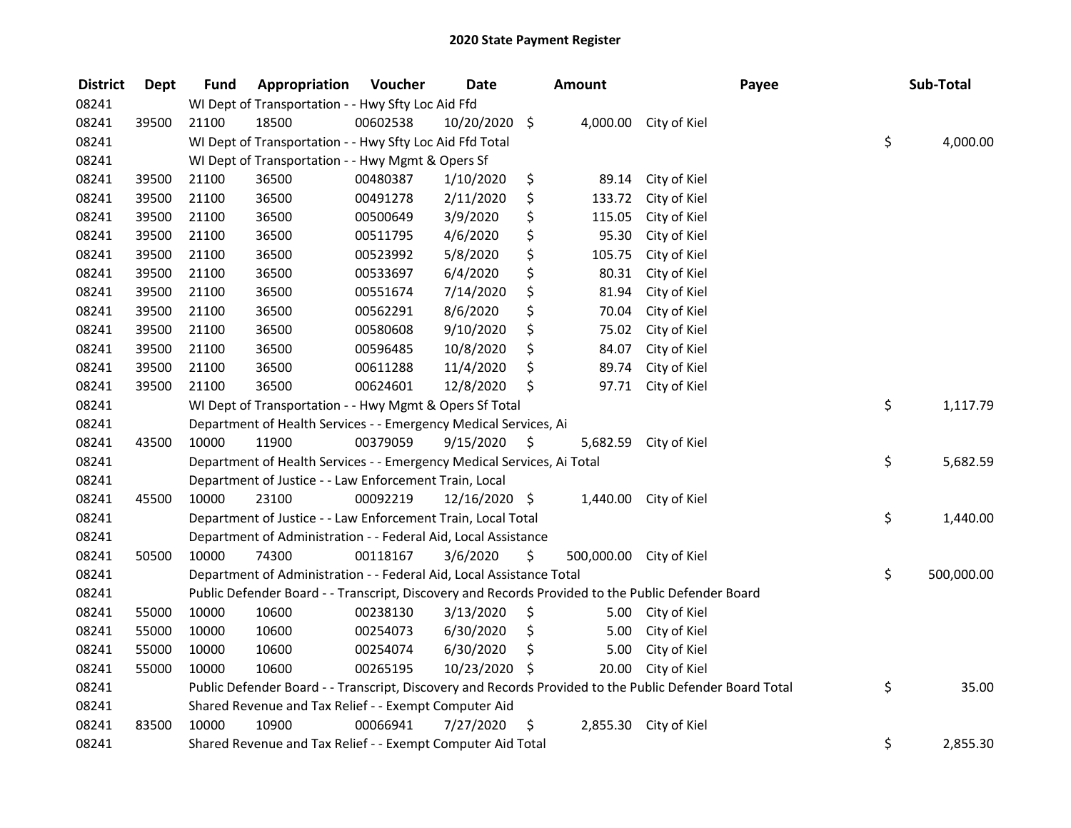# 2020 State Payment Register

| District | Dept | Fund | Appropriation | Voucher | Date | Amount | Payee | Sub-Total |
|---|---|---|---|---|---|---|---|---|
| 08241 | | WI Dept of Transportation - - Hwy Sfty Loc Aid Ffd | | | | | | |
| 08241 | 39500 | 21100 | 18500 | 00602538 | 10/20/2020 | $ 4,000.00 | City of Kiel | |
| 08241 | | WI Dept of Transportation - - Hwy Sfty Loc Aid Ffd Total | | | | | | $ 4,000.00 |
| 08241 | | WI Dept of Transportation - - Hwy Mgmt & Opers Sf | | | | | | |
| 08241 | 39500 | 21100 | 36500 | 00480387 | 1/10/2020 | $ 89.14 | City of Kiel | |
| 08241 | 39500 | 21100 | 36500 | 00491278 | 2/11/2020 | $ 133.72 | City of Kiel | |
| 08241 | 39500 | 21100 | 36500 | 00500649 | 3/9/2020 | $ 115.05 | City of Kiel | |
| 08241 | 39500 | 21100 | 36500 | 00511795 | 4/6/2020 | $ 95.30 | City of Kiel | |
| 08241 | 39500 | 21100 | 36500 | 00523992 | 5/8/2020 | $ 105.75 | City of Kiel | |
| 08241 | 39500 | 21100 | 36500 | 00533697 | 6/4/2020 | $ 80.31 | City of Kiel | |
| 08241 | 39500 | 21100 | 36500 | 00551674 | 7/14/2020 | $ 81.94 | City of Kiel | |
| 08241 | 39500 | 21100 | 36500 | 00562291 | 8/6/2020 | $ 70.04 | City of Kiel | |
| 08241 | 39500 | 21100 | 36500 | 00580608 | 9/10/2020 | $ 75.02 | City of Kiel | |
| 08241 | 39500 | 21100 | 36500 | 00596485 | 10/8/2020 | $ 84.07 | City of Kiel | |
| 08241 | 39500 | 21100 | 36500 | 00611288 | 11/4/2020 | $ 89.74 | City of Kiel | |
| 08241 | 39500 | 21100 | 36500 | 00624601 | 12/8/2020 | $ 97.71 | City of Kiel | |
| 08241 | | WI Dept of Transportation - - Hwy Mgmt & Opers Sf Total | | | | | | $ 1,117.79 |
| 08241 | | Department of Health Services - - Emergency Medical Services, Ai | | | | | | |
| 08241 | 43500 | 10000 | 11900 | 00379059 | 9/15/2020 | $ 5,682.59 | City of Kiel | |
| 08241 | | Department of Health Services - - Emergency Medical Services, Ai Total | | | | | | $ 5,682.59 |
| 08241 | | Department of Justice - - Law Enforcement Train, Local | | | | | | |
| 08241 | 45500 | 10000 | 23100 | 00092219 | 12/16/2020 | $ 1,440.00 | City of Kiel | |
| 08241 | | Department of Justice - - Law Enforcement Train, Local Total | | | | | | $ 1,440.00 |
| 08241 | | Department of Administration - - Federal Aid, Local Assistance | | | | | | |
| 08241 | 50500 | 10000 | 74300 | 00118167 | 3/6/2020 | $ 500,000.00 | City of Kiel | |
| 08241 | | Department of Administration - - Federal Aid, Local Assistance Total | | | | | | $ 500,000.00 |
| 08241 | | Public Defender Board - - Transcript, Discovery and Records Provided to the Public Defender Board | | | | | | |
| 08241 | 55000 | 10000 | 10600 | 00238130 | 3/13/2020 | $ 5.00 | City of Kiel | |
| 08241 | 55000 | 10000 | 10600 | 00254073 | 6/30/2020 | $ 5.00 | City of Kiel | |
| 08241 | 55000 | 10000 | 10600 | 00254074 | 6/30/2020 | $ 5.00 | City of Kiel | |
| 08241 | 55000 | 10000 | 10600 | 00265195 | 10/23/2020 | $ 20.00 | City of Kiel | |
| 08241 | | Public Defender Board - - Transcript, Discovery and Records Provided to the Public Defender Board Total | | | | | | $ 35.00 |
| 08241 | | Shared Revenue and Tax Relief - - Exempt Computer Aid | | | | | | |
| 08241 | 83500 | 10000 | 10900 | 00066941 | 7/27/2020 | $ 2,855.30 | City of Kiel | |
| 08241 | | Shared Revenue and Tax Relief - - Exempt Computer Aid Total | | | | | | $ 2,855.30 |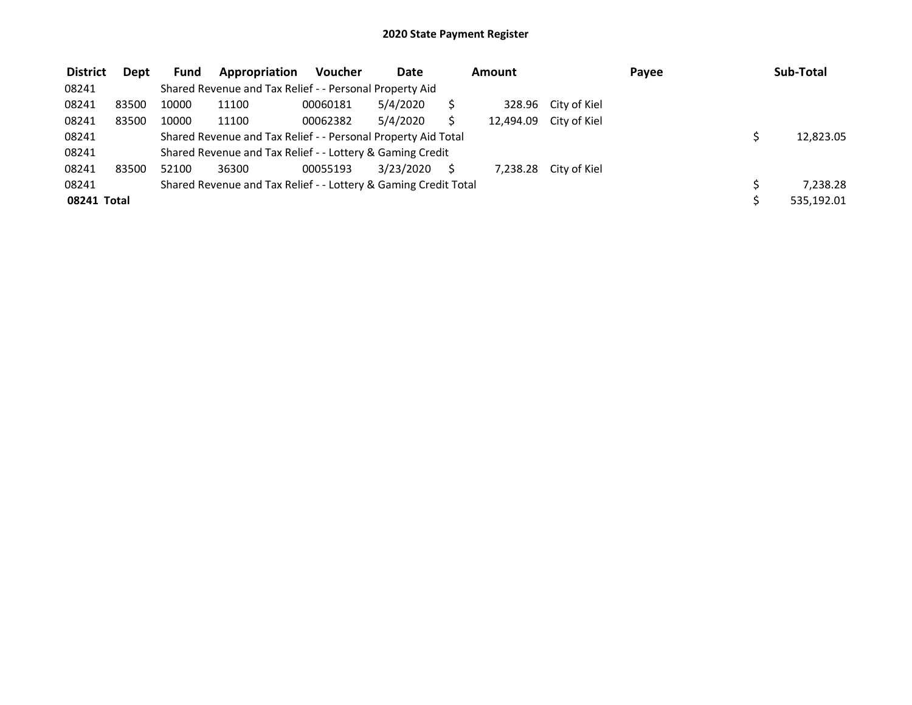# 2020 State Payment Register

| District | Dept | Fund | Appropriation | Voucher | Date | Amount | Payee | Sub-Total |
|---|---|---|---|---|---|---|---|---|
| 08241 | | Shared Revenue and Tax Relief - - Personal Property Aid | | | | | | |
| 08241 | 83500 | 10000 | 11100 | 00060181 | 5/4/2020 | $ 328.96 | City of Kiel | |
| 08241 | 83500 | 10000 | 11100 | 00062382 | 5/4/2020 | $ 12,494.09 | City of Kiel | |
| 08241 | | Shared Revenue and Tax Relief - - Personal Property Aid Total | | | | | | $ 12,823.05 |
| 08241 | | Shared Revenue and Tax Relief - - Lottery & Gaming Credit | | | | | | |
| 08241 | 83500 | 52100 | 36300 | 00055193 | 3/23/2020 | $ 7,238.28 | City of Kiel | |
| 08241 | | Shared Revenue and Tax Relief - - Lottery & Gaming Credit Total | | | | | | $ 7,238.28 |
| **08241 Total** | | | | | | | | $ 535,192.01 |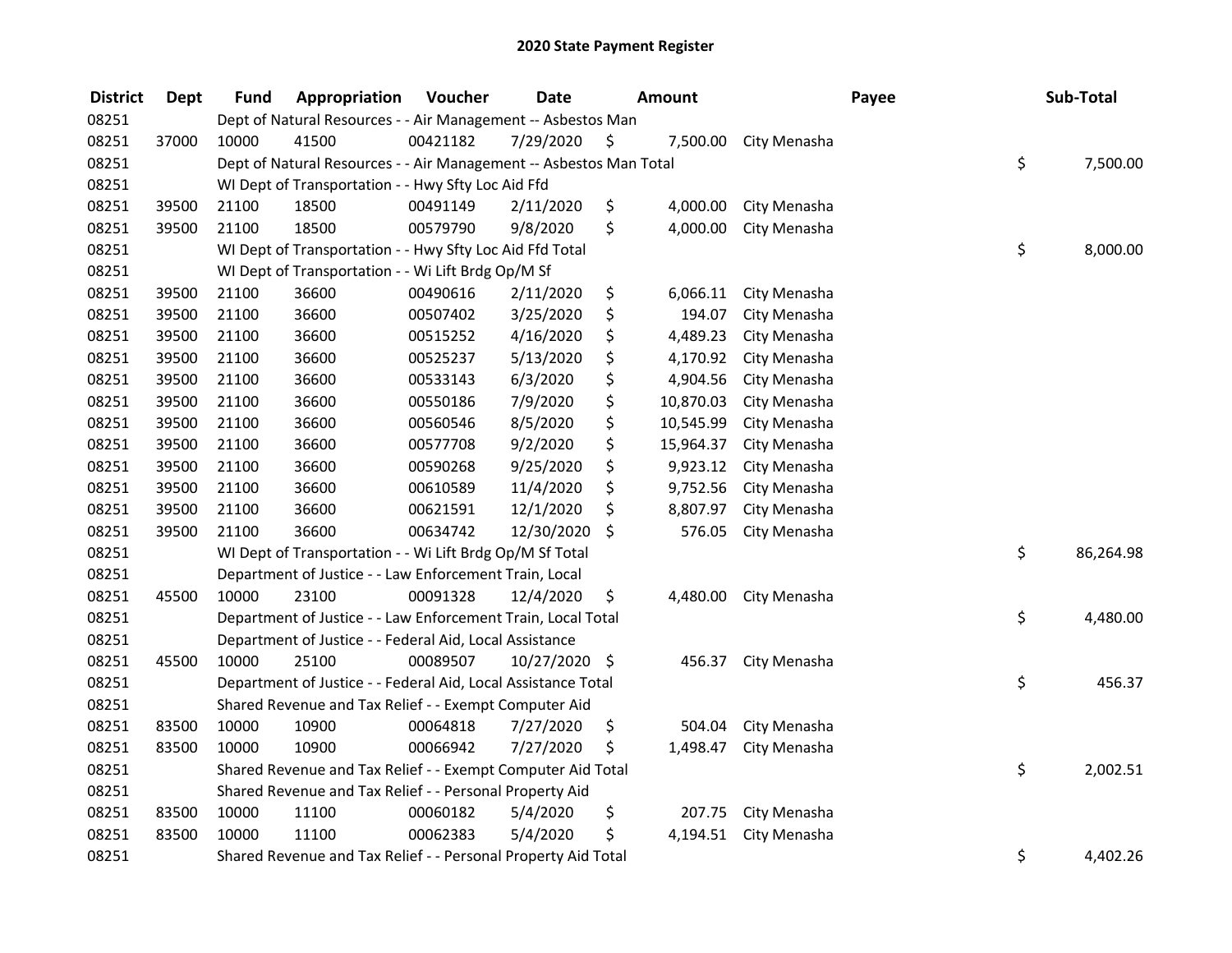# 2020 State Payment Register

| District | Dept | Fund | Appropriation | Voucher | Date | Amount | Payee | Sub-Total |
|---|---|---|---|---|---|---|---|---|
| 08251 | | Dept of Natural Resources - - Air Management -- Asbestos Man | | | | | | |
| 08251 | 37000 | 10000 | 41500 | 00421182 | 7/29/2020 | $ 7,500.00 | City Menasha | |
| 08251 | | Dept of Natural Resources - - Air Management -- Asbestos Man Total | | | | | | $ 7,500.00 |
| 08251 | | WI Dept of Transportation - - Hwy Sfty Loc Aid Ffd | | | | | | |
| 08251 | 39500 | 21100 | 18500 | 00491149 | 2/11/2020 | $ 4,000.00 | City Menasha | |
| 08251 | 39500 | 21100 | 18500 | 00579790 | 9/8/2020 | $ 4,000.00 | City Menasha | |
| 08251 | | WI Dept of Transportation - - Hwy Sfty Loc Aid Ffd Total | | | | | | $ 8,000.00 |
| 08251 | | WI Dept of Transportation - - Wi Lift Brdg Op/M Sf | | | | | | |
| 08251 | 39500 | 21100 | 36600 | 00490616 | 2/11/2020 | $ 6,066.11 | City Menasha | |
| 08251 | 39500 | 21100 | 36600 | 00507402 | 3/25/2020 | $ 194.07 | City Menasha | |
| 08251 | 39500 | 21100 | 36600 | 00515252 | 4/16/2020 | $ 4,489.23 | City Menasha | |
| 08251 | 39500 | 21100 | 36600 | 00525237 | 5/13/2020 | $ 4,170.92 | City Menasha | |
| 08251 | 39500 | 21100 | 36600 | 00533143 | 6/3/2020 | $ 4,904.56 | City Menasha | |
| 08251 | 39500 | 21100 | 36600 | 00550186 | 7/9/2020 | $ 10,870.03 | City Menasha | |
| 08251 | 39500 | 21100 | 36600 | 00560546 | 8/5/2020 | $ 10,545.99 | City Menasha | |
| 08251 | 39500 | 21100 | 36600 | 00577708 | 9/2/2020 | $ 15,964.37 | City Menasha | |
| 08251 | 39500 | 21100 | 36600 | 00590268 | 9/25/2020 | $ 9,923.12 | City Menasha | |
| 08251 | 39500 | 21100 | 36600 | 00610589 | 11/4/2020 | $ 9,752.56 | City Menasha | |
| 08251 | 39500 | 21100 | 36600 | 00621591 | 12/1/2020 | $ 8,807.97 | City Menasha | |
| 08251 | 39500 | 21100 | 36600 | 00634742 | 12/30/2020 | $ 576.05 | City Menasha | |
| 08251 | | WI Dept of Transportation - - Wi Lift Brdg Op/M Sf Total | | | | | | $ 86,264.98 |
| 08251 | | Department of Justice - - Law Enforcement Train, Local | | | | | | |
| 08251 | 45500 | 10000 | 23100 | 00091328 | 12/4/2020 | $ 4,480.00 | City Menasha | |
| 08251 | | Department of Justice - - Law Enforcement Train, Local Total | | | | | | $ 4,480.00 |
| 08251 | | Department of Justice - - Federal Aid, Local Assistance | | | | | | |
| 08251 | 45500 | 10000 | 25100 | 00089507 | 10/27/2020 | $ 456.37 | City Menasha | |
| 08251 | | Department of Justice - - Federal Aid, Local Assistance Total | | | | | | $ 456.37 |
| 08251 | | Shared Revenue and Tax Relief - - Exempt Computer Aid | | | | | | |
| 08251 | 83500 | 10000 | 10900 | 00064818 | 7/27/2020 | $ 504.04 | City Menasha | |
| 08251 | 83500 | 10000 | 10900 | 00066942 | 7/27/2020 | $ 1,498.47 | City Menasha | |
| 08251 | | Shared Revenue and Tax Relief - - Exempt Computer Aid Total | | | | | | $ 2,002.51 |
| 08251 | | Shared Revenue and Tax Relief - - Personal Property Aid | | | | | | |
| 08251 | 83500 | 10000 | 11100 | 00060182 | 5/4/2020 | $ 207.75 | City Menasha | |
| 08251 | 83500 | 10000 | 11100 | 00062383 | 5/4/2020 | $ 4,194.51 | City Menasha | |
| 08251 | | Shared Revenue and Tax Relief - - Personal Property Aid Total | | | | | | $ 4,402.26 |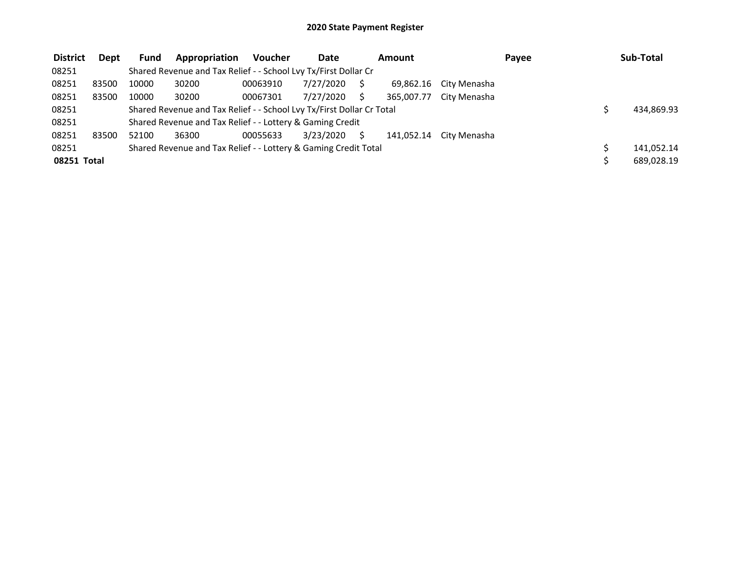**2020 State Payment Register**

| District | Dept | Fund | Appropriation | Voucher | Date | Amount | Payee | Sub-Total |
|---|---|---|---|---|---|---|---|---|
| 08251 | | Shared Revenue and Tax Relief - - School Lvy Tx/First Dollar Cr | | | | | | |
| 08251 | 83500 | 10000 | 30200 | 00063910 | 7/27/2020 | $ 69,862.16 | City Menasha | |
| 08251 | 83500 | 10000 | 30200 | 00067301 | 7/27/2020 | $ 365,007.77 | City Menasha | |
| 08251 | | Shared Revenue and Tax Relief - - School Lvy Tx/First Dollar Cr Total | | | | | | $ 434,869.93 |
| 08251 | | Shared Revenue and Tax Relief - - Lottery & Gaming Credit | | | | | | |
| 08251 | 83500 | 52100 | 36300 | 00055633 | 3/23/2020 | $ 141,052.14 | City Menasha | |
| 08251 | | Shared Revenue and Tax Relief - - Lottery & Gaming Credit Total | | | | | | $ 141,052.14 |
| **08251 Total** | | | | | | | | $ 689,028.19 |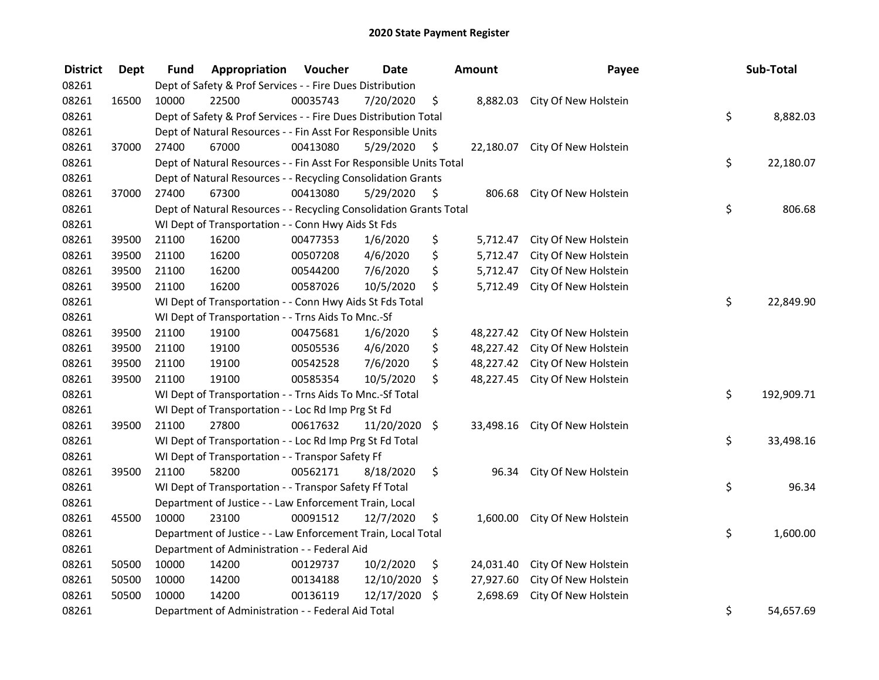# 2020 State Payment Register

| District | Dept | Fund | Appropriation | Voucher | Date | Amount | Payee | Sub-Total |
|---|---|---|---|---|---|---|---|---|
| 08261 | | Dept of Safety & Prof Services - - Fire Dues Distribution | | | | | | |
| 08261 | 16500 | 10000 | 22500 | 00035743 | 7/20/2020 | $ 8,882.03 | City Of New Holstein | |
| 08261 | | Dept of Safety & Prof Services - - Fire Dues Distribution Total | | | | | | $ 8,882.03 |
| 08261 | | Dept of Natural Resources - - Fin Asst For Responsible Units | | | | | | |
| 08261 | 37000 | 27400 | 67000 | 00413080 | 5/29/2020 | $ 22,180.07 | City Of New Holstein | |
| 08261 | | Dept of Natural Resources - - Fin Asst For Responsible Units Total | | | | | | $ 22,180.07 |
| 08261 | | Dept of Natural Resources - - Recycling Consolidation Grants | | | | | | |
| 08261 | 37000 | 27400 | 67300 | 00413080 | 5/29/2020 | $ 806.68 | City Of New Holstein | |
| 08261 | | Dept of Natural Resources - - Recycling Consolidation Grants Total | | | | | | $ 806.68 |
| 08261 | | WI Dept of Transportation - - Conn Hwy Aids St Fds | | | | | | |
| 08261 | 39500 | 21100 | 16200 | 00477353 | 1/6/2020 | $ 5,712.47 | City Of New Holstein | |
| 08261 | 39500 | 21100 | 16200 | 00507208 | 4/6/2020 | $ 5,712.47 | City Of New Holstein | |
| 08261 | 39500 | 21100 | 16200 | 00544200 | 7/6/2020 | $ 5,712.47 | City Of New Holstein | |
| 08261 | 39500 | 21100 | 16200 | 00587026 | 10/5/2020 | $ 5,712.49 | City Of New Holstein | |
| 08261 | | WI Dept of Transportation - - Conn Hwy Aids St Fds Total | | | | | | $ 22,849.90 |
| 08261 | | WI Dept of Transportation - - Trns Aids To Mnc.-Sf | | | | | | |
| 08261 | 39500 | 21100 | 19100 | 00475681 | 1/6/2020 | $ 48,227.42 | City Of New Holstein | |
| 08261 | 39500 | 21100 | 19100 | 00505536 | 4/6/2020 | $ 48,227.42 | City Of New Holstein | |
| 08261 | 39500 | 21100 | 19100 | 00542528 | 7/6/2020 | $ 48,227.42 | City Of New Holstein | |
| 08261 | 39500 | 21100 | 19100 | 00585354 | 10/5/2020 | $ 48,227.45 | City Of New Holstein | |
| 08261 | | WI Dept of Transportation - - Trns Aids To Mnc.-Sf Total | | | | | | $ 192,909.71 |
| 08261 | | WI Dept of Transportation - - Loc Rd Imp Prg St Fd | | | | | | |
| 08261 | 39500 | 21100 | 27800 | 00617632 | 11/20/2020 | $ 33,498.16 | City Of New Holstein | |
| 08261 | | WI Dept of Transportation - - Loc Rd Imp Prg St Fd Total | | | | | | $ 33,498.16 |
| 08261 | | WI Dept of Transportation - - Transpor Safety Ff | | | | | | |
| 08261 | 39500 | 21100 | 58200 | 00562171 | 8/18/2020 | $ 96.34 | City Of New Holstein | |
| 08261 | | WI Dept of Transportation - - Transpor Safety Ff Total | | | | | | $ 96.34 |
| 08261 | | Department of Justice - - Law Enforcement Train, Local | | | | | | |
| 08261 | 45500 | 10000 | 23100 | 00091512 | 12/7/2020 | $ 1,600.00 | City Of New Holstein | |
| 08261 | | Department of Justice - - Law Enforcement Train, Local Total | | | | | | $ 1,600.00 |
| 08261 | | Department of Administration - - Federal Aid | | | | | | |
| 08261 | 50500 | 10000 | 14200 | 00129737 | 10/2/2020 | $ 24,031.40 | City Of New Holstein | |
| 08261 | 50500 | 10000 | 14200 | 00134188 | 12/10/2020 | $ 27,927.60 | City Of New Holstein | |
| 08261 | 50500 | 10000 | 14200 | 00136119 | 12/17/2020 | $ 2,698.69 | City Of New Holstein | |
| 08261 | | Department of Administration - - Federal Aid Total | | | | | | $ 54,657.69 |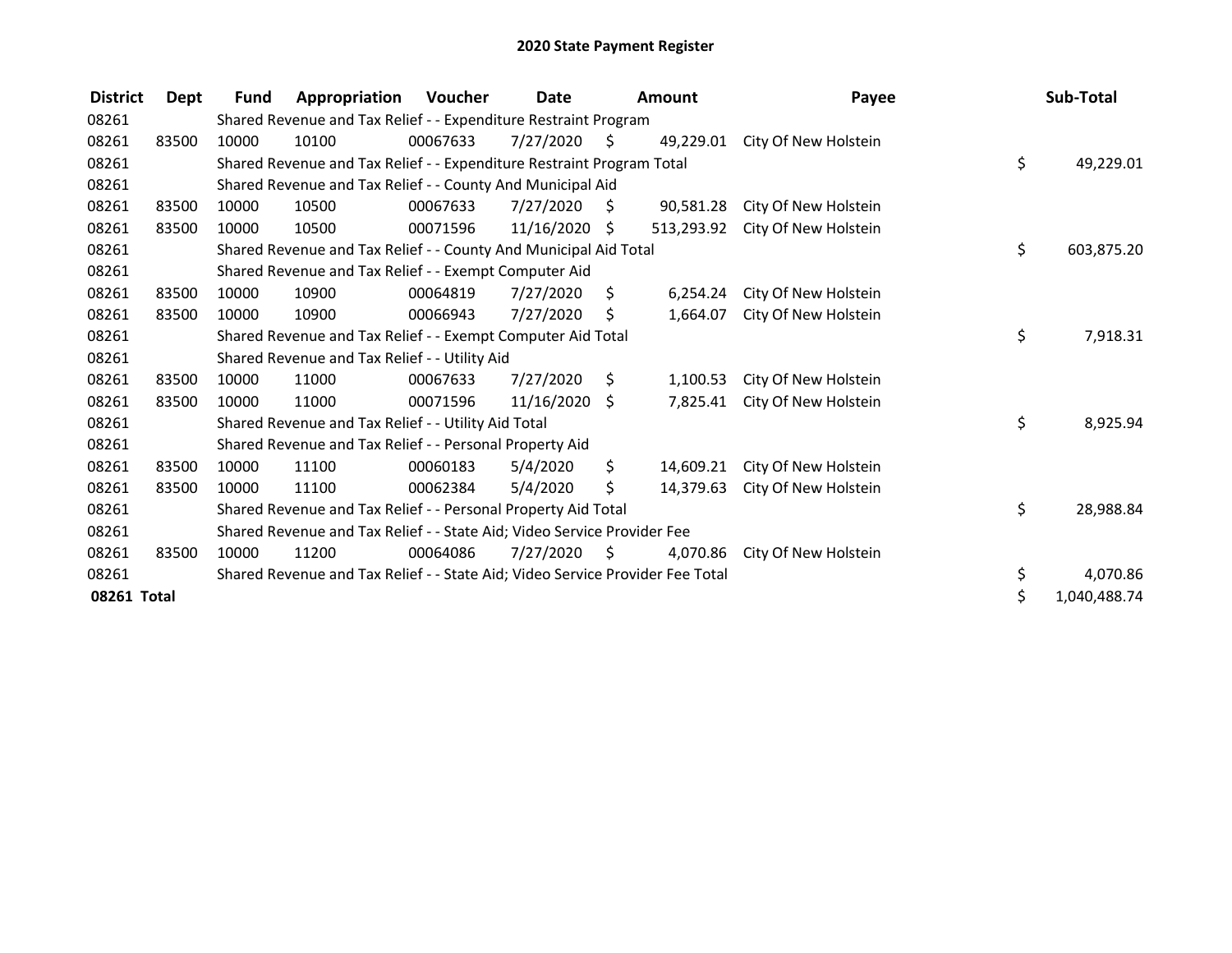# 2020 State Payment Register

| District | Dept | Fund | Appropriation | Voucher | Date | Amount | Payee | Sub-Total |
|---|---|---|---|---|---|---|---|---|
| 08261 | | Shared Revenue and Tax Relief - - Expenditure Restraint Program | | | | | | |
| 08261 | 83500 | 10000 | 10100 | 00067633 | 7/27/2020 | $ 49,229.01 | City Of New Holstein | |
| 08261 | | Shared Revenue and Tax Relief - - Expenditure Restraint Program Total | | | | | | $ 49,229.01 |
| 08261 | | Shared Revenue and Tax Relief - - County And Municipal Aid | | | | | | |
| 08261 | 83500 | 10000 | 10500 | 00067633 | 7/27/2020 | $ 90,581.28 | City Of New Holstein | |
| 08261 | 83500 | 10000 | 10500 | 00071596 | 11/16/2020 | $ 513,293.92 | City Of New Holstein | |
| 08261 | | Shared Revenue and Tax Relief - - County And Municipal Aid Total | | | | | | $ 603,875.20 |
| 08261 | | Shared Revenue and Tax Relief - - Exempt Computer Aid | | | | | | |
| 08261 | 83500 | 10000 | 10900 | 00064819 | 7/27/2020 | $ 6,254.24 | City Of New Holstein | |
| 08261 | 83500 | 10000 | 10900 | 00066943 | 7/27/2020 | $ 1,664.07 | City Of New Holstein | |
| 08261 | | Shared Revenue and Tax Relief - - Exempt Computer Aid Total | | | | | | $ 7,918.31 |
| 08261 | | Shared Revenue and Tax Relief - - Utility Aid | | | | | | |
| 08261 | 83500 | 10000 | 11000 | 00067633 | 7/27/2020 | $ 1,100.53 | City Of New Holstein | |
| 08261 | 83500 | 10000 | 11000 | 00071596 | 11/16/2020 | $ 7,825.41 | City Of New Holstein | |
| 08261 | | Shared Revenue and Tax Relief - - Utility Aid Total | | | | | | $ 8,925.94 |
| 08261 | | Shared Revenue and Tax Relief - - Personal Property Aid | | | | | | |
| 08261 | 83500 | 10000 | 11100 | 00060183 | 5/4/2020 | $ 14,609.21 | City Of New Holstein | |
| 08261 | 83500 | 10000 | 11100 | 00062384 | 5/4/2020 | $ 14,379.63 | City Of New Holstein | |
| 08261 | | Shared Revenue and Tax Relief - - Personal Property Aid Total | | | | | | $ 28,988.84 |
| 08261 | | Shared Revenue and Tax Relief - - State Aid; Video Service Provider Fee | | | | | | |
| 08261 | 83500 | 10000 | 11200 | 00064086 | 7/27/2020 | $ 4,070.86 | City Of New Holstein | |
| 08261 | | Shared Revenue and Tax Relief - - State Aid; Video Service Provider Fee Total | | | | | | $ 4,070.86 |
| **08261 Total** | | | | | | | | $ 1,040,488.74 |